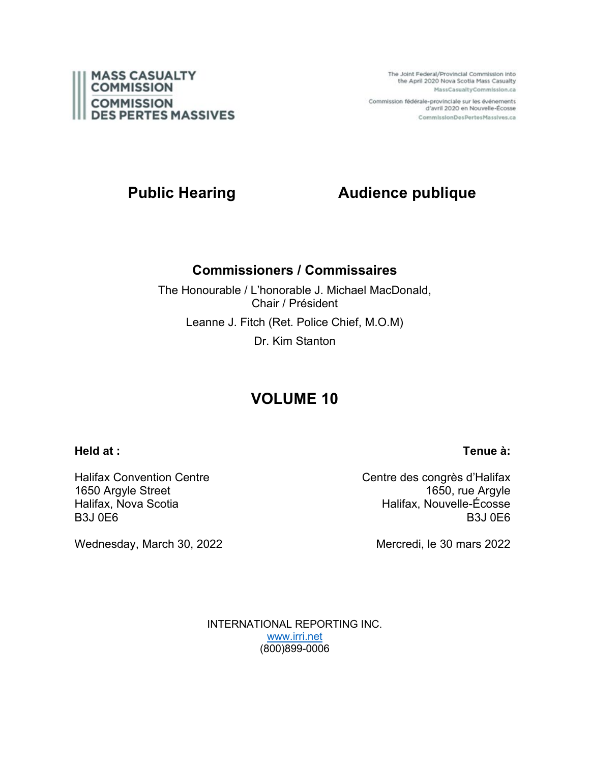**MASS CASUALTY COMMISSION**
**COMMISSION DES PERTES MASSIVES**

The Joint Federal/Provincial Commission into the April 2020 Nova Scotia Mass Casualty
MassCasualtyCommission.ca

Commission fédérale-provinciale sur les événements d'avril 2020 en Nouvelle-Écosse
CommissionDesPertesMassives.ca

# Public Hearing / Audience publique

## Commissioners / Commissaires

The Honourable / L'honorable J. Michael MacDonald, Chair / Président

Leanne J. Fitch (Ret. Police Chief, M.O.M)

Dr. Kim Stanton

# VOLUME 10

**Held at :**

Halifax Convention Centre
1650 Argyle Street
Halifax, Nova Scotia
B3J 0E6

Wednesday, March 30, 2022

**Tenue à:**

Centre des congrès d'Halifax
1650, rue Argyle
Halifax, Nouvelle-Écosse
B3J 0E6

Mercredi, le 30 mars 2022

INTERNATIONAL REPORTING INC.
www.irri.net
(800)899-0006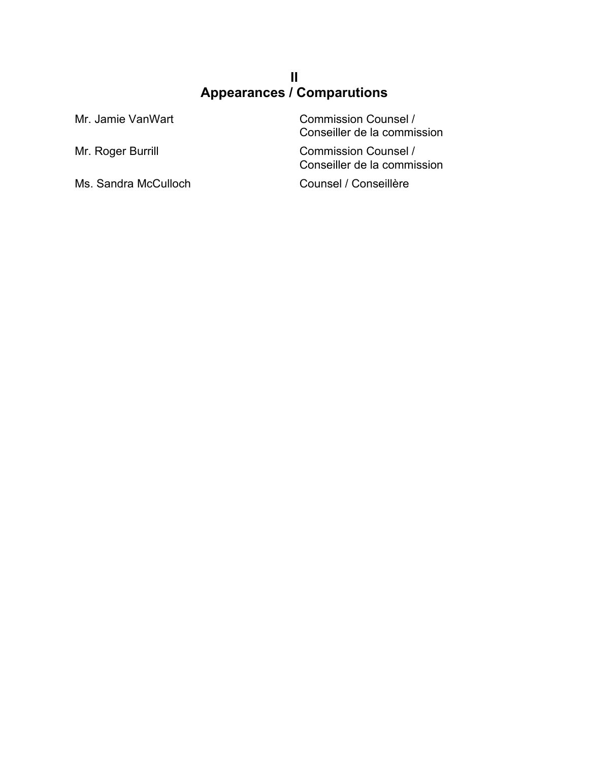## II
## Appearances / Comparutions

| | |
|---|---|
| Mr. Jamie VanWart | Commission Counsel / Conseiller de la commission |
| Mr. Roger Burrill | Commission Counsel / Conseiller de la commission |
| Ms. Sandra McCulloch | Counsel / Conseillère |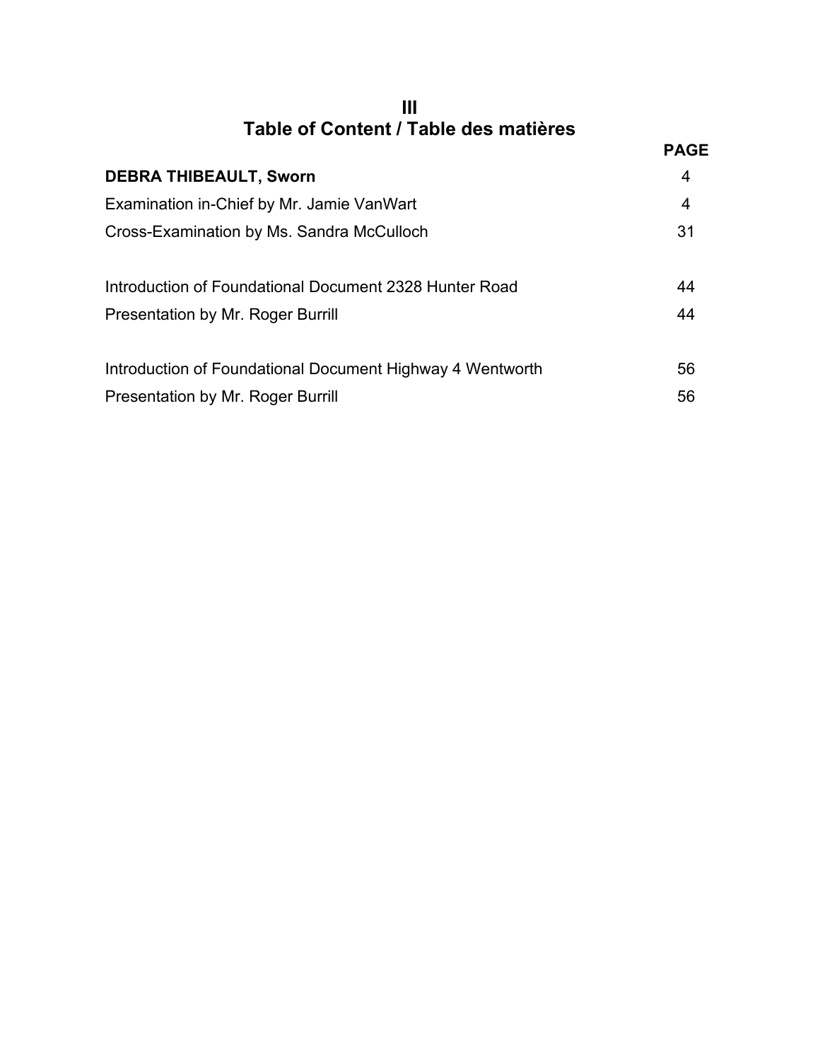# Table of Content / Table des matières

| | PAGE |
|---|---|
| **DEBRA THIBEAULT, Sworn** | 4 |
| Examination in-Chief by Mr. Jamie VanWart | 4 |
| Cross-Examination by Ms. Sandra McCulloch | 31 |
| | |
| Introduction of Foundational Document 2328 Hunter Road | 44 |
| Presentation by Mr. Roger Burrill | 44 |
| | |
| Introduction of Foundational Document Highway 4 Wentworth | 56 |
| Presentation by Mr. Roger Burrill | 56 |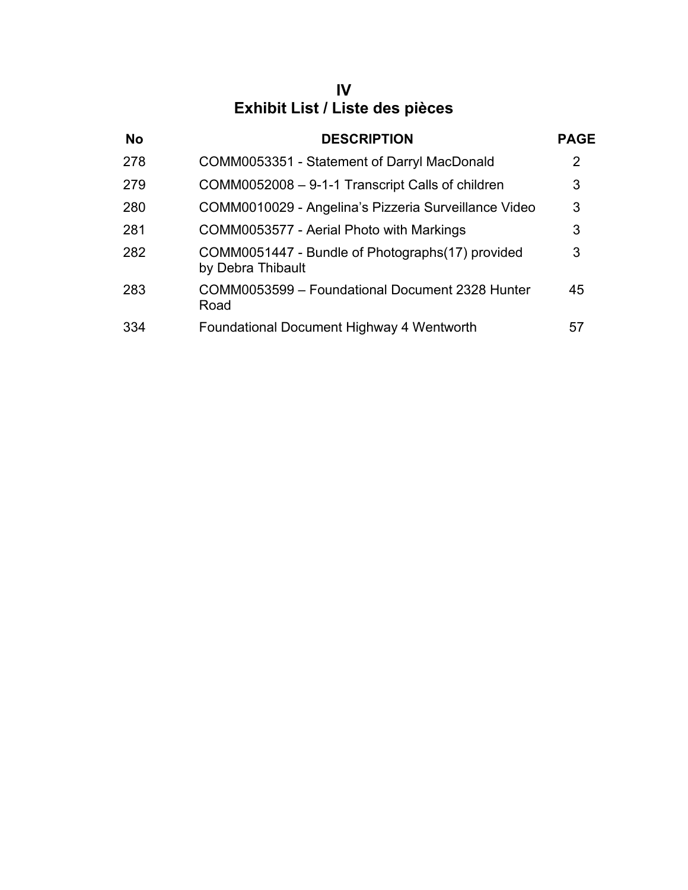# IV
# Exhibit List / Liste des pièces

| No | DESCRIPTION | PAGE |
|---|---|---|
| 278 | COMM0053351 - Statement of Darryl MacDonald | 2 |
| 279 | COMM0052008 – 9-1-1 Transcript Calls of children | 3 |
| 280 | COMM0010029 - Angelina's Pizzeria Surveillance Video | 3 |
| 281 | COMM0053577 - Aerial Photo with Markings | 3 |
| 282 | COMM0051447 - Bundle of Photographs(17) provided by Debra Thibault | 3 |
| 283 | COMM0053599 – Foundational Document 2328 Hunter Road | 45 |
| 334 | Foundational Document Highway 4 Wentworth | 57 |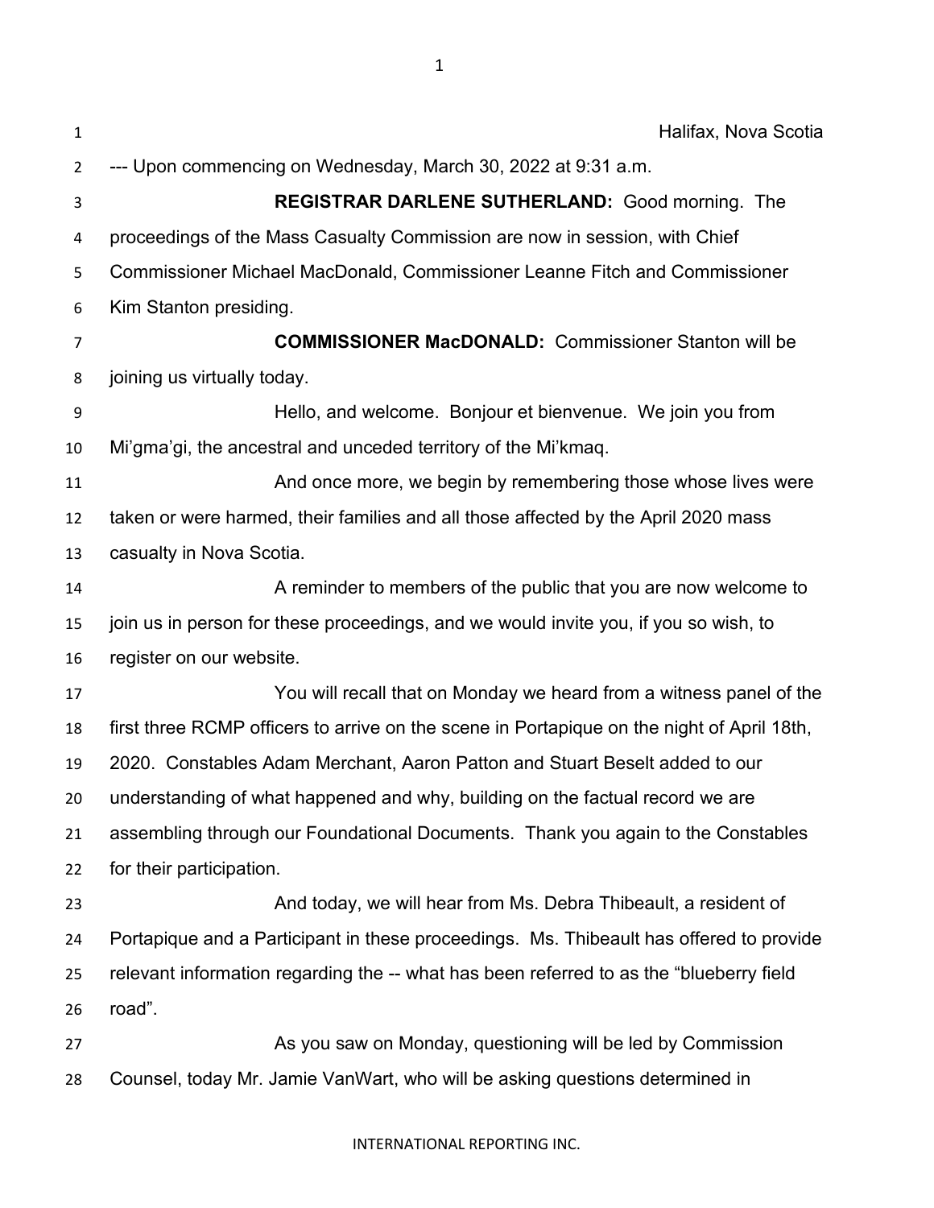Halifax, Nova Scotia

--- Upon commencing on Wednesday, March 30, 2022 at 9:31 a.m.

**REGISTRAR DARLENE SUTHERLAND:** Good morning. The proceedings of the Mass Casualty Commission are now in session, with Chief Commissioner Michael MacDonald, Commissioner Leanne Fitch and Commissioner Kim Stanton presiding.

**COMMISSIONER MacDONALD:** Commissioner Stanton will be joining us virtually today.

Hello, and welcome. Bonjour et bienvenue. We join you from Mi'gma'gi, the ancestral and unceded territory of the Mi'kmaq.

And once more, we begin by remembering those whose lives were taken or were harmed, their families and all those affected by the April 2020 mass casualty in Nova Scotia.

A reminder to members of the public that you are now welcome to join us in person for these proceedings, and we would invite you, if you so wish, to register on our website.

You will recall that on Monday we heard from a witness panel of the first three RCMP officers to arrive on the scene in Portapique on the night of April 18th, 2020. Constables Adam Merchant, Aaron Patton and Stuart Beselt added to our understanding of what happened and why, building on the factual record we are assembling through our Foundational Documents. Thank you again to the Constables for their participation.

And today, we will hear from Ms. Debra Thibeault, a resident of Portapique and a Participant in these proceedings. Ms. Thibeault has offered to provide relevant information regarding the -- what has been referred to as the "blueberry field road".

As you saw on Monday, questioning will be led by Commission Counsel, today Mr. Jamie VanWart, who will be asking questions determined in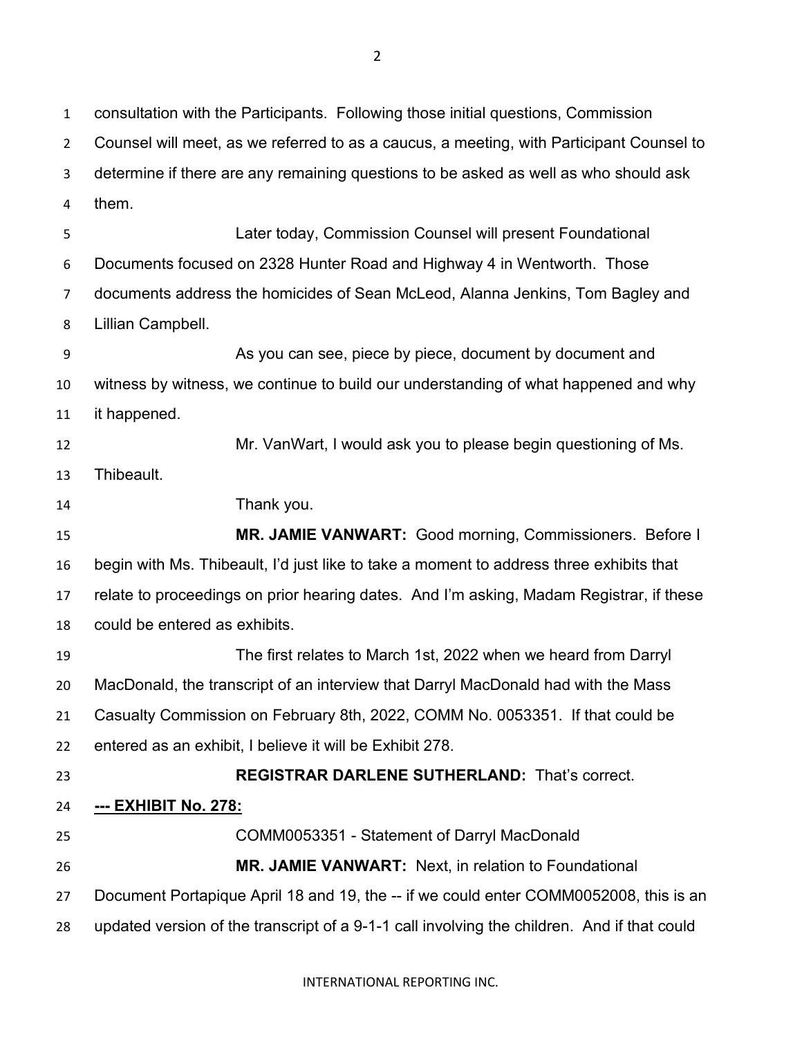consultation with the Participants. Following those initial questions, Commission Counsel will meet, as we referred to as a caucus, a meeting, with Participant Counsel to determine if there are any remaining questions to be asked as well as who should ask them.

Later today, Commission Counsel will present Foundational Documents focused on 2328 Hunter Road and Highway 4 in Wentworth. Those documents address the homicides of Sean McLeod, Alanna Jenkins, Tom Bagley and Lillian Campbell.

As you can see, piece by piece, document by document and witness by witness, we continue to build our understanding of what happened and why it happened.

Mr. VanWart, I would ask you to please begin questioning of Ms. Thibeault.

Thank you.

**MR. JAMIE VANWART:** Good morning, Commissioners. Before I begin with Ms. Thibeault, I'd just like to take a moment to address three exhibits that relate to proceedings on prior hearing dates. And I'm asking, Madam Registrar, if these could be entered as exhibits.

The first relates to March 1st, 2022 when we heard from Darryl MacDonald, the transcript of an interview that Darryl MacDonald had with the Mass Casualty Commission on February 8th, 2022, COMM No. 0053351. If that could be entered as an exhibit, I believe it will be Exhibit 278.

**REGISTRAR DARLENE SUTHERLAND:** That's correct.

**--- EXHIBIT No. 278:**

COMM0053351 - Statement of Darryl MacDonald

**MR. JAMIE VANWART:** Next, in relation to Foundational Document Portapique April 18 and 19, the -- if we could enter COMM0052008, this is an updated version of the transcript of a 9-1-1 call involving the children. And if that could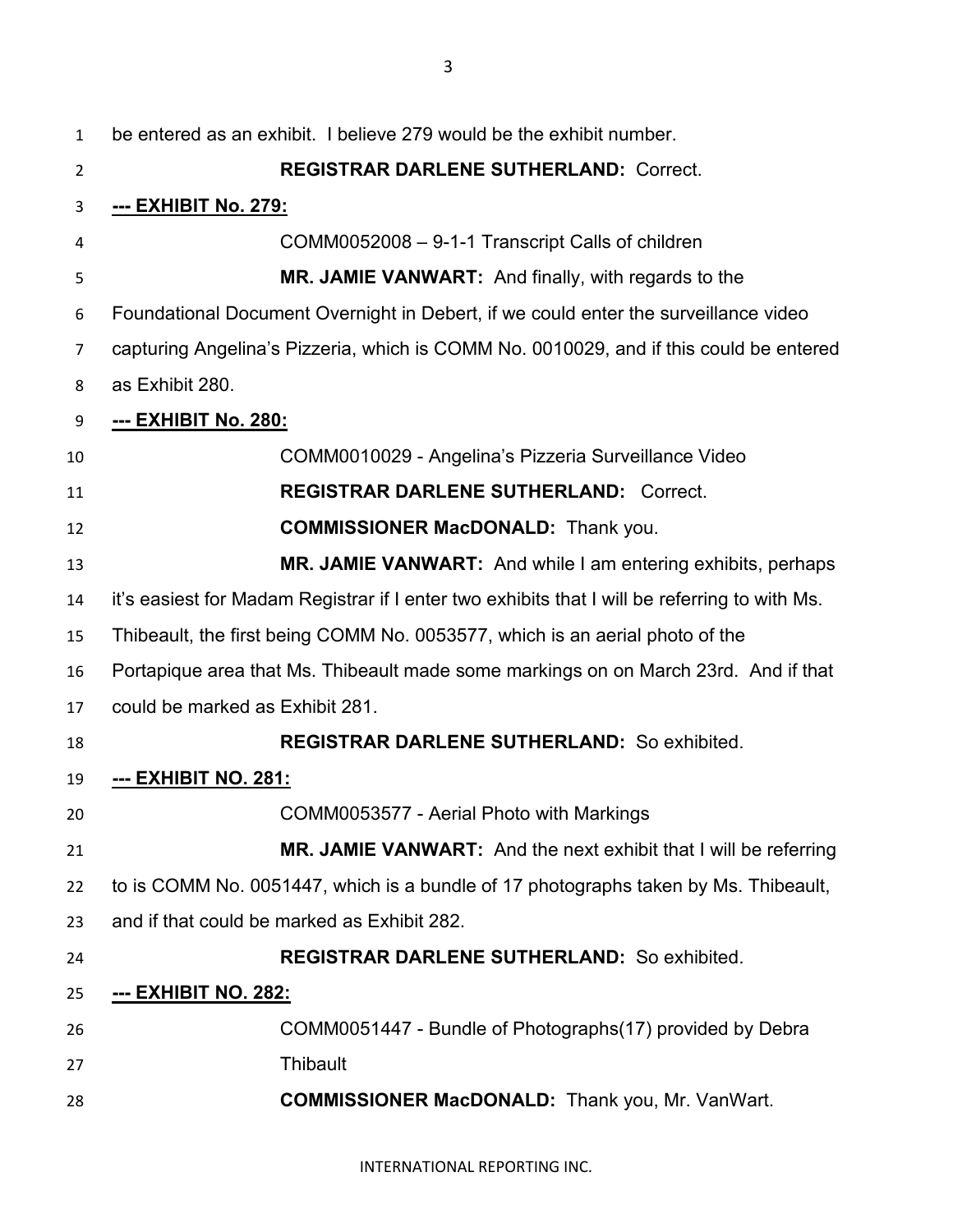be entered as an exhibit. I believe 279 would be the exhibit number.

**REGISTRAR DARLENE SUTHERLAND:** Correct.

**--- EXHIBIT No. 279:**

COMM0052008 – 9-1-1 Transcript Calls of children

**MR. JAMIE VANWART:** And finally, with regards to the Foundational Document Overnight in Debert, if we could enter the surveillance video capturing Angelina's Pizzeria, which is COMM No. 0010029, and if this could be entered as Exhibit 280.

**--- EXHIBIT No. 280:**

COMM0010029 - Angelina's Pizzeria Surveillance Video

**REGISTRAR DARLENE SUTHERLAND:** Correct.

**COMMISSIONER MacDONALD:** Thank you.

**MR. JAMIE VANWART:** And while I am entering exhibits, perhaps it's easiest for Madam Registrar if I enter two exhibits that I will be referring to with Ms. Thibeault, the first being COMM No. 0053577, which is an aerial photo of the Portapique area that Ms. Thibeault made some markings on on March 23rd. And if that could be marked as Exhibit 281.

**REGISTRAR DARLENE SUTHERLAND:** So exhibited.

**--- EXHIBIT NO. 281:**

COMM0053577 - Aerial Photo with Markings

**MR. JAMIE VANWART:** And the next exhibit that I will be referring to is COMM No. 0051447, which is a bundle of 17 photographs taken by Ms. Thibeault, and if that could be marked as Exhibit 282.

**REGISTRAR DARLENE SUTHERLAND:** So exhibited.

**--- EXHIBIT NO. 282:**

COMM0051447 - Bundle of Photographs(17) provided by Debra Thibault

**COMMISSIONER MacDONALD:** Thank you, Mr. VanWart.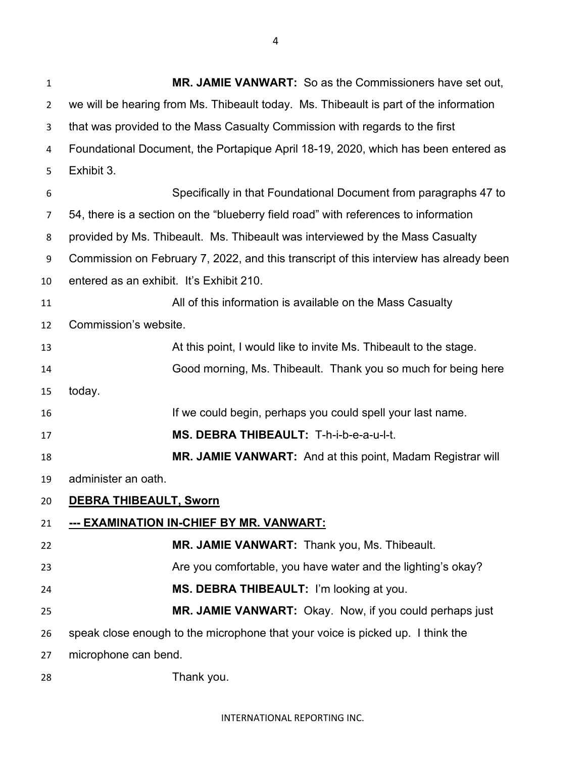**MR. JAMIE VANWART:** So as the Commissioners have set out, we will be hearing from Ms. Thibeault today. Ms. Thibeault is part of the information that was provided to the Mass Casualty Commission with regards to the first Foundational Document, the Portapique April 18-19, 2020, which has been entered as Exhibit 3.

Specifically in that Foundational Document from paragraphs 47 to 54, there is a section on the "blueberry field road" with references to information provided by Ms. Thibeault. Ms. Thibeault was interviewed by the Mass Casualty Commission on February 7, 2022, and this transcript of this interview has already been entered as an exhibit. It's Exhibit 210.

All of this information is available on the Mass Casualty Commission's website.

At this point, I would like to invite Ms. Thibeault to the stage.

Good morning, Ms. Thibeault. Thank you so much for being here today.

If we could begin, perhaps you could spell your last name.

**MS. DEBRA THIBEAULT:** T-h-i-b-e-a-u-l-t.

**MR. JAMIE VANWART:** And at this point, Madam Registrar will administer an oath.

**DEBRA THIBEAULT, Sworn**

**--- EXAMINATION IN-CHIEF BY MR. VANWART:**

**MR. JAMIE VANWART:** Thank you, Ms. Thibeault.

Are you comfortable, you have water and the lighting's okay?

**MS. DEBRA THIBEAULT:** I'm looking at you.

**MR. JAMIE VANWART:** Okay. Now, if you could perhaps just speak close enough to the microphone that your voice is picked up. I think the microphone can bend.

Thank you.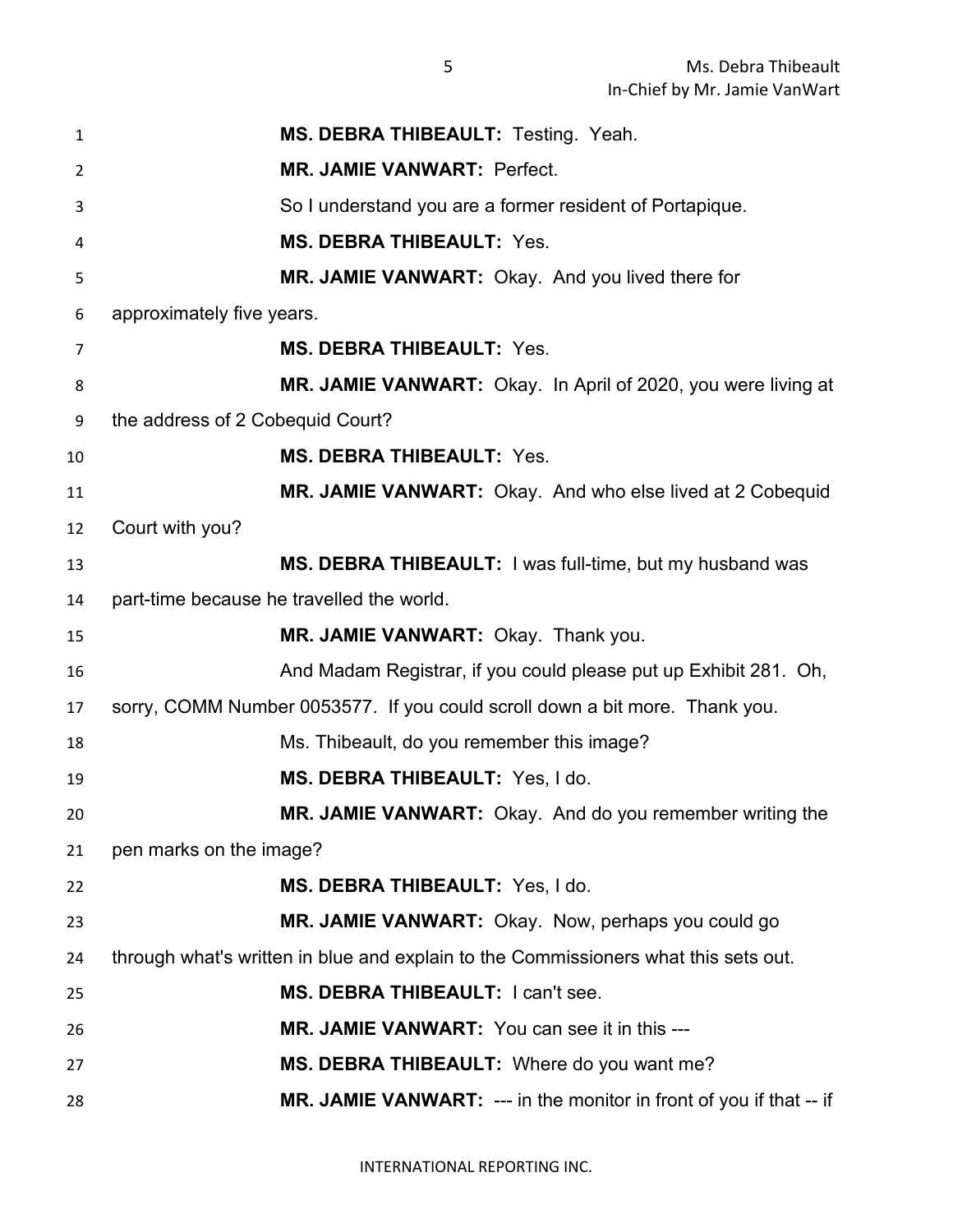**MS. DEBRA THIBEAULT:** Testing. Yeah.

**MR. JAMIE VANWART:** Perfect.

So I understand you are a former resident of Portapique.

**MS. DEBRA THIBEAULT:** Yes.

**MR. JAMIE VANWART:** Okay. And you lived there for approximately five years.

**MS. DEBRA THIBEAULT:** Yes.

**MR. JAMIE VANWART:** Okay. In April of 2020, you were living at the address of 2 Cobequid Court?

**MS. DEBRA THIBEAULT:** Yes.

**MR. JAMIE VANWART:** Okay. And who else lived at 2 Cobequid Court with you?

**MS. DEBRA THIBEAULT:** I was full-time, but my husband was part-time because he travelled the world.

**MR. JAMIE VANWART:** Okay. Thank you.

And Madam Registrar, if you could please put up Exhibit 281. Oh, sorry, COMM Number 0053577. If you could scroll down a bit more. Thank you.

Ms. Thibeault, do you remember this image?

**MS. DEBRA THIBEAULT:** Yes, I do.

**MR. JAMIE VANWART:** Okay. And do you remember writing the pen marks on the image?

**MS. DEBRA THIBEAULT:** Yes, I do.

**MR. JAMIE VANWART:** Okay. Now, perhaps you could go through what's written in blue and explain to the Commissioners what this sets out.

**MS. DEBRA THIBEAULT:** I can't see.

**MR. JAMIE VANWART:** You can see it in this ---

**MS. DEBRA THIBEAULT:** Where do you want me?

**MR. JAMIE VANWART:** --- in the monitor in front of you if that -- if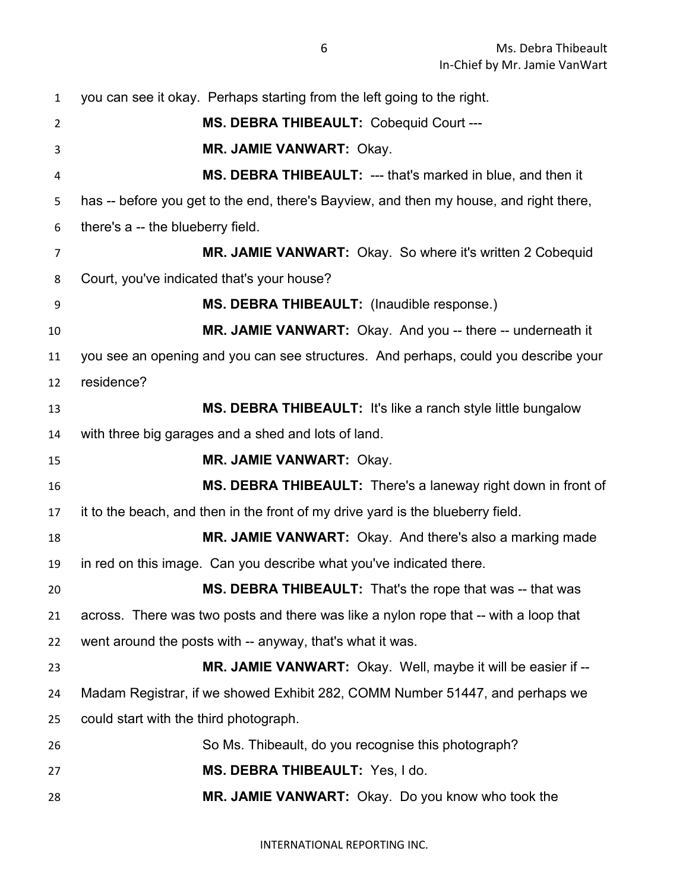you can see it okay. Perhaps starting from the left going to the right.

**MS. DEBRA THIBEAULT:** Cobequid Court ---

**MR. JAMIE VANWART:** Okay.

**MS. DEBRA THIBEAULT:** --- that's marked in blue, and then it has -- before you get to the end, there's Bayview, and then my house, and right there, there's a -- the blueberry field.

**MR. JAMIE VANWART:** Okay. So where it's written 2 Cobequid Court, you've indicated that's your house?

**MS. DEBRA THIBEAULT:** (Inaudible response.)

**MR. JAMIE VANWART:** Okay. And you -- there -- underneath it you see an opening and you can see structures. And perhaps, could you describe your residence?

**MS. DEBRA THIBEAULT:** It's like a ranch style little bungalow with three big garages and a shed and lots of land.

**MR. JAMIE VANWART:** Okay.

**MS. DEBRA THIBEAULT:** There's a laneway right down in front of it to the beach, and then in the front of my drive yard is the blueberry field.

**MR. JAMIE VANWART:** Okay. And there's also a marking made in red on this image. Can you describe what you've indicated there.

**MS. DEBRA THIBEAULT:** That's the rope that was -- that was across. There was two posts and there was like a nylon rope that -- with a loop that went around the posts with -- anyway, that's what it was.

**MR. JAMIE VANWART:** Okay. Well, maybe it will be easier if -- Madam Registrar, if we showed Exhibit 282, COMM Number 51447, and perhaps we could start with the third photograph.

So Ms. Thibeault, do you recognise this photograph?

**MS. DEBRA THIBEAULT:** Yes, I do.

**MR. JAMIE VANWART:** Okay. Do you know who took the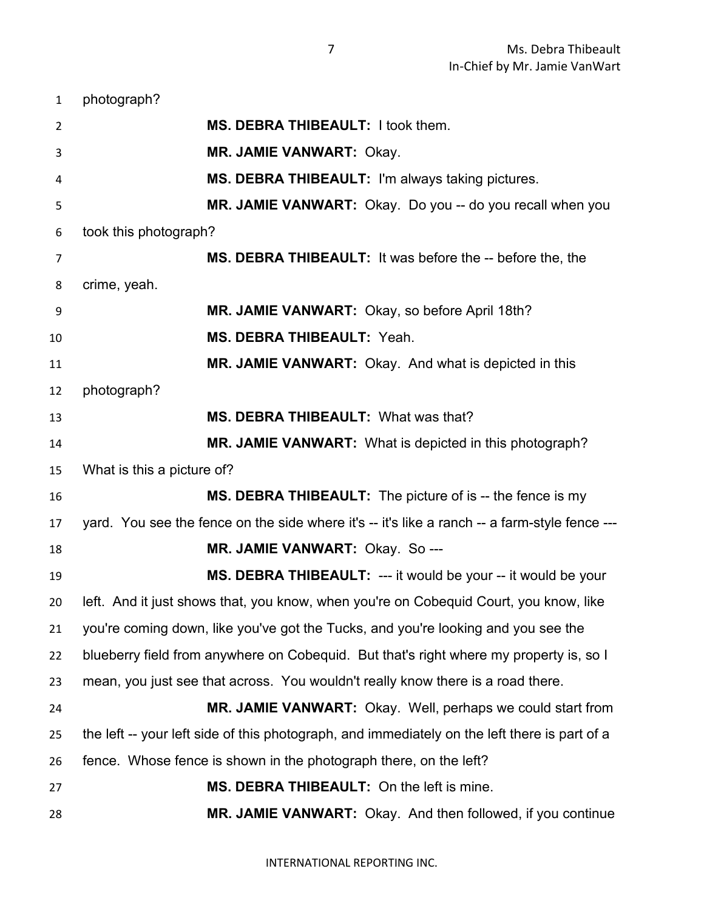photograph?

**MS. DEBRA THIBEAULT:** I took them.

**MR. JAMIE VANWART:** Okay.

**MS. DEBRA THIBEAULT:** I'm always taking pictures.

**MR. JAMIE VANWART:** Okay. Do you -- do you recall when you took this photograph?

**MS. DEBRA THIBEAULT:** It was before the -- before the, the crime, yeah.

**MR. JAMIE VANWART:** Okay, so before April 18th?

**MS. DEBRA THIBEAULT:** Yeah.

**MR. JAMIE VANWART:** Okay. And what is depicted in this photograph?

**MS. DEBRA THIBEAULT:** What was that?

**MR. JAMIE VANWART:** What is depicted in this photograph? What is this a picture of?

**MS. DEBRA THIBEAULT:** The picture of is -- the fence is my yard. You see the fence on the side where it's -- it's like a ranch -- a farm-style fence ---

**MR. JAMIE VANWART:** Okay. So ---

**MS. DEBRA THIBEAULT:** --- it would be your -- it would be your left. And it just shows that, you know, when you're on Cobequid Court, you know, like you're coming down, like you've got the Tucks, and you're looking and you see the blueberry field from anywhere on Cobequid. But that's right where my property is, so I mean, you just see that across. You wouldn't really know there is a road there.

**MR. JAMIE VANWART:** Okay. Well, perhaps we could start from the left -- your left side of this photograph, and immediately on the left there is part of a fence. Whose fence is shown in the photograph there, on the left?

**MS. DEBRA THIBEAULT:** On the left is mine.

**MR. JAMIE VANWART:** Okay. And then followed, if you continue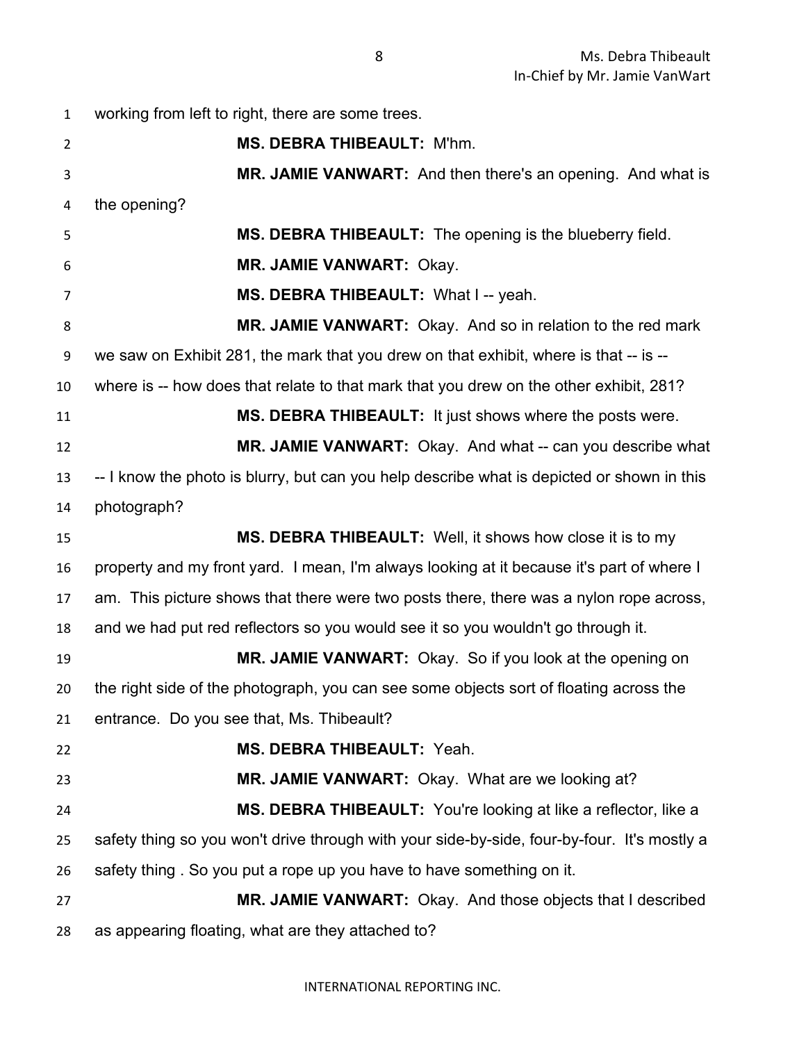working from left to right, there are some trees.

**MS. DEBRA THIBEAULT:** M'hm.

**MR. JAMIE VANWART:** And then there's an opening. And what is the opening?

**MS. DEBRA THIBEAULT:** The opening is the blueberry field.

**MR. JAMIE VANWART:** Okay.

**MS. DEBRA THIBEAULT:** What I -- yeah.

**MR. JAMIE VANWART:** Okay. And so in relation to the red mark we saw on Exhibit 281, the mark that you drew on that exhibit, where is that -- is -- where is -- how does that relate to that mark that you drew on the other exhibit, 281?

**MS. DEBRA THIBEAULT:** It just shows where the posts were.

**MR. JAMIE VANWART:** Okay. And what -- can you describe what -- I know the photo is blurry, but can you help describe what is depicted or shown in this photograph?

**MS. DEBRA THIBEAULT:** Well, it shows how close it is to my property and my front yard. I mean, I'm always looking at it because it's part of where I am. This picture shows that there were two posts there, there was a nylon rope across, and we had put red reflectors so you would see it so you wouldn't go through it.

**MR. JAMIE VANWART:** Okay. So if you look at the opening on the right side of the photograph, you can see some objects sort of floating across the entrance. Do you see that, Ms. Thibeault?

**MS. DEBRA THIBEAULT:** Yeah.

**MR. JAMIE VANWART:** Okay. What are we looking at?

**MS. DEBRA THIBEAULT:** You're looking at like a reflector, like a safety thing so you won't drive through with your side-by-side, four-by-four. It's mostly a safety thing . So you put a rope up you have to have something on it.

**MR. JAMIE VANWART:** Okay. And those objects that I described as appearing floating, what are they attached to?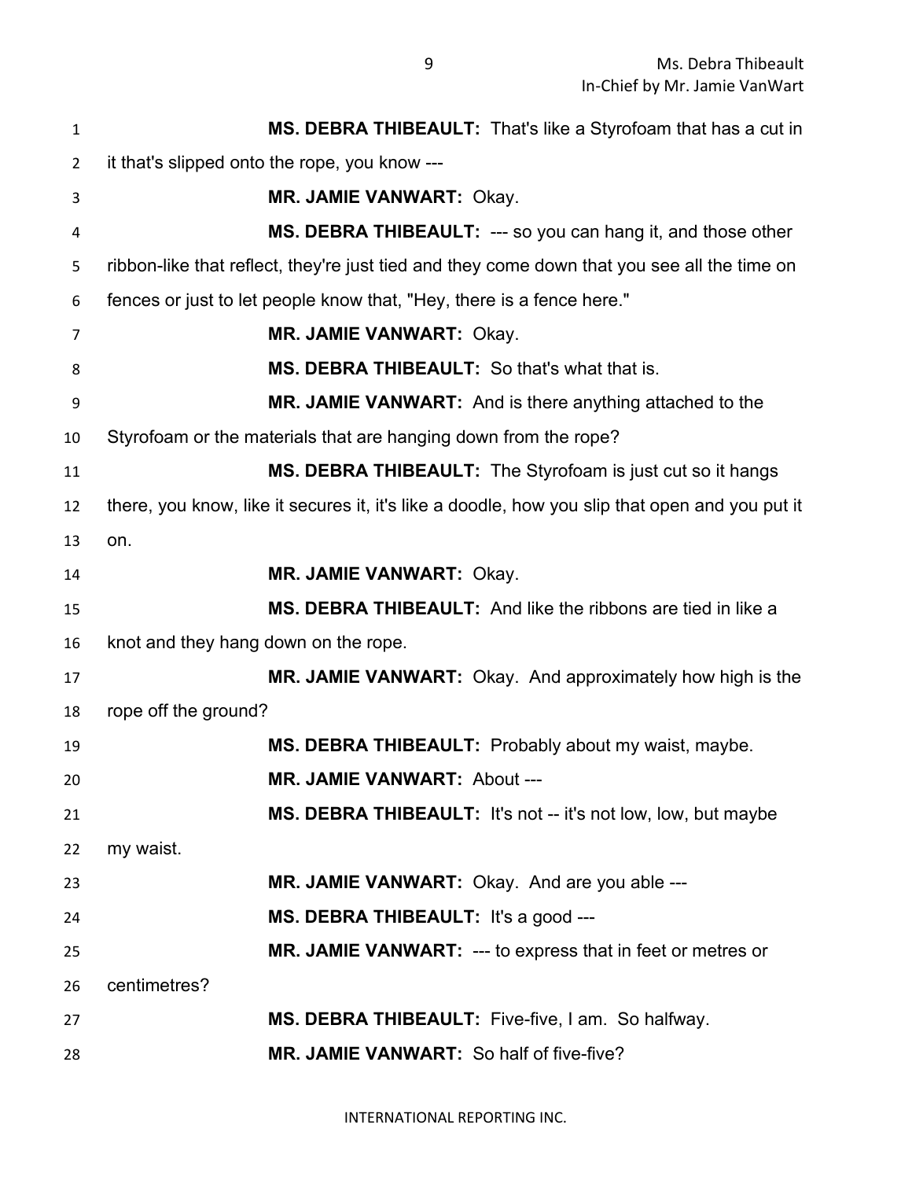**MS. DEBRA THIBEAULT:** That's like a Styrofoam that has a cut in it that's slipped onto the rope, you know ---

**MR. JAMIE VANWART:** Okay.

**MS. DEBRA THIBEAULT:** --- so you can hang it, and those other ribbon-like that reflect, they're just tied and they come down that you see all the time on fences or just to let people know that, "Hey, there is a fence here."

**MR. JAMIE VANWART:** Okay.

**MS. DEBRA THIBEAULT:** So that's what that is.

**MR. JAMIE VANWART:** And is there anything attached to the Styrofoam or the materials that are hanging down from the rope?

**MS. DEBRA THIBEAULT:** The Styrofoam is just cut so it hangs there, you know, like it secures it, it's like a doodle, how you slip that open and you put it on.

**MR. JAMIE VANWART:** Okay.

**MS. DEBRA THIBEAULT:** And like the ribbons are tied in like a knot and they hang down on the rope.

**MR. JAMIE VANWART:** Okay. And approximately how high is the rope off the ground?

**MS. DEBRA THIBEAULT:** Probably about my waist, maybe.

**MR. JAMIE VANWART:** About ---

**MS. DEBRA THIBEAULT:** It's not -- it's not low, low, but maybe my waist.

**MR. JAMIE VANWART:** Okay. And are you able ---

**MS. DEBRA THIBEAULT:** It's a good ---

**MR. JAMIE VANWART:** --- to express that in feet or metres or centimetres?

**MS. DEBRA THIBEAULT:** Five-five, I am. So halfway.

**MR. JAMIE VANWART:** So half of five-five?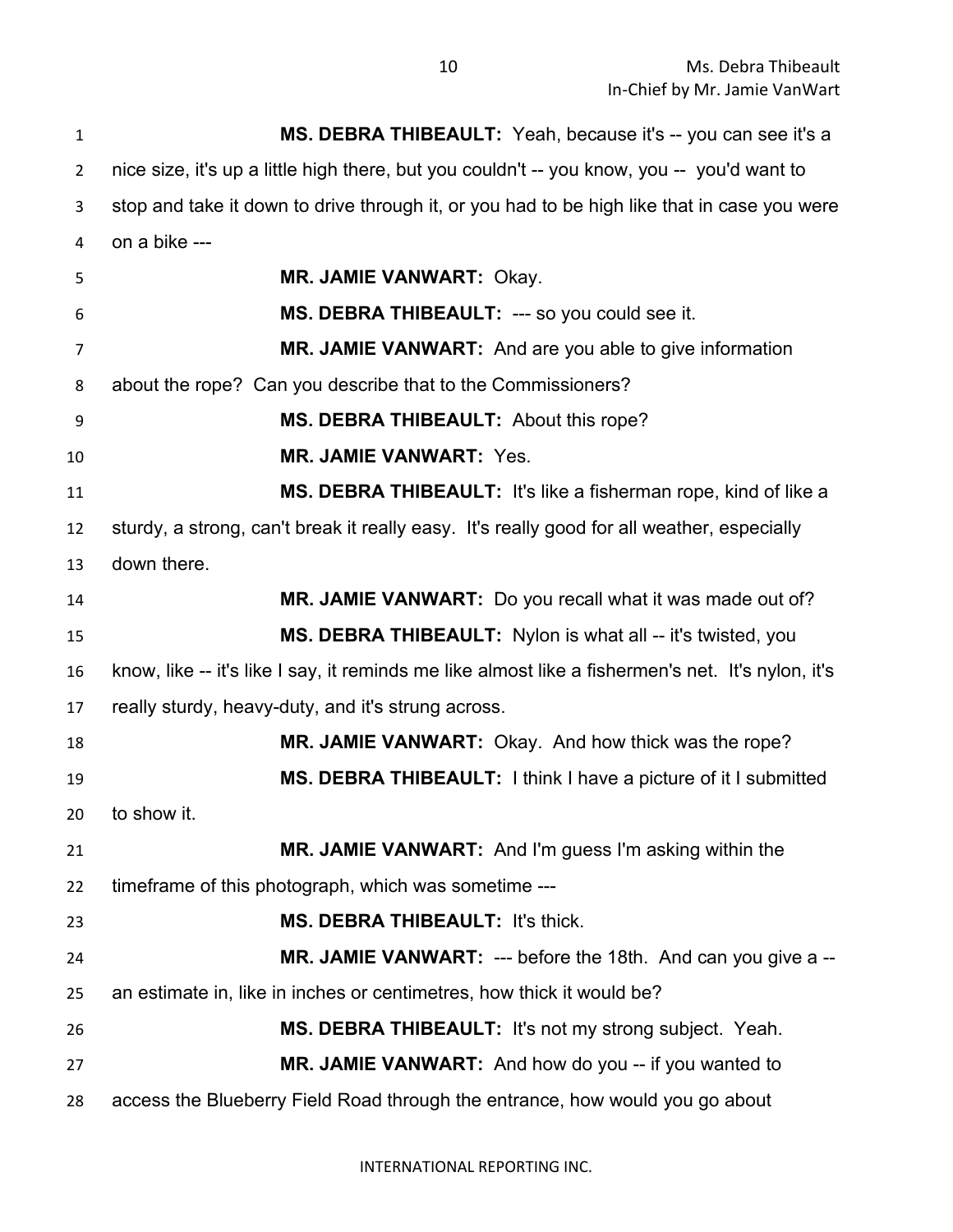**MS. DEBRA THIBEAULT:** Yeah, because it's -- you can see it's a nice size, it's up a little high there, but you couldn't -- you know, you -- you'd want to stop and take it down to drive through it, or you had to be high like that in case you were on a bike ---

**MR. JAMIE VANWART:** Okay.

**MS. DEBRA THIBEAULT:** --- so you could see it.

**MR. JAMIE VANWART:** And are you able to give information about the rope? Can you describe that to the Commissioners?

**MS. DEBRA THIBEAULT:** About this rope?

**MR. JAMIE VANWART:** Yes.

**MS. DEBRA THIBEAULT:** It's like a fisherman rope, kind of like a sturdy, a strong, can't break it really easy. It's really good for all weather, especially down there.

**MR. JAMIE VANWART:** Do you recall what it was made out of?

**MS. DEBRA THIBEAULT:** Nylon is what all -- it's twisted, you know, like -- it's like I say, it reminds me like almost like a fishermen's net. It's nylon, it's really sturdy, heavy-duty, and it's strung across.

**MR. JAMIE VANWART:** Okay. And how thick was the rope?

**MS. DEBRA THIBEAULT:** I think I have a picture of it I submitted to show it.

**MR. JAMIE VANWART:** And I'm guess I'm asking within the timeframe of this photograph, which was sometime ---

**MS. DEBRA THIBEAULT:** It's thick.

**MR. JAMIE VANWART:** --- before the 18th. And can you give a -- an estimate in, like in inches or centimetres, how thick it would be?

**MS. DEBRA THIBEAULT:** It's not my strong subject. Yeah.

**MR. JAMIE VANWART:** And how do you -- if you wanted to access the Blueberry Field Road through the entrance, how would you go about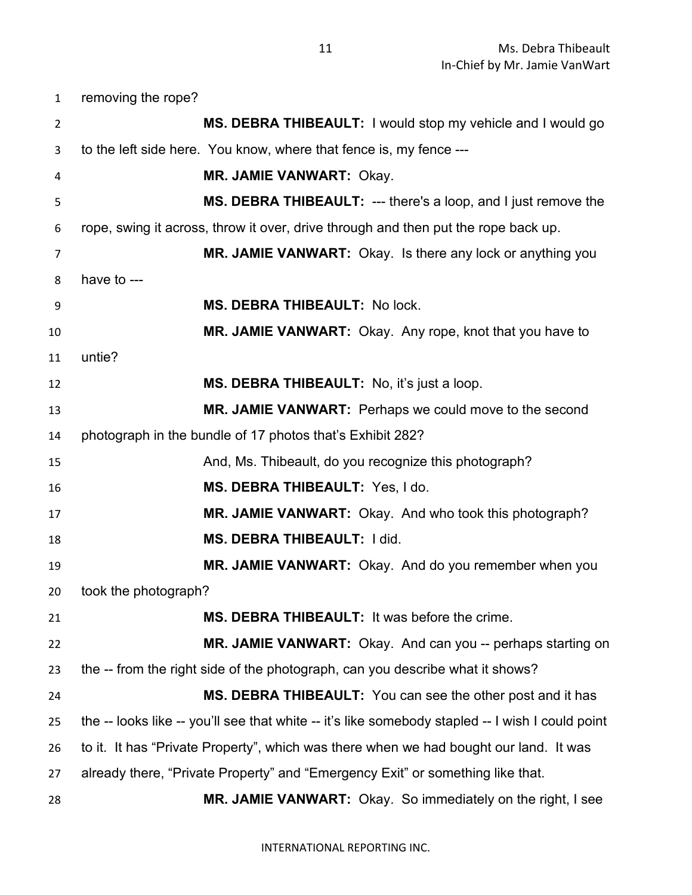removing the rope?

**MS. DEBRA THIBEAULT:** I would stop my vehicle and I would go to the left side here. You know, where that fence is, my fence ---

**MR. JAMIE VANWART:** Okay.

**MS. DEBRA THIBEAULT:** --- there's a loop, and I just remove the rope, swing it across, throw it over, drive through and then put the rope back up.

**MR. JAMIE VANWART:** Okay. Is there any lock or anything you have to ---

**MS. DEBRA THIBEAULT:** No lock.

**MR. JAMIE VANWART:** Okay. Any rope, knot that you have to untie?

**MS. DEBRA THIBEAULT:** No, it's just a loop.

**MR. JAMIE VANWART:** Perhaps we could move to the second photograph in the bundle of 17 photos that's Exhibit 282?

And, Ms. Thibeault, do you recognize this photograph?

**MS. DEBRA THIBEAULT:** Yes, I do.

**MR. JAMIE VANWART:** Okay. And who took this photograph?

**MS. DEBRA THIBEAULT:** I did.

**MR. JAMIE VANWART:** Okay. And do you remember when you took the photograph?

**MS. DEBRA THIBEAULT:** It was before the crime.

**MR. JAMIE VANWART:** Okay. And can you -- perhaps starting on the -- from the right side of the photograph, can you describe what it shows?

**MS. DEBRA THIBEAULT:** You can see the other post and it has the -- looks like -- you'll see that white -- it's like somebody stapled -- I wish I could point to it. It has "Private Property", which was there when we had bought our land. It was already there, "Private Property" and "Emergency Exit" or something like that.

**MR. JAMIE VANWART:** Okay. So immediately on the right, I see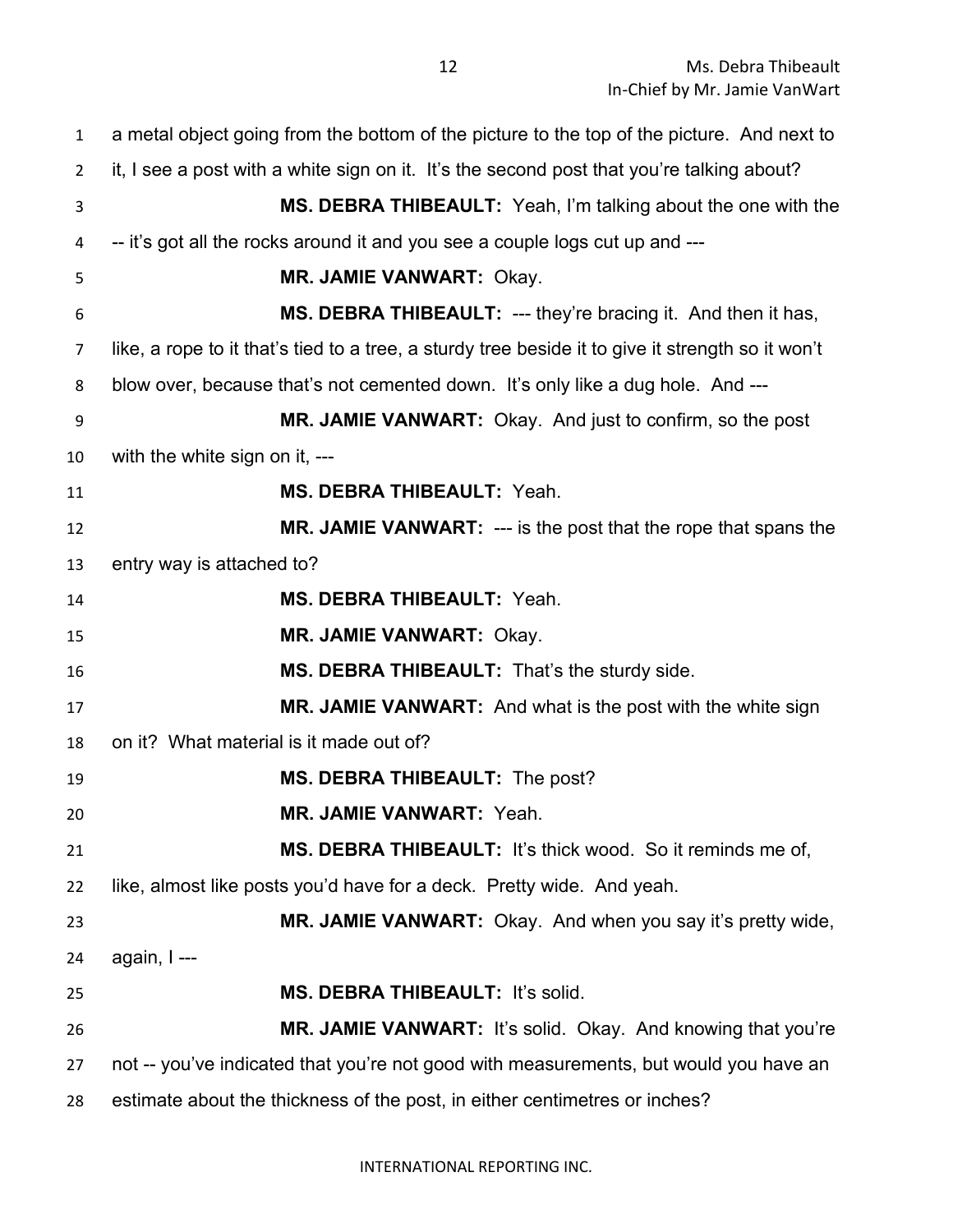a metal object going from the bottom of the picture to the top of the picture. And next to it, I see a post with a white sign on it. It's the second post that you're talking about?

**MS. DEBRA THIBEAULT:** Yeah, I'm talking about the one with the -- it's got all the rocks around it and you see a couple logs cut up and ---

**MR. JAMIE VANWART:** Okay.

**MS. DEBRA THIBEAULT:** --- they're bracing it. And then it has, like, a rope to it that's tied to a tree, a sturdy tree beside it to give it strength so it won't blow over, because that's not cemented down. It's only like a dug hole. And ---

**MR. JAMIE VANWART:** Okay. And just to confirm, so the post with the white sign on it, ---

**MS. DEBRA THIBEAULT:** Yeah.

**MR. JAMIE VANWART:** --- is the post that the rope that spans the entry way is attached to?

**MS. DEBRA THIBEAULT:** Yeah.

**MR. JAMIE VANWART:** Okay.

**MS. DEBRA THIBEAULT:** That's the sturdy side.

**MR. JAMIE VANWART:** And what is the post with the white sign on it? What material is it made out of?

**MS. DEBRA THIBEAULT:** The post?

**MR. JAMIE VANWART:** Yeah.

**MS. DEBRA THIBEAULT:** It's thick wood. So it reminds me of, like, almost like posts you'd have for a deck. Pretty wide. And yeah.

**MR. JAMIE VANWART:** Okay. And when you say it's pretty wide, again, I ---

**MS. DEBRA THIBEAULT:** It's solid.

**MR. JAMIE VANWART:** It's solid. Okay. And knowing that you're not -- you've indicated that you're not good with measurements, but would you have an estimate about the thickness of the post, in either centimetres or inches?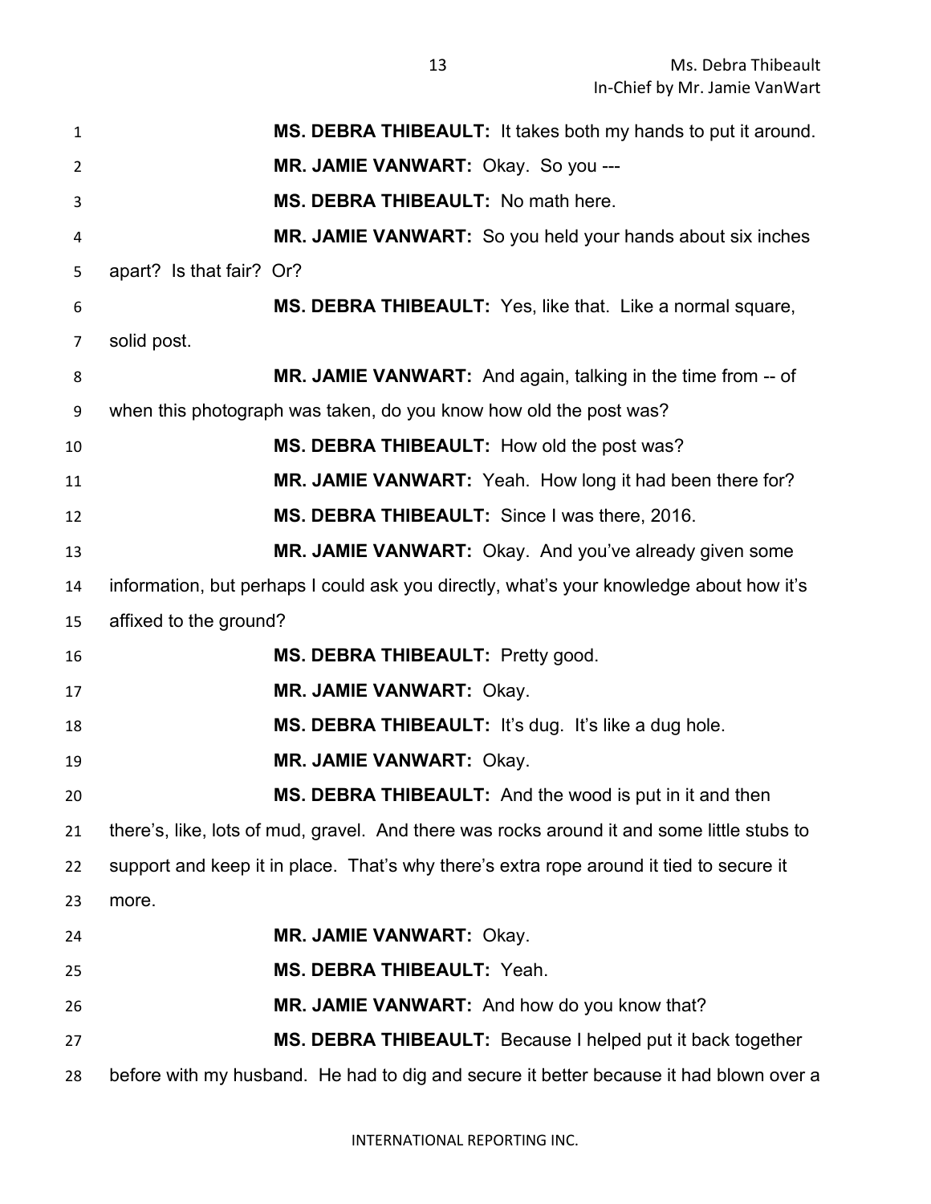**MS. DEBRA THIBEAULT:** It takes both my hands to put it around.

**MR. JAMIE VANWART:** Okay. So you ---

**MS. DEBRA THIBEAULT:** No math here.

**MR. JAMIE VANWART:** So you held your hands about six inches apart? Is that fair? Or?

**MS. DEBRA THIBEAULT:** Yes, like that. Like a normal square, solid post.

**MR. JAMIE VANWART:** And again, talking in the time from -- of when this photograph was taken, do you know how old the post was?

**MS. DEBRA THIBEAULT:** How old the post was?

**MR. JAMIE VANWART:** Yeah. How long it had been there for?

**MS. DEBRA THIBEAULT:** Since I was there, 2016.

**MR. JAMIE VANWART:** Okay. And you've already given some information, but perhaps I could ask you directly, what's your knowledge about how it's affixed to the ground?

**MS. DEBRA THIBEAULT:** Pretty good.

**MR. JAMIE VANWART:** Okay.

**MS. DEBRA THIBEAULT:** It's dug. It's like a dug hole.

**MR. JAMIE VANWART:** Okay.

**MS. DEBRA THIBEAULT:** And the wood is put in it and then there's, like, lots of mud, gravel. And there was rocks around it and some little stubs to support and keep it in place. That's why there's extra rope around it tied to secure it more.

**MR. JAMIE VANWART:** Okay.

**MS. DEBRA THIBEAULT:** Yeah.

**MR. JAMIE VANWART:** And how do you know that?

**MS. DEBRA THIBEAULT:** Because I helped put it back together before with my husband. He had to dig and secure it better because it had blown over a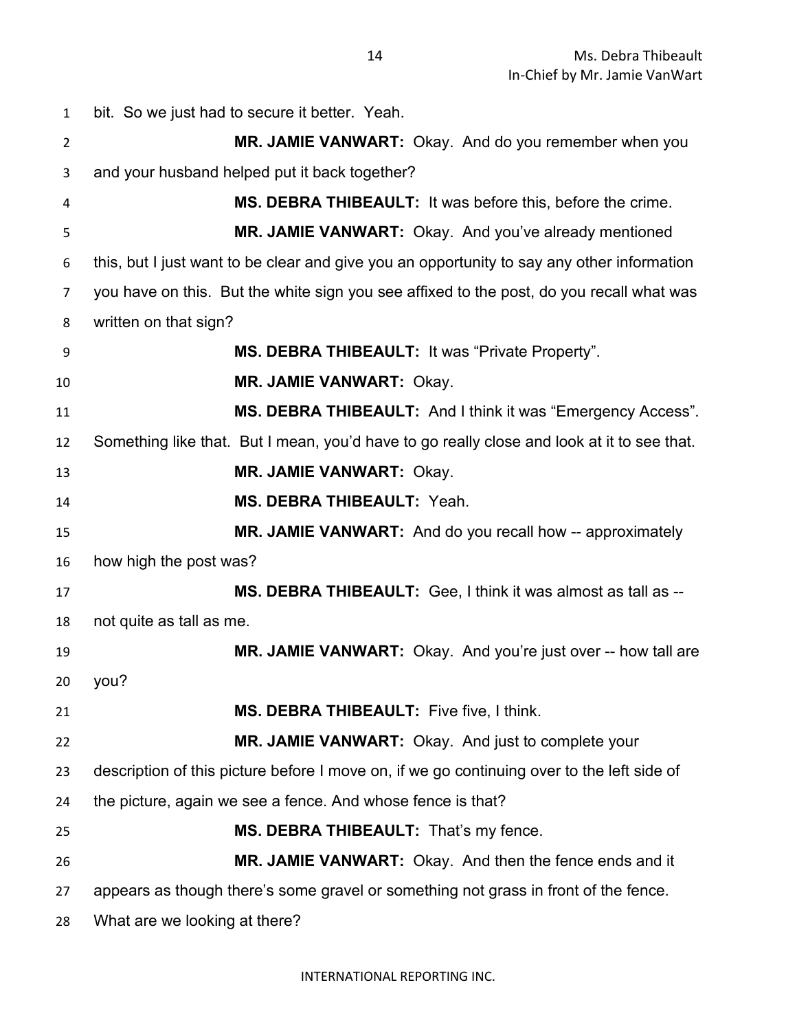bit. So we just had to secure it better. Yeah.

**MR. JAMIE VANWART:** Okay. And do you remember when you and your husband helped put it back together?

**MS. DEBRA THIBEAULT:** It was before this, before the crime.

**MR. JAMIE VANWART:** Okay. And you've already mentioned this, but I just want to be clear and give you an opportunity to say any other information you have on this. But the white sign you see affixed to the post, do you recall what was written on that sign?

**MS. DEBRA THIBEAULT:** It was "Private Property".

**MR. JAMIE VANWART:** Okay.

**MS. DEBRA THIBEAULT:** And I think it was "Emergency Access". Something like that. But I mean, you'd have to go really close and look at it to see that.

**MR. JAMIE VANWART:** Okay.

**MS. DEBRA THIBEAULT:** Yeah.

**MR. JAMIE VANWART:** And do you recall how -- approximately how high the post was?

**MS. DEBRA THIBEAULT:** Gee, I think it was almost as tall as -- not quite as tall as me.

**MR. JAMIE VANWART:** Okay. And you're just over -- how tall are you?

**MS. DEBRA THIBEAULT:** Five five, I think.

**MR. JAMIE VANWART:** Okay. And just to complete your description of this picture before I move on, if we go continuing over to the left side of the picture, again we see a fence. And whose fence is that?

**MS. DEBRA THIBEAULT:** That's my fence.

**MR. JAMIE VANWART:** Okay. And then the fence ends and it appears as though there's some gravel or something not grass in front of the fence. What are we looking at there?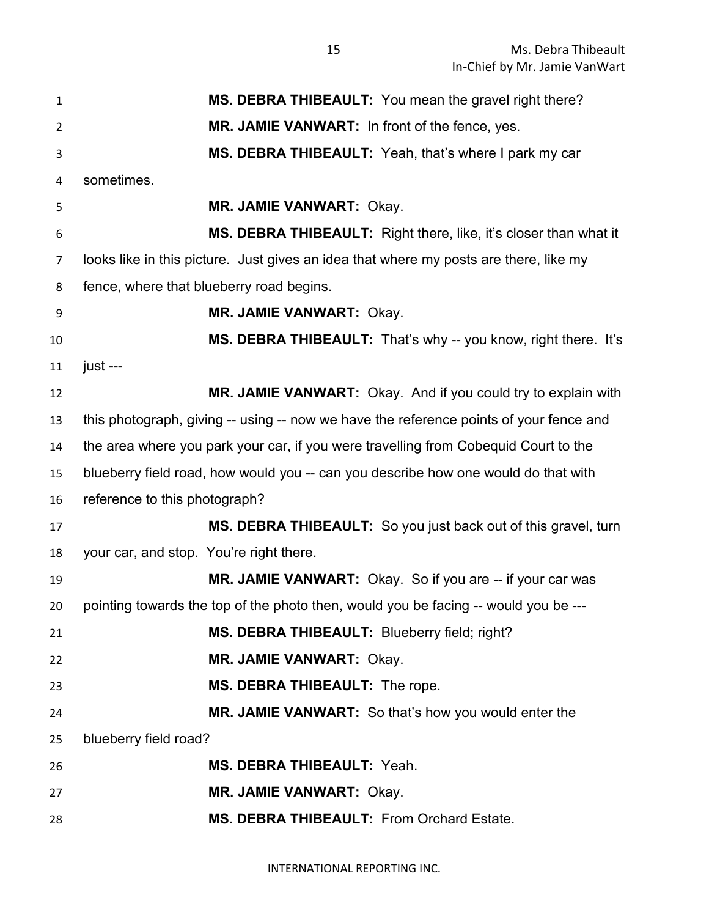**MS. DEBRA THIBEAULT:** You mean the gravel right there?

**MR. JAMIE VANWART:** In front of the fence, yes.

**MS. DEBRA THIBEAULT:** Yeah, that's where I park my car sometimes.

**MR. JAMIE VANWART:** Okay.

**MS. DEBRA THIBEAULT:** Right there, like, it's closer than what it looks like in this picture. Just gives an idea that where my posts are there, like my fence, where that blueberry road begins.

**MR. JAMIE VANWART:** Okay.

**MS. DEBRA THIBEAULT:** That's why -- you know, right there. It's just ---

**MR. JAMIE VANWART:** Okay. And if you could try to explain with this photograph, giving -- using -- now we have the reference points of your fence and the area where you park your car, if you were travelling from Cobequid Court to the blueberry field road, how would you -- can you describe how one would do that with reference to this photograph?

**MS. DEBRA THIBEAULT:** So you just back out of this gravel, turn your car, and stop. You're right there.

**MR. JAMIE VANWART:** Okay. So if you are -- if your car was pointing towards the top of the photo then, would you be facing -- would you be ---

**MS. DEBRA THIBEAULT:** Blueberry field; right?

**MR. JAMIE VANWART:** Okay.

**MS. DEBRA THIBEAULT:** The rope.

**MR. JAMIE VANWART:** So that's how you would enter the blueberry field road?

**MS. DEBRA THIBEAULT:** Yeah.

**MR. JAMIE VANWART:** Okay.

**MS. DEBRA THIBEAULT:** From Orchard Estate.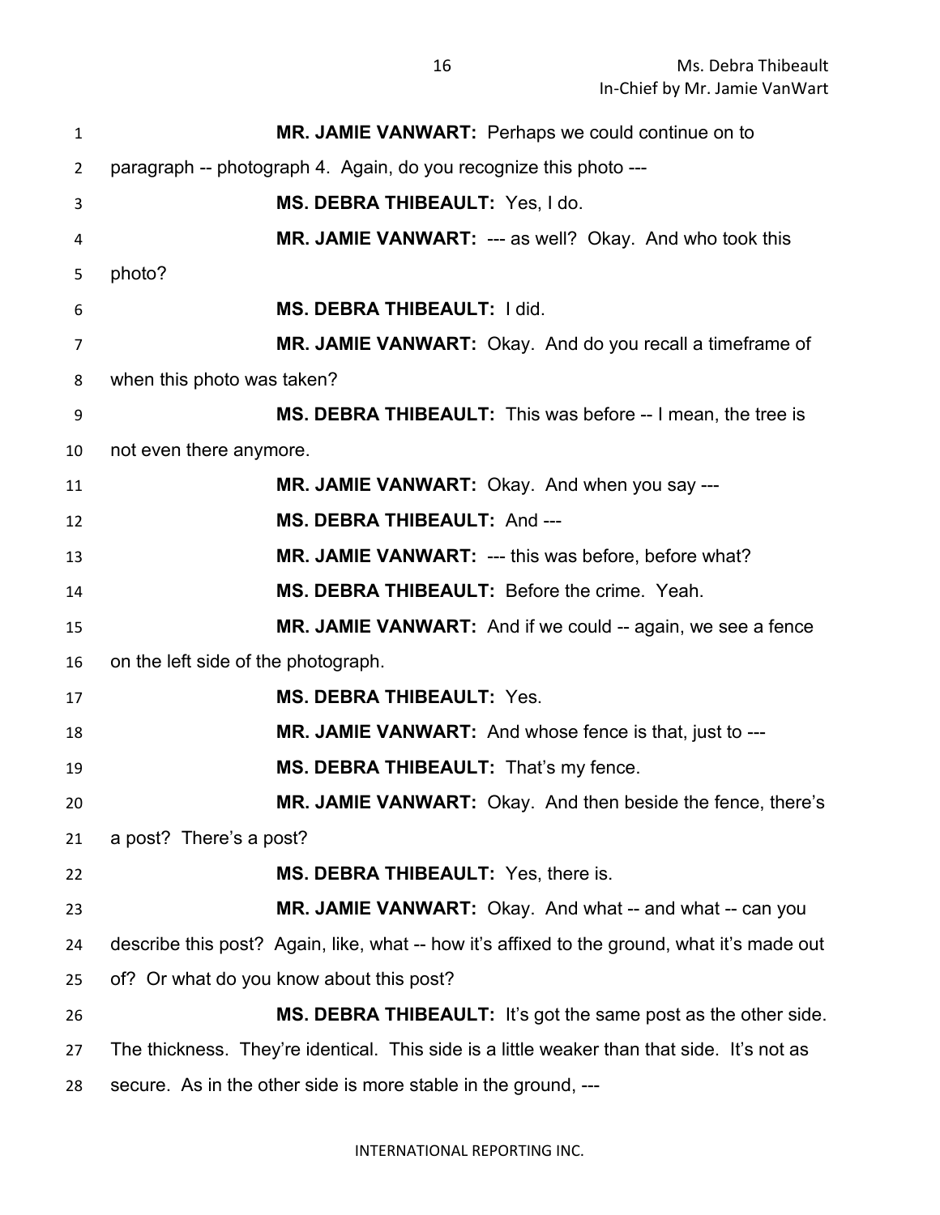**MR. JAMIE VANWART:** Perhaps we could continue on to paragraph -- photograph 4. Again, do you recognize this photo ---

**MS. DEBRA THIBEAULT:** Yes, I do.

**MR. JAMIE VANWART:** --- as well? Okay. And who took this photo?

**MS. DEBRA THIBEAULT:** I did.

**MR. JAMIE VANWART:** Okay. And do you recall a timeframe of when this photo was taken?

**MS. DEBRA THIBEAULT:** This was before -- I mean, the tree is not even there anymore.

**MR. JAMIE VANWART:** Okay. And when you say ---

**MS. DEBRA THIBEAULT:** And ---

**MR. JAMIE VANWART:** --- this was before, before what?

**MS. DEBRA THIBEAULT:** Before the crime. Yeah.

**MR. JAMIE VANWART:** And if we could -- again, we see a fence on the left side of the photograph.

**MS. DEBRA THIBEAULT:** Yes.

**MR. JAMIE VANWART:** And whose fence is that, just to ---

**MS. DEBRA THIBEAULT:** That's my fence.

**MR. JAMIE VANWART:** Okay. And then beside the fence, there's a post? There's a post?

**MS. DEBRA THIBEAULT:** Yes, there is.

**MR. JAMIE VANWART:** Okay. And what -- and what -- can you describe this post? Again, like, what -- how it's affixed to the ground, what it's made out of? Or what do you know about this post?

**MS. DEBRA THIBEAULT:** It's got the same post as the other side. The thickness. They're identical. This side is a little weaker than that side. It's not as secure. As in the other side is more stable in the ground, ---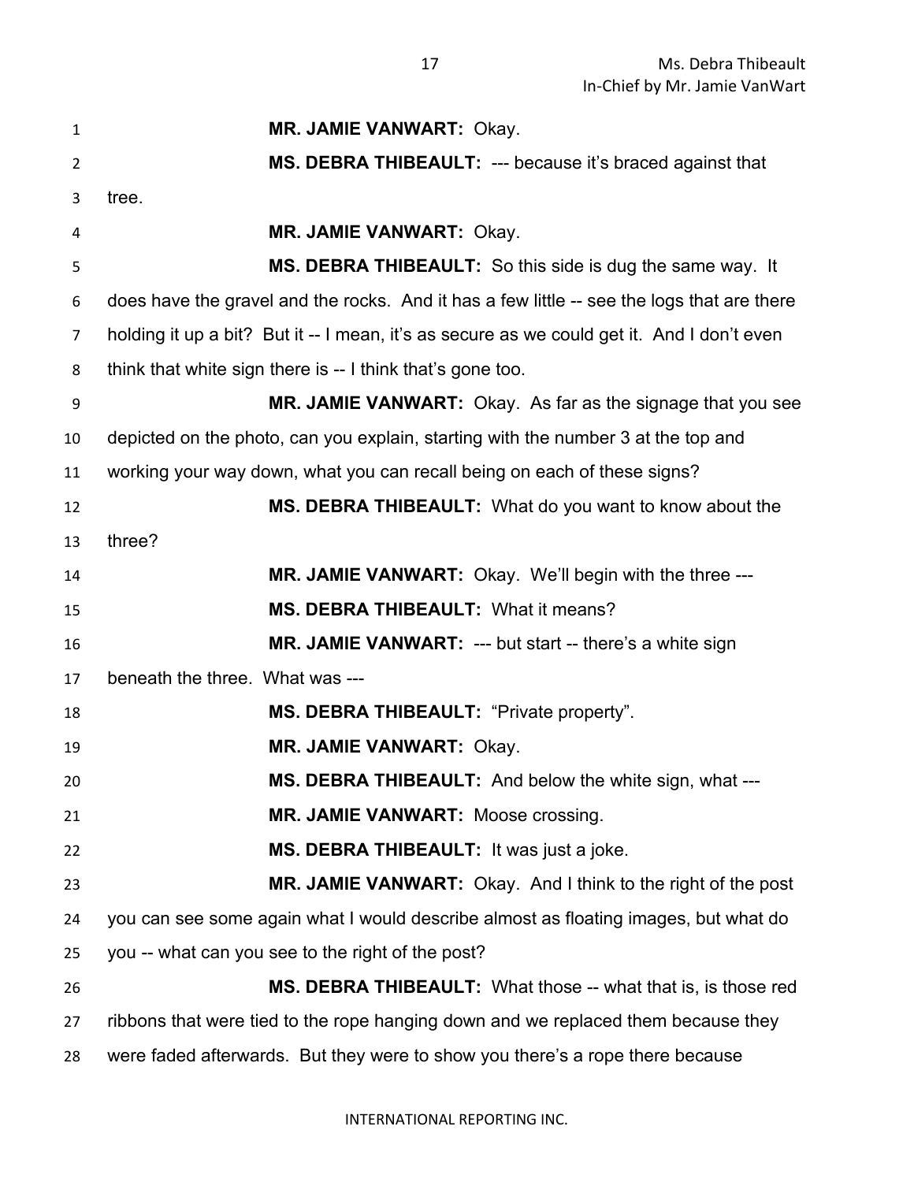**MR. JAMIE VANWART:** Okay.

**MS. DEBRA THIBEAULT:** --- because it's braced against that tree.

**MR. JAMIE VANWART:** Okay.

**MS. DEBRA THIBEAULT:** So this side is dug the same way. It does have the gravel and the rocks. And it has a few little -- see the logs that are there holding it up a bit? But it -- I mean, it's as secure as we could get it. And I don't even think that white sign there is -- I think that's gone too.

**MR. JAMIE VANWART:** Okay. As far as the signage that you see depicted on the photo, can you explain, starting with the number 3 at the top and working your way down, what you can recall being on each of these signs?

**MS. DEBRA THIBEAULT:** What do you want to know about the three?

**MR. JAMIE VANWART:** Okay. We'll begin with the three ---

**MS. DEBRA THIBEAULT:** What it means?

**MR. JAMIE VANWART:** --- but start -- there's a white sign beneath the three. What was ---

**MS. DEBRA THIBEAULT:** "Private property".

**MR. JAMIE VANWART:** Okay.

**MS. DEBRA THIBEAULT:** And below the white sign, what ---

**MR. JAMIE VANWART:** Moose crossing.

**MS. DEBRA THIBEAULT:** It was just a joke.

**MR. JAMIE VANWART:** Okay. And I think to the right of the post you can see some again what I would describe almost as floating images, but what do you -- what can you see to the right of the post?

**MS. DEBRA THIBEAULT:** What those -- what that is, is those red ribbons that were tied to the rope hanging down and we replaced them because they were faded afterwards. But they were to show you there's a rope there because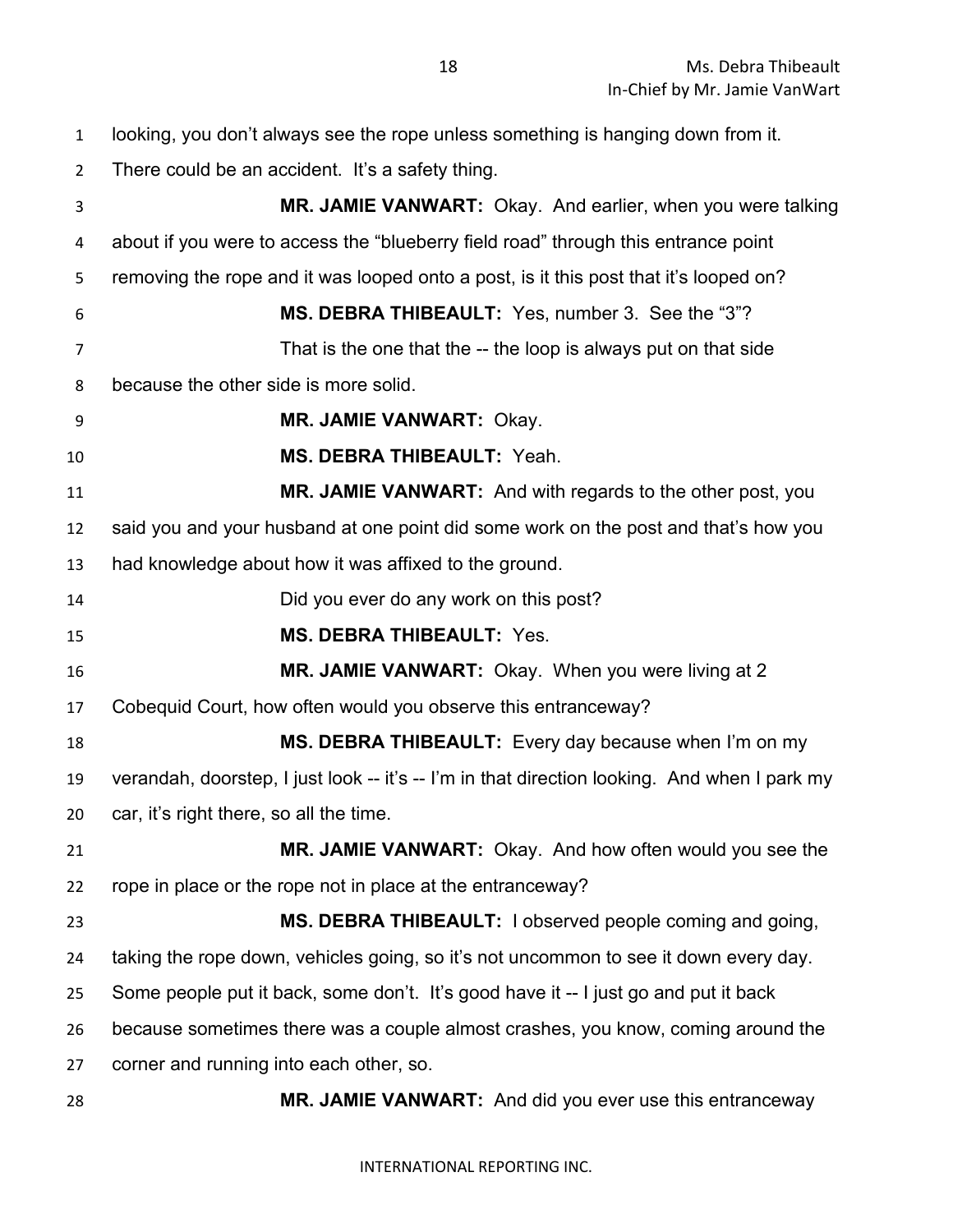looking, you don't always see the rope unless something is hanging down from it. There could be an accident. It's a safety thing.

**MR. JAMIE VANWART:** Okay. And earlier, when you were talking about if you were to access the "blueberry field road" through this entrance point removing the rope and it was looped onto a post, is it this post that it's looped on?

**MS. DEBRA THIBEAULT:** Yes, number 3. See the "3"?

That is the one that the -- the loop is always put on that side because the other side is more solid.

**MR. JAMIE VANWART:** Okay.

**MS. DEBRA THIBEAULT:** Yeah.

**MR. JAMIE VANWART:** And with regards to the other post, you said you and your husband at one point did some work on the post and that's how you had knowledge about how it was affixed to the ground.

Did you ever do any work on this post?

**MS. DEBRA THIBEAULT:** Yes.

**MR. JAMIE VANWART:** Okay. When you were living at 2 Cobequid Court, how often would you observe this entranceway?

**MS. DEBRA THIBEAULT:** Every day because when I'm on my verandah, doorstep, I just look -- it's -- I'm in that direction looking. And when I park my car, it's right there, so all the time.

**MR. JAMIE VANWART:** Okay. And how often would you see the rope in place or the rope not in place at the entranceway?

**MS. DEBRA THIBEAULT:** I observed people coming and going, taking the rope down, vehicles going, so it's not uncommon to see it down every day. Some people put it back, some don't. It's good have it -- I just go and put it back because sometimes there was a couple almost crashes, you know, coming around the corner and running into each other, so.

**MR. JAMIE VANWART:** And did you ever use this entranceway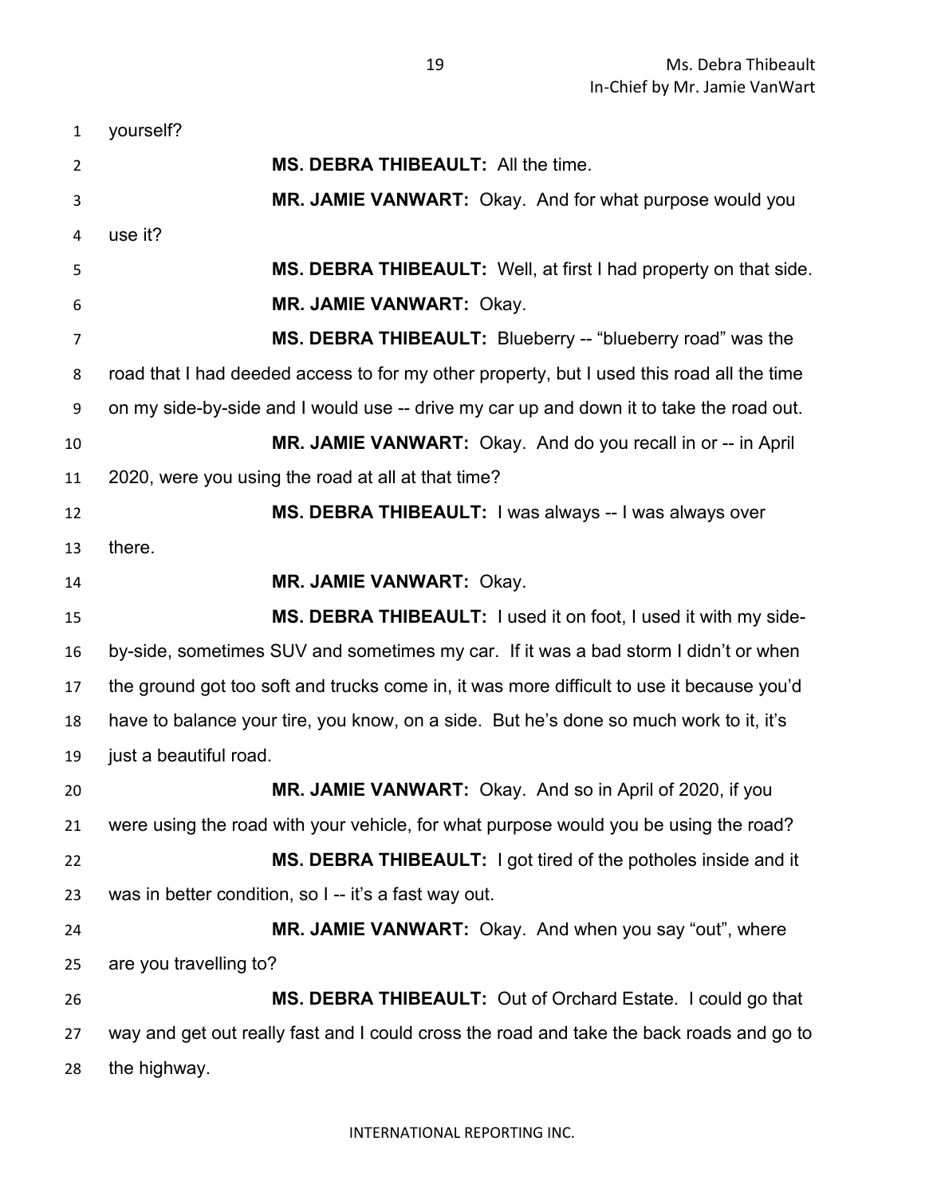yourself?

**MS. DEBRA THIBEAULT:** All the time.

**MR. JAMIE VANWART:** Okay. And for what purpose would you use it?

**MS. DEBRA THIBEAULT:** Well, at first I had property on that side.

**MR. JAMIE VANWART:** Okay.

**MS. DEBRA THIBEAULT:** Blueberry -- "blueberry road" was the road that I had deeded access to for my other property, but I used this road all the time on my side-by-side and I would use -- drive my car up and down it to take the road out.

**MR. JAMIE VANWART:** Okay. And do you recall in or -- in April 2020, were you using the road at all at that time?

**MS. DEBRA THIBEAULT:** I was always -- I was always over there.

**MR. JAMIE VANWART:** Okay.

**MS. DEBRA THIBEAULT:** I used it on foot, I used it with my side-by-side, sometimes SUV and sometimes my car. If it was a bad storm I didn't or when the ground got too soft and trucks come in, it was more difficult to use it because you'd have to balance your tire, you know, on a side. But he's done so much work to it, it's just a beautiful road.

**MR. JAMIE VANWART:** Okay. And so in April of 2020, if you were using the road with your vehicle, for what purpose would you be using the road?

**MS. DEBRA THIBEAULT:** I got tired of the potholes inside and it was in better condition, so I -- it's a fast way out.

**MR. JAMIE VANWART:** Okay. And when you say "out", where are you travelling to?

**MS. DEBRA THIBEAULT:** Out of Orchard Estate. I could go that way and get out really fast and I could cross the road and take the back roads and go to the highway.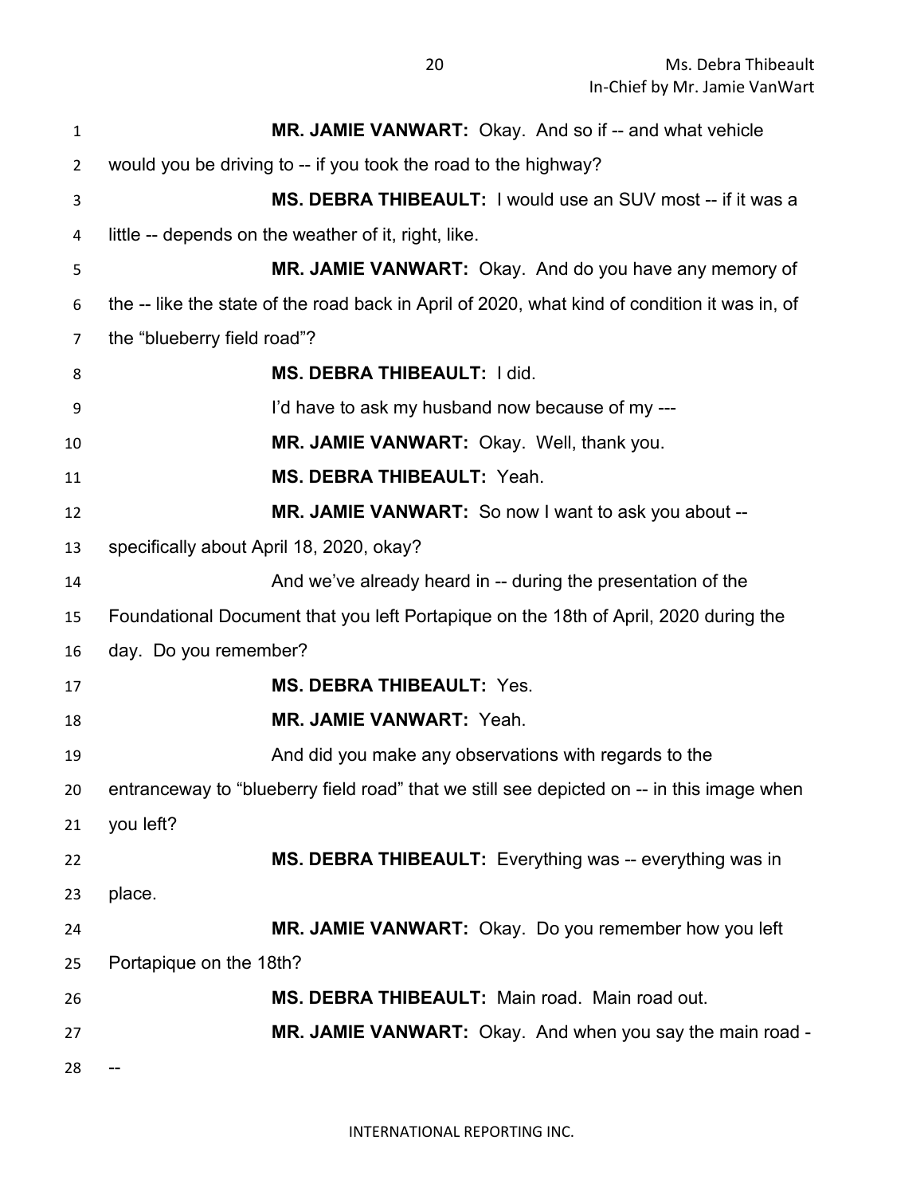**MR. JAMIE VANWART:** Okay. And so if -- and what vehicle would you be driving to -- if you took the road to the highway?

**MS. DEBRA THIBEAULT:** I would use an SUV most -- if it was a little -- depends on the weather of it, right, like.

**MR. JAMIE VANWART:** Okay. And do you have any memory of the -- like the state of the road back in April of 2020, what kind of condition it was in, of the "blueberry field road"?

**MS. DEBRA THIBEAULT:** I did.

I'd have to ask my husband now because of my ---

**MR. JAMIE VANWART:** Okay. Well, thank you.

**MS. DEBRA THIBEAULT:** Yeah.

**MR. JAMIE VANWART:** So now I want to ask you about -- specifically about April 18, 2020, okay?

And we've already heard in -- during the presentation of the Foundational Document that you left Portapique on the 18th of April, 2020 during the day. Do you remember?

**MS. DEBRA THIBEAULT:** Yes.

**MR. JAMIE VANWART:** Yeah.

And did you make any observations with regards to the entranceway to "blueberry field road" that we still see depicted on -- in this image when you left?

**MS. DEBRA THIBEAULT:** Everything was -- everything was in place.

**MR. JAMIE VANWART:** Okay. Do you remember how you left Portapique on the 18th?

**MS. DEBRA THIBEAULT:** Main road. Main road out.

**MR. JAMIE VANWART:** Okay. And when you say the main road ---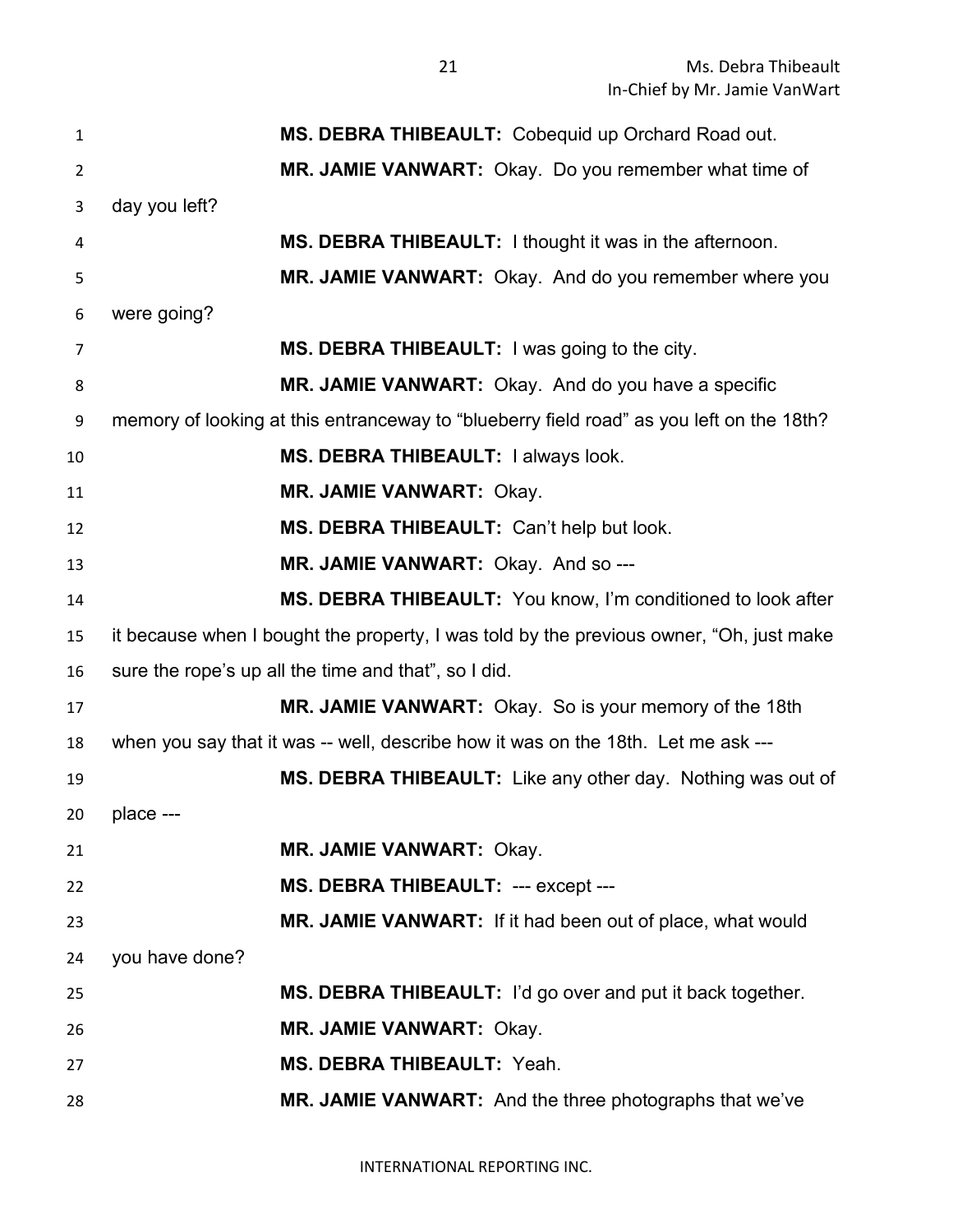**MS. DEBRA THIBEAULT:** Cobequid up Orchard Road out.

**MR. JAMIE VANWART:** Okay. Do you remember what time of day you left?

**MS. DEBRA THIBEAULT:** I thought it was in the afternoon.

**MR. JAMIE VANWART:** Okay. And do you remember where you were going?

**MS. DEBRA THIBEAULT:** I was going to the city.

**MR. JAMIE VANWART:** Okay. And do you have a specific memory of looking at this entranceway to "blueberry field road" as you left on the 18th?

**MS. DEBRA THIBEAULT:** I always look.

**MR. JAMIE VANWART:** Okay.

**MS. DEBRA THIBEAULT:** Can't help but look.

**MR. JAMIE VANWART:** Okay. And so ---

**MS. DEBRA THIBEAULT:** You know, I'm conditioned to look after it because when I bought the property, I was told by the previous owner, "Oh, just make sure the rope's up all the time and that", so I did.

**MR. JAMIE VANWART:** Okay. So is your memory of the 18th when you say that it was -- well, describe how it was on the 18th. Let me ask ---

**MS. DEBRA THIBEAULT:** Like any other day. Nothing was out of place ---

**MR. JAMIE VANWART:** Okay.

**MS. DEBRA THIBEAULT:** --- except ---

**MR. JAMIE VANWART:** If it had been out of place, what would you have done?

**MS. DEBRA THIBEAULT:** I'd go over and put it back together.

**MR. JAMIE VANWART:** Okay.

**MS. DEBRA THIBEAULT:** Yeah.

**MR. JAMIE VANWART:** And the three photographs that we've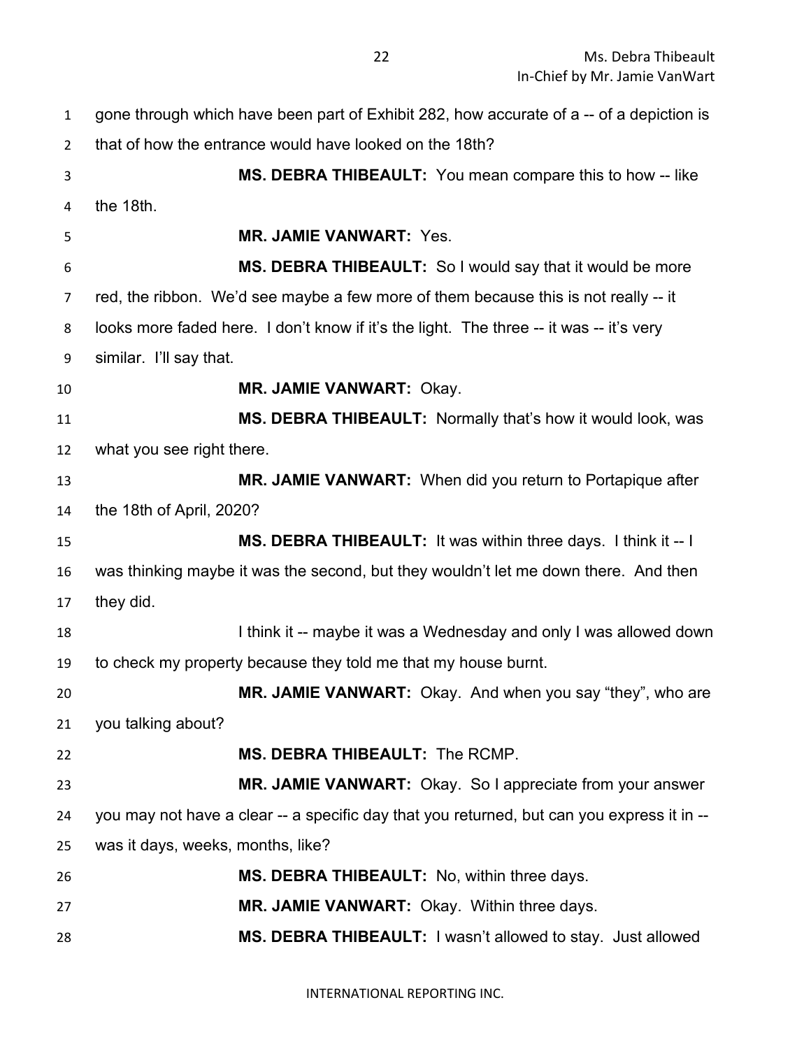gone through which have been part of Exhibit 282, how accurate of a -- of a depiction is that of how the entrance would have looked on the 18th?

**MS. DEBRA THIBEAULT:** You mean compare this to how -- like the 18th.

**MR. JAMIE VANWART:** Yes.

**MS. DEBRA THIBEAULT:** So I would say that it would be more red, the ribbon. We'd see maybe a few more of them because this is not really -- it looks more faded here. I don't know if it's the light. The three -- it was -- it's very similar. I'll say that.

**MR. JAMIE VANWART:** Okay.

**MS. DEBRA THIBEAULT:** Normally that's how it would look, was what you see right there.

**MR. JAMIE VANWART:** When did you return to Portapique after the 18th of April, 2020?

**MS. DEBRA THIBEAULT:** It was within three days. I think it -- I was thinking maybe it was the second, but they wouldn't let me down there. And then they did.

I think it -- maybe it was a Wednesday and only I was allowed down to check my property because they told me that my house burnt.

**MR. JAMIE VANWART:** Okay. And when you say "they", who are you talking about?

**MS. DEBRA THIBEAULT:** The RCMP.

**MR. JAMIE VANWART:** Okay. So I appreciate from your answer you may not have a clear -- a specific day that you returned, but can you express it in -- was it days, weeks, months, like?

**MS. DEBRA THIBEAULT:** No, within three days.

**MR. JAMIE VANWART:** Okay. Within three days.

**MS. DEBRA THIBEAULT:** I wasn't allowed to stay. Just allowed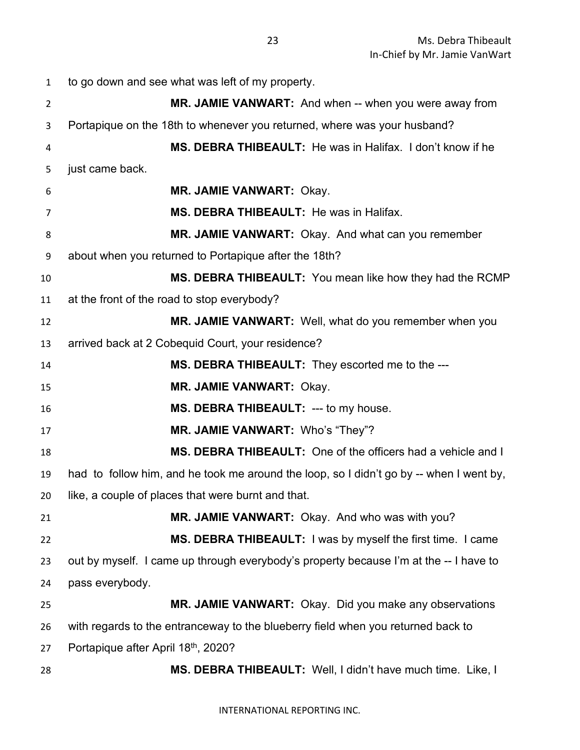to go down and see what was left of my property.

**MR. JAMIE VANWART:** And when -- when you were away from Portapique on the 18th to whenever you returned, where was your husband?

**MS. DEBRA THIBEAULT:** He was in Halifax. I don't know if he just came back.

**MR. JAMIE VANWART:** Okay.

**MS. DEBRA THIBEAULT:** He was in Halifax.

**MR. JAMIE VANWART:** Okay. And what can you remember about when you returned to Portapique after the 18th?

**MS. DEBRA THIBEAULT:** You mean like how they had the RCMP at the front of the road to stop everybody?

**MR. JAMIE VANWART:** Well, what do you remember when you arrived back at 2 Cobequid Court, your residence?

**MS. DEBRA THIBEAULT:** They escorted me to the ---

**MR. JAMIE VANWART:** Okay.

**MS. DEBRA THIBEAULT:** --- to my house.

**MR. JAMIE VANWART:** Who's "They"?

**MS. DEBRA THIBEAULT:** One of the officers had a vehicle and I had to follow him, and he took me around the loop, so I didn't go by -- when I went by, like, a couple of places that were burnt and that.

**MR. JAMIE VANWART:** Okay. And who was with you?

**MS. DEBRA THIBEAULT:** I was by myself the first time. I came out by myself. I came up through everybody's property because I'm at the -- I have to pass everybody.

**MR. JAMIE VANWART:** Okay. Did you make any observations with regards to the entranceway to the blueberry field when you returned back to Portapique after April 18th, 2020?

**MS. DEBRA THIBEAULT:** Well, I didn't have much time. Like, I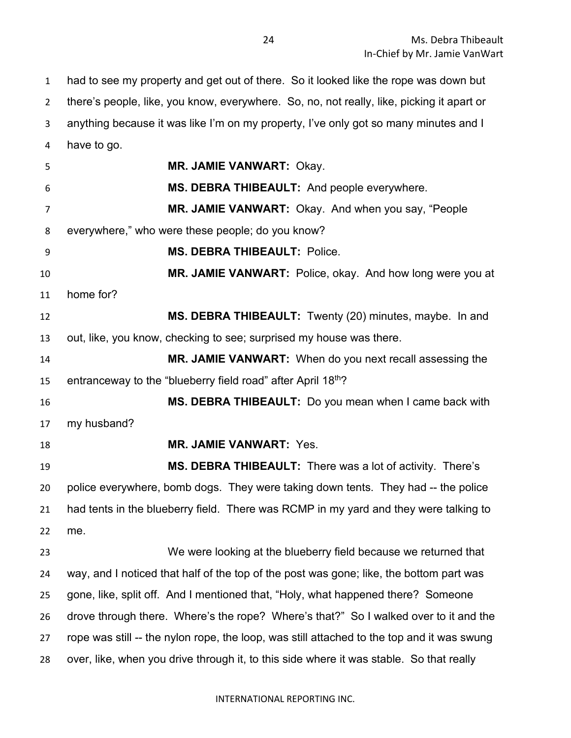had to see my property and get out of there. So it looked like the rope was down but there's people, like, you know, everywhere. So, no, not really, like, picking it apart or anything because it was like I'm on my property, I've only got so many minutes and I have to go.

**MR. JAMIE VANWART:** Okay.

**MS. DEBRA THIBEAULT:** And people everywhere.

**MR. JAMIE VANWART:** Okay. And when you say, "People everywhere," who were these people; do you know?

**MS. DEBRA THIBEAULT:** Police.

**MR. JAMIE VANWART:** Police, okay. And how long were you at home for?

**MS. DEBRA THIBEAULT:** Twenty (20) minutes, maybe. In and out, like, you know, checking to see; surprised my house was there.

**MR. JAMIE VANWART:** When do you next recall assessing the entranceway to the "blueberry field road" after April 18th?

**MS. DEBRA THIBEAULT:** Do you mean when I came back with my husband?

**MR. JAMIE VANWART:** Yes.

**MS. DEBRA THIBEAULT:** There was a lot of activity. There's police everywhere, bomb dogs. They were taking down tents. They had -- the police had tents in the blueberry field. There was RCMP in my yard and they were talking to me.

We were looking at the blueberry field because we returned that way, and I noticed that half of the top of the post was gone; like, the bottom part was gone, like, split off. And I mentioned that, "Holy, what happened there? Someone drove through there. Where's the rope? Where's that?" So I walked over to it and the rope was still -- the nylon rope, the loop, was still attached to the top and it was swung over, like, when you drive through it, to this side where it was stable. So that really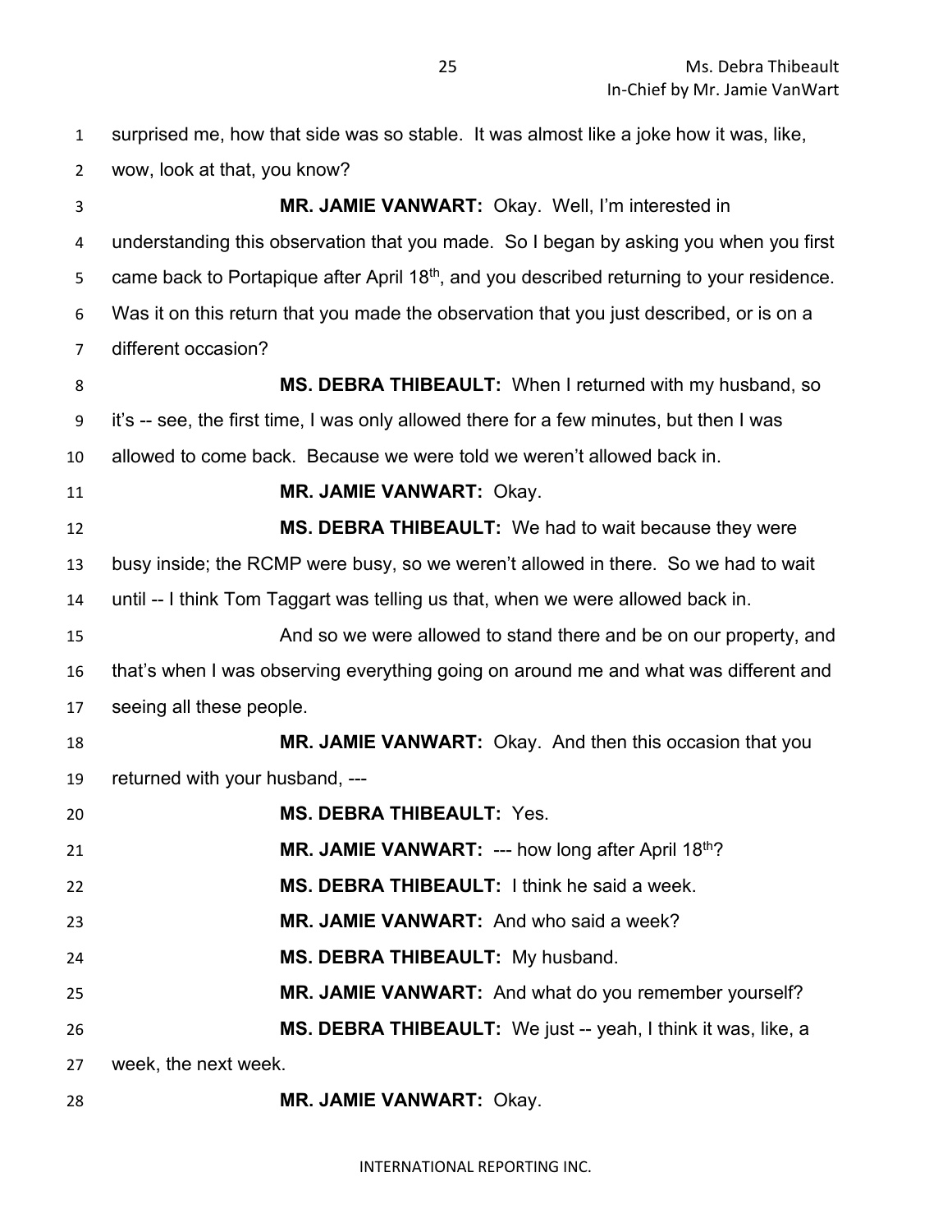surprised me, how that side was so stable. It was almost like a joke how it was, like, wow, look at that, you know?

**MR. JAMIE VANWART:** Okay. Well, I'm interested in understanding this observation that you made. So I began by asking you when you first came back to Portapique after April 18th, and you described returning to your residence. Was it on this return that you made the observation that you just described, or is on a different occasion?

**MS. DEBRA THIBEAULT:** When I returned with my husband, so it's -- see, the first time, I was only allowed there for a few minutes, but then I was allowed to come back. Because we were told we weren't allowed back in.

**MR. JAMIE VANWART:** Okay.

**MS. DEBRA THIBEAULT:** We had to wait because they were busy inside; the RCMP were busy, so we weren't allowed in there. So we had to wait until -- I think Tom Taggart was telling us that, when we were allowed back in.

And so we were allowed to stand there and be on our property, and that's when I was observing everything going on around me and what was different and seeing all these people.

**MR. JAMIE VANWART:** Okay. And then this occasion that you returned with your husband, ---

**MS. DEBRA THIBEAULT:** Yes.

**MR. JAMIE VANWART:** --- how long after April 18th?

**MS. DEBRA THIBEAULT:** I think he said a week.

**MR. JAMIE VANWART:** And who said a week?

**MS. DEBRA THIBEAULT:** My husband.

**MR. JAMIE VANWART:** And what do you remember yourself?

**MS. DEBRA THIBEAULT:** We just -- yeah, I think it was, like, a week, the next week.

**MR. JAMIE VANWART:** Okay.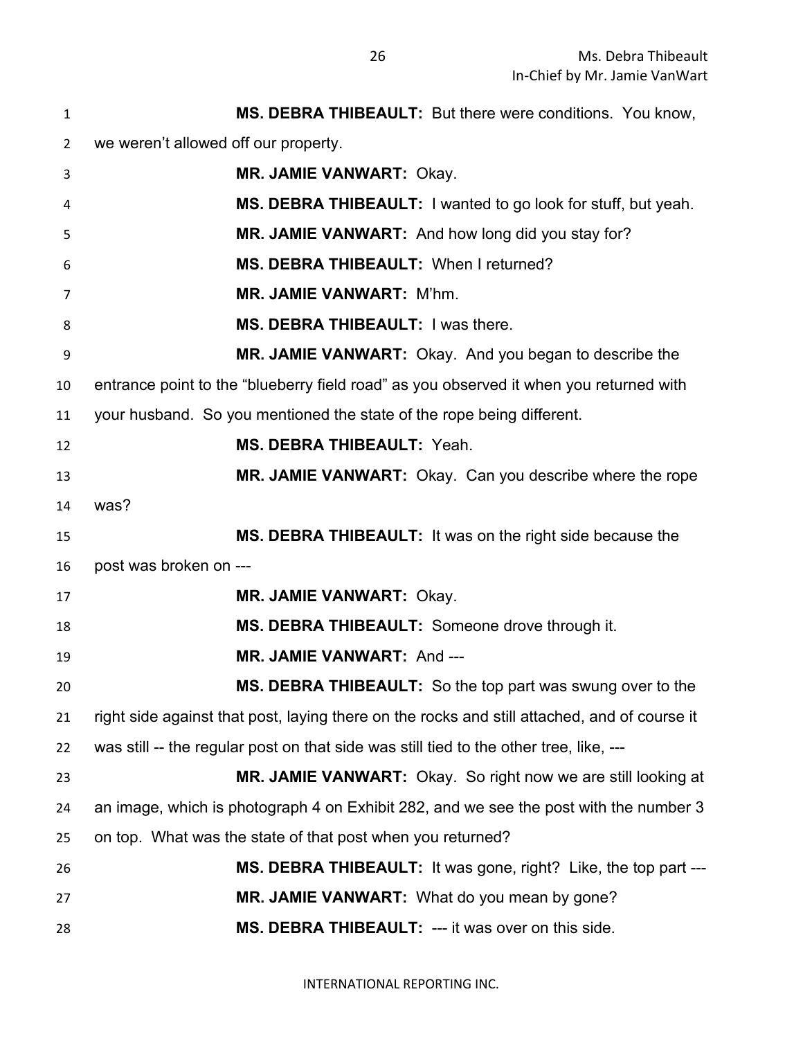**MS. DEBRA THIBEAULT:** But there were conditions. You know, we weren't allowed off our property.

**MR. JAMIE VANWART:** Okay.

**MS. DEBRA THIBEAULT:** I wanted to go look for stuff, but yeah.

**MR. JAMIE VANWART:** And how long did you stay for?

**MS. DEBRA THIBEAULT:** When I returned?

**MR. JAMIE VANWART:** M'hm.

**MS. DEBRA THIBEAULT:** I was there.

**MR. JAMIE VANWART:** Okay. And you began to describe the entrance point to the "blueberry field road" as you observed it when you returned with your husband. So you mentioned the state of the rope being different.

**MS. DEBRA THIBEAULT:** Yeah.

**MR. JAMIE VANWART:** Okay. Can you describe where the rope was?

**MS. DEBRA THIBEAULT:** It was on the right side because the post was broken on ---

**MR. JAMIE VANWART:** Okay.

**MS. DEBRA THIBEAULT:** Someone drove through it.

**MR. JAMIE VANWART:** And ---

**MS. DEBRA THIBEAULT:** So the top part was swung over to the right side against that post, laying there on the rocks and still attached, and of course it was still -- the regular post on that side was still tied to the other tree, like, ---

**MR. JAMIE VANWART:** Okay. So right now we are still looking at an image, which is photograph 4 on Exhibit 282, and we see the post with the number 3 on top. What was the state of that post when you returned?

**MS. DEBRA THIBEAULT:** It was gone, right? Like, the top part ---

**MR. JAMIE VANWART:** What do you mean by gone?

**MS. DEBRA THIBEAULT:** --- it was over on this side.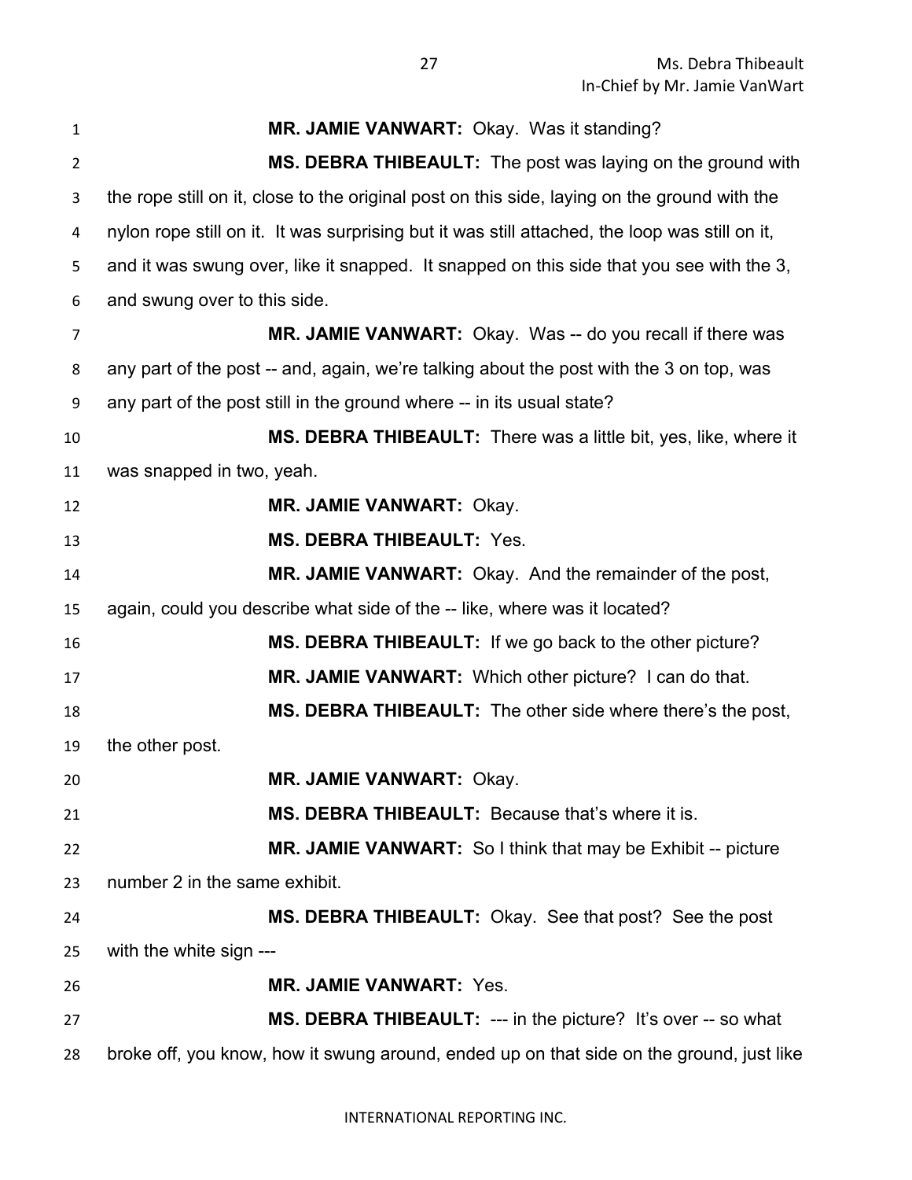**MR. JAMIE VANWART:** Okay. Was it standing?

**MS. DEBRA THIBEAULT:** The post was laying on the ground with the rope still on it, close to the original post on this side, laying on the ground with the nylon rope still on it. It was surprising but it was still attached, the loop was still on it, and it was swung over, like it snapped. It snapped on this side that you see with the 3, and swung over to this side.

**MR. JAMIE VANWART:** Okay. Was -- do you recall if there was any part of the post -- and, again, we're talking about the post with the 3 on top, was any part of the post still in the ground where -- in its usual state?

**MS. DEBRA THIBEAULT:** There was a little bit, yes, like, where it was snapped in two, yeah.

**MR. JAMIE VANWART:** Okay.

**MS. DEBRA THIBEAULT:** Yes.

**MR. JAMIE VANWART:** Okay. And the remainder of the post, again, could you describe what side of the -- like, where was it located?

**MS. DEBRA THIBEAULT:** If we go back to the other picture?

**MR. JAMIE VANWART:** Which other picture? I can do that.

**MS. DEBRA THIBEAULT:** The other side where there's the post, the other post.

**MR. JAMIE VANWART:** Okay.

**MS. DEBRA THIBEAULT:** Because that's where it is.

**MR. JAMIE VANWART:** So I think that may be Exhibit -- picture number 2 in the same exhibit.

**MS. DEBRA THIBEAULT:** Okay. See that post? See the post with the white sign ---

**MR. JAMIE VANWART:** Yes.

**MS. DEBRA THIBEAULT:** --- in the picture? It's over -- so what broke off, you know, how it swung around, ended up on that side on the ground, just like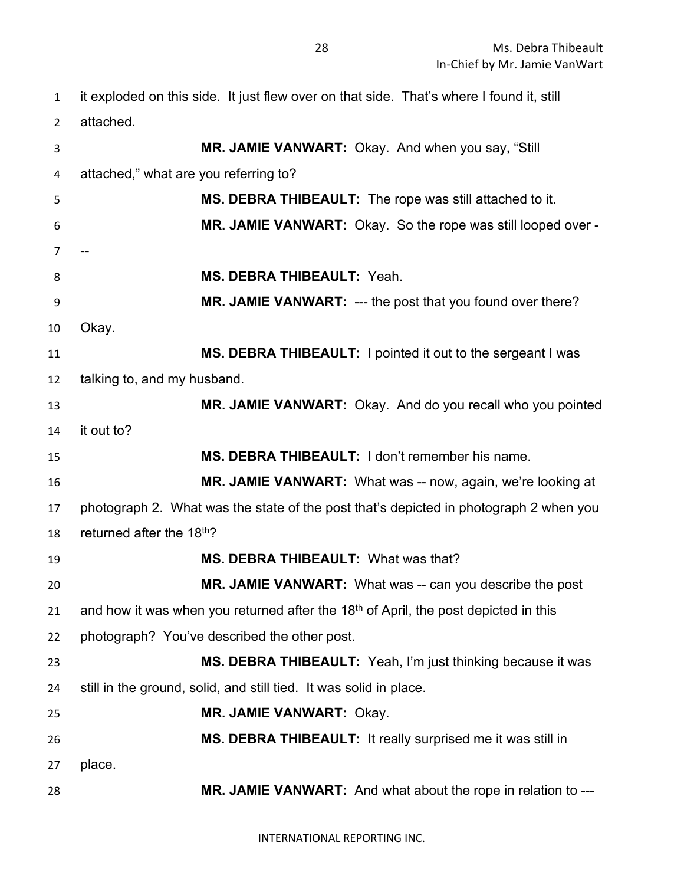it exploded on this side. It just flew over on that side. That's where I found it, still attached.

**MR. JAMIE VANWART:** Okay. And when you say, "Still attached," what are you referring to?

**MS. DEBRA THIBEAULT:** The rope was still attached to it.

**MR. JAMIE VANWART:** Okay. So the rope was still looped over ---

**MS. DEBRA THIBEAULT:** Yeah.

**MR. JAMIE VANWART:** --- the post that you found over there? Okay.

**MS. DEBRA THIBEAULT:** I pointed it out to the sergeant I was talking to, and my husband.

**MR. JAMIE VANWART:** Okay. And do you recall who you pointed it out to?

**MS. DEBRA THIBEAULT:** I don't remember his name.

**MR. JAMIE VANWART:** What was -- now, again, we're looking at photograph 2. What was the state of the post that's depicted in photograph 2 when you returned after the 18th?

**MS. DEBRA THIBEAULT:** What was that?

**MR. JAMIE VANWART:** What was -- can you describe the post and how it was when you returned after the 18th of April, the post depicted in this photograph? You've described the other post.

**MS. DEBRA THIBEAULT:** Yeah, I'm just thinking because it was still in the ground, solid, and still tied. It was solid in place.

**MR. JAMIE VANWART:** Okay.

**MS. DEBRA THIBEAULT:** It really surprised me it was still in place.

**MR. JAMIE VANWART:** And what about the rope in relation to ---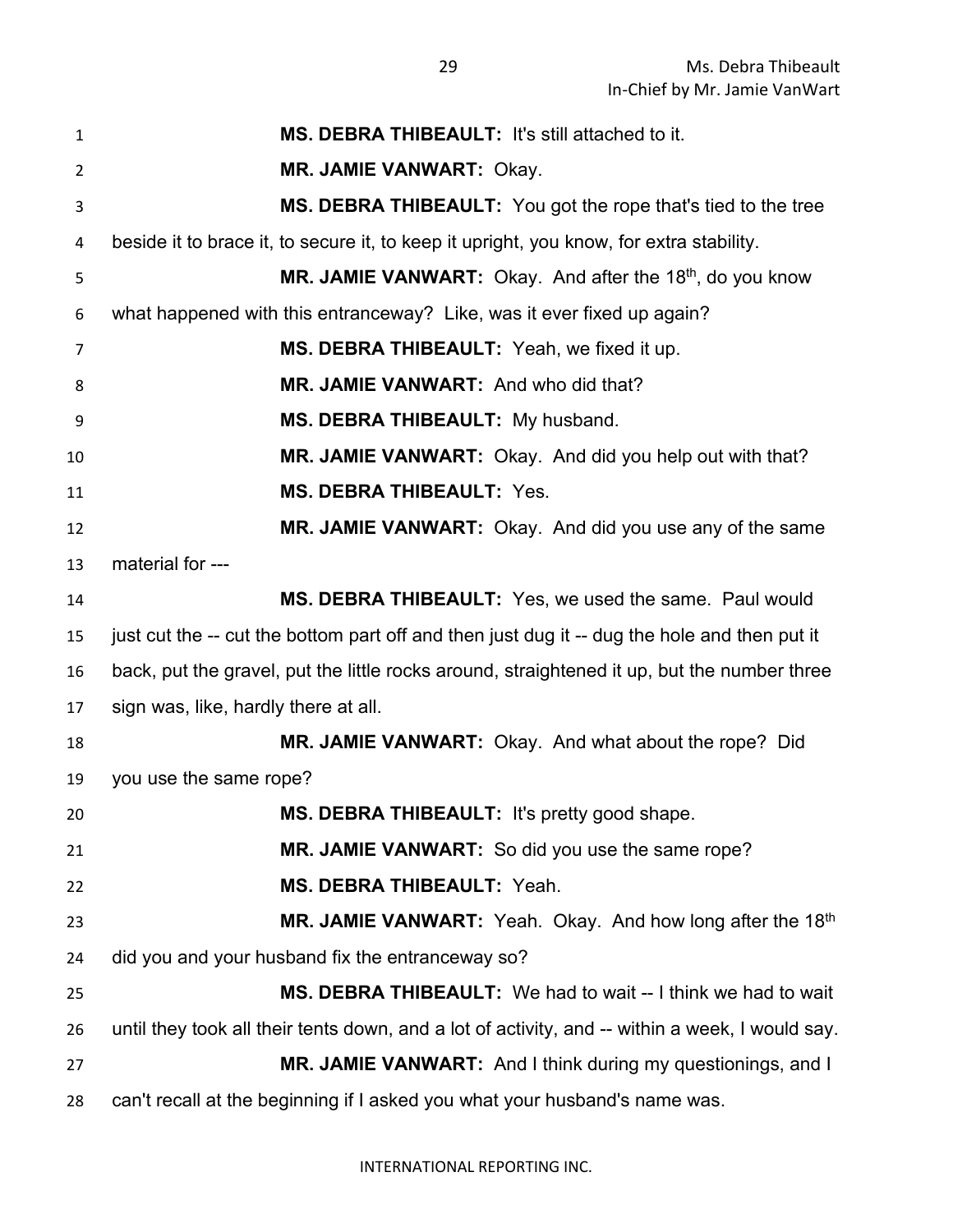**MS. DEBRA THIBEAULT:** It's still attached to it.

**MR. JAMIE VANWART:** Okay.

**MS. DEBRA THIBEAULT:** You got the rope that's tied to the tree beside it to brace it, to secure it, to keep it upright, you know, for extra stability.

**MR. JAMIE VANWART:** Okay. And after the 18th, do you know what happened with this entranceway? Like, was it ever fixed up again?

**MS. DEBRA THIBEAULT:** Yeah, we fixed it up.

**MR. JAMIE VANWART:** And who did that?

**MS. DEBRA THIBEAULT:** My husband.

**MR. JAMIE VANWART:** Okay. And did you help out with that?

**MS. DEBRA THIBEAULT:** Yes.

**MR. JAMIE VANWART:** Okay. And did you use any of the same material for ---

**MS. DEBRA THIBEAULT:** Yes, we used the same. Paul would just cut the -- cut the bottom part off and then just dug it -- dug the hole and then put it back, put the gravel, put the little rocks around, straightened it up, but the number three sign was, like, hardly there at all.

**MR. JAMIE VANWART:** Okay. And what about the rope? Did you use the same rope?

**MS. DEBRA THIBEAULT:** It's pretty good shape.

**MR. JAMIE VANWART:** So did you use the same rope?

**MS. DEBRA THIBEAULT:** Yeah.

**MR. JAMIE VANWART:** Yeah. Okay. And how long after the 18th did you and your husband fix the entranceway so?

**MS. DEBRA THIBEAULT:** We had to wait -- I think we had to wait until they took all their tents down, and a lot of activity, and -- within a week, I would say.

**MR. JAMIE VANWART:** And I think during my questionings, and I can't recall at the beginning if I asked you what your husband's name was.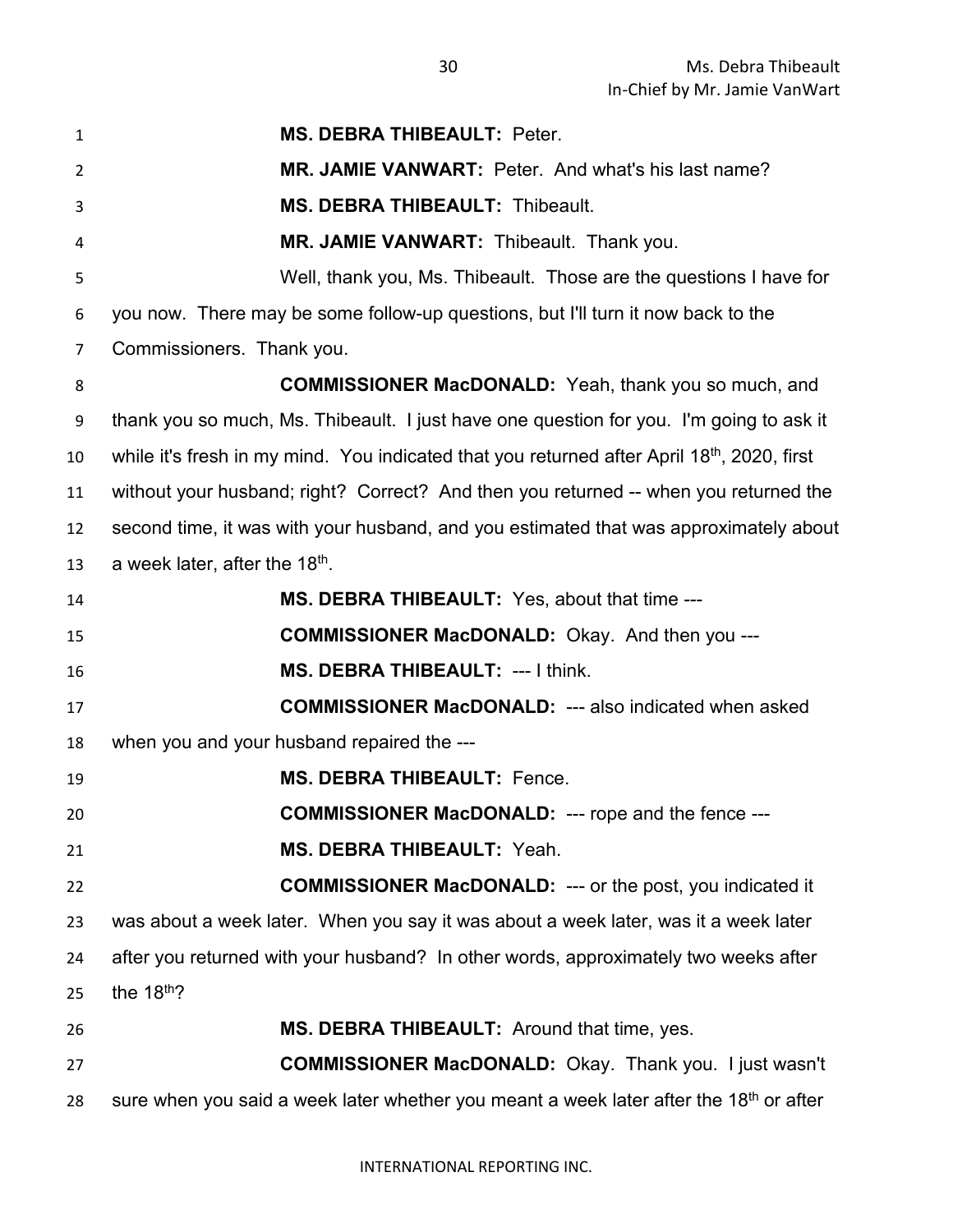**MS. DEBRA THIBEAULT:** Peter.

**MR. JAMIE VANWART:** Peter. And what's his last name?

**MS. DEBRA THIBEAULT:** Thibeault.

**MR. JAMIE VANWART:** Thibeault. Thank you.

Well, thank you, Ms. Thibeault. Those are the questions I have for you now. There may be some follow-up questions, but I'll turn it now back to the Commissioners. Thank you.

**COMMISSIONER MacDONALD:** Yeah, thank you so much, and thank you so much, Ms. Thibeault. I just have one question for you. I'm going to ask it while it's fresh in my mind. You indicated that you returned after April 18th, 2020, first without your husband; right? Correct? And then you returned -- when you returned the second time, it was with your husband, and you estimated that was approximately about a week later, after the 18th.

**MS. DEBRA THIBEAULT:** Yes, about that time ---

**COMMISSIONER MacDONALD:** Okay. And then you ---

**MS. DEBRA THIBEAULT:** --- I think.

**COMMISSIONER MacDONALD:** --- also indicated when asked when you and your husband repaired the ---

**MS. DEBRA THIBEAULT:** Fence.

**COMMISSIONER MacDONALD:** --- rope and the fence ---

**MS. DEBRA THIBEAULT:** Yeah.

**COMMISSIONER MacDONALD:** --- or the post, you indicated it was about a week later. When you say it was about a week later, was it a week later after you returned with your husband? In other words, approximately two weeks after the 18th?

**MS. DEBRA THIBEAULT:** Around that time, yes.

**COMMISSIONER MacDONALD:** Okay. Thank you. I just wasn't sure when you said a week later whether you meant a week later after the 18th or after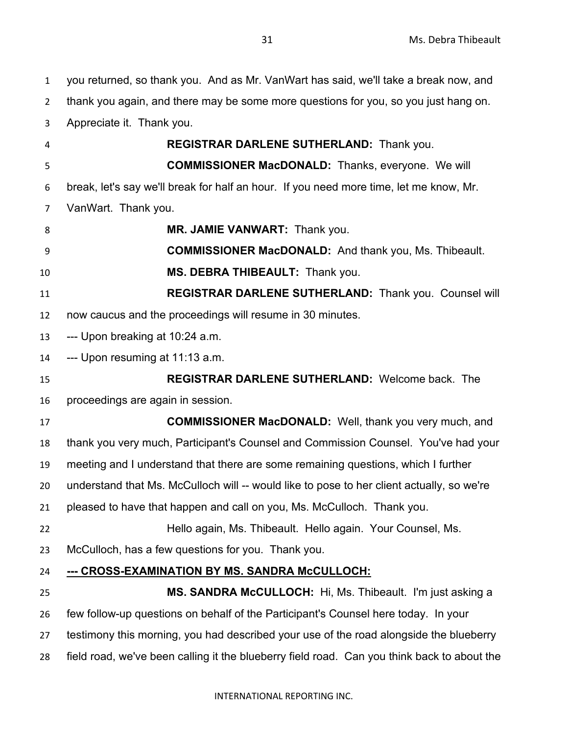you returned, so thank you. And as Mr. VanWart has said, we'll take a break now, and thank you again, and there may be some more questions for you, so you just hang on. Appreciate it. Thank you.

**REGISTRAR DARLENE SUTHERLAND:** Thank you.

**COMMISSIONER MacDONALD:** Thanks, everyone. We will break, let's say we'll break for half an hour. If you need more time, let me know, Mr. VanWart. Thank you.

**MR. JAMIE VANWART:** Thank you.

**COMMISSIONER MacDONALD:** And thank you, Ms. Thibeault.

**MS. DEBRA THIBEAULT:** Thank you.

**REGISTRAR DARLENE SUTHERLAND:** Thank you. Counsel will now caucus and the proceedings will resume in 30 minutes.

--- Upon breaking at 10:24 a.m.

--- Upon resuming at 11:13 a.m.

**REGISTRAR DARLENE SUTHERLAND:** Welcome back. The proceedings are again in session.

**COMMISSIONER MacDONALD:** Well, thank you very much, and thank you very much, Participant's Counsel and Commission Counsel. You've had your meeting and I understand that there are some remaining questions, which I further understand that Ms. McCulloch will -- would like to pose to her client actually, so we're pleased to have that happen and call on you, Ms. McCulloch. Thank you.

Hello again, Ms. Thibeault. Hello again. Your Counsel, Ms. McCulloch, has a few questions for you. Thank you.

**--- CROSS-EXAMINATION BY MS. SANDRA McCULLOCH:**

**MS. SANDRA McCULLOCH:** Hi, Ms. Thibeault. I'm just asking a few follow-up questions on behalf of the Participant's Counsel here today. In your testimony this morning, you had described your use of the road alongside the blueberry field road, we've been calling it the blueberry field road. Can you think back to about the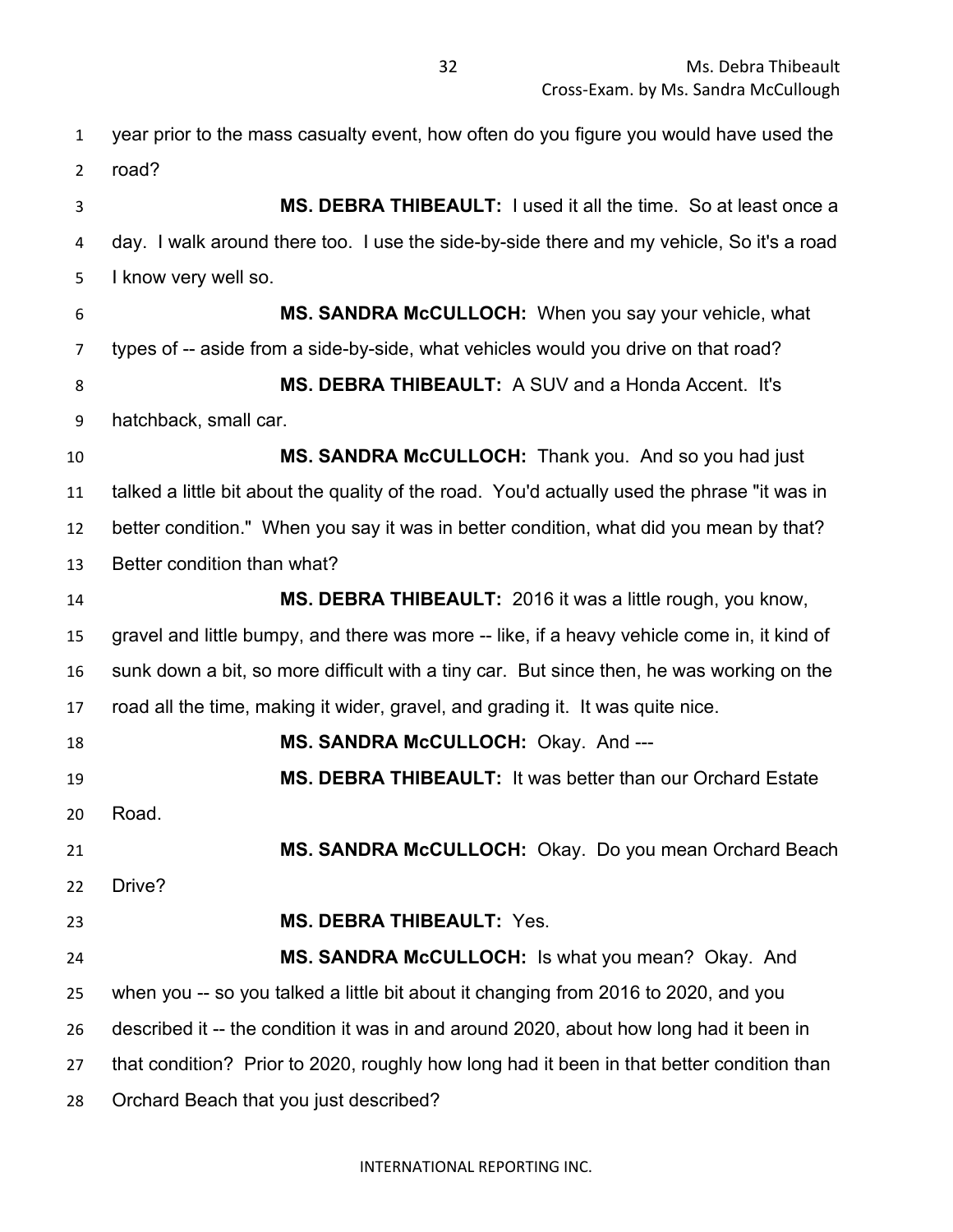year prior to the mass casualty event, how often do you figure you would have used the road?

**MS. DEBRA THIBEAULT:** I used it all the time. So at least once a day. I walk around there too. I use the side-by-side there and my vehicle, So it's a road I know very well so.

**MS. SANDRA McCULLOCH:** When you say your vehicle, what types of -- aside from a side-by-side, what vehicles would you drive on that road?

**MS. DEBRA THIBEAULT:** A SUV and a Honda Accent. It's hatchback, small car.

**MS. SANDRA McCULLOCH:** Thank you. And so you had just talked a little bit about the quality of the road. You'd actually used the phrase "it was in better condition." When you say it was in better condition, what did you mean by that? Better condition than what?

**MS. DEBRA THIBEAULT:** 2016 it was a little rough, you know, gravel and little bumpy, and there was more -- like, if a heavy vehicle come in, it kind of sunk down a bit, so more difficult with a tiny car. But since then, he was working on the road all the time, making it wider, gravel, and grading it. It was quite nice.

**MS. SANDRA McCULLOCH:** Okay. And ---

**MS. DEBRA THIBEAULT:** It was better than our Orchard Estate Road.

**MS. SANDRA McCULLOCH:** Okay. Do you mean Orchard Beach Drive?

**MS. DEBRA THIBEAULT:** Yes.

**MS. SANDRA McCULLOCH:** Is what you mean? Okay. And when you -- so you talked a little bit about it changing from 2016 to 2020, and you described it -- the condition it was in and around 2020, about how long had it been in that condition? Prior to 2020, roughly how long had it been in that better condition than Orchard Beach that you just described?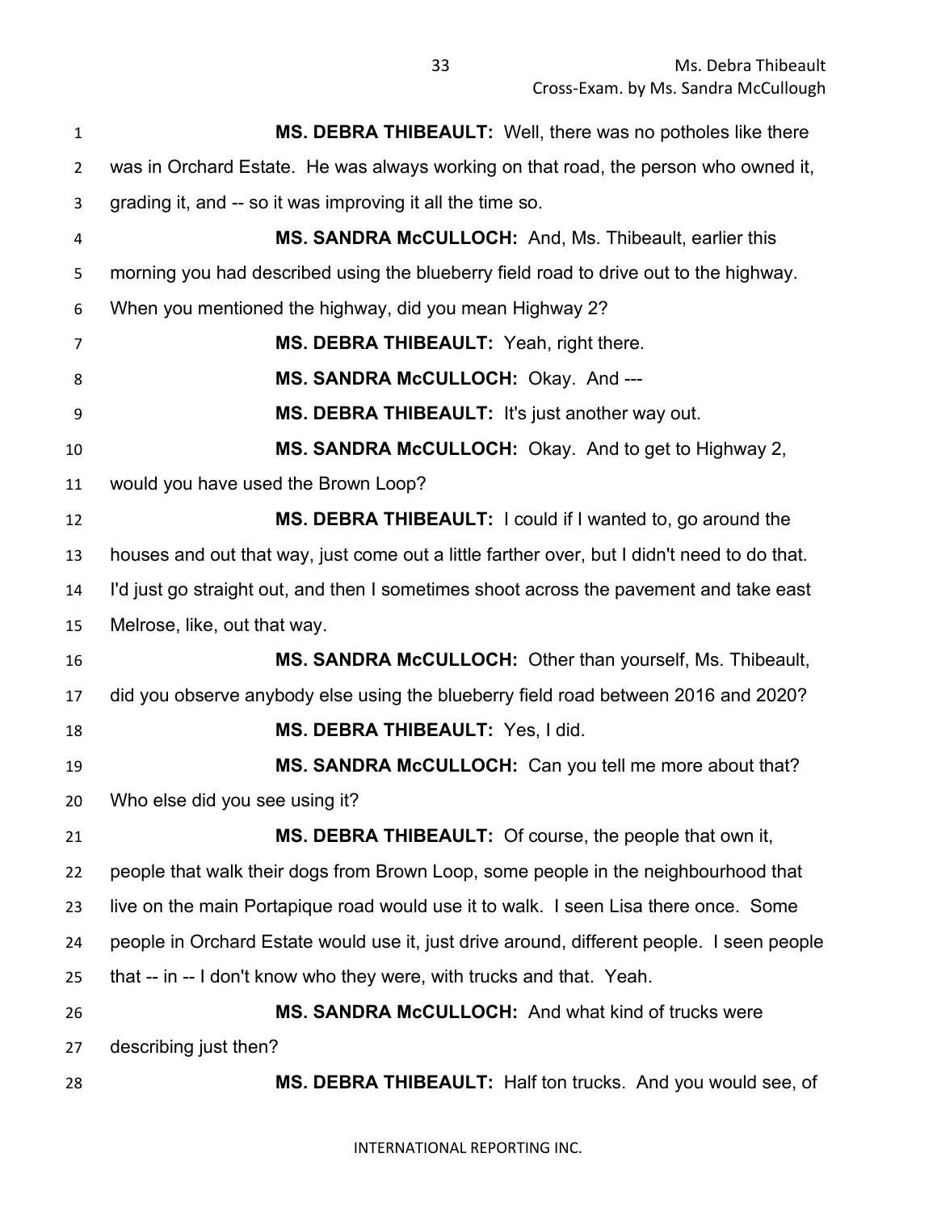**MS. DEBRA THIBEAULT:** Well, there was no potholes like there was in Orchard Estate. He was always working on that road, the person who owned it, grading it, and -- so it was improving it all the time so.

**MS. SANDRA McCULLOCH:** And, Ms. Thibeault, earlier this morning you had described using the blueberry field road to drive out to the highway. When you mentioned the highway, did you mean Highway 2?

**MS. DEBRA THIBEAULT:** Yeah, right there.

**MS. SANDRA McCULLOCH:** Okay. And ---

**MS. DEBRA THIBEAULT:** It's just another way out.

**MS. SANDRA McCULLOCH:** Okay. And to get to Highway 2, would you have used the Brown Loop?

**MS. DEBRA THIBEAULT:** I could if I wanted to, go around the houses and out that way, just come out a little farther over, but I didn't need to do that. I'd just go straight out, and then I sometimes shoot across the pavement and take east Melrose, like, out that way.

**MS. SANDRA McCULLOCH:** Other than yourself, Ms. Thibeault, did you observe anybody else using the blueberry field road between 2016 and 2020?

**MS. DEBRA THIBEAULT:** Yes, I did.

**MS. SANDRA McCULLOCH:** Can you tell me more about that? Who else did you see using it?

**MS. DEBRA THIBEAULT:** Of course, the people that own it, people that walk their dogs from Brown Loop, some people in the neighbourhood that live on the main Portapique road would use it to walk. I seen Lisa there once. Some people in Orchard Estate would use it, just drive around, different people. I seen people that -- in -- I don't know who they were, with trucks and that. Yeah.

**MS. SANDRA McCULLOCH:** And what kind of trucks were describing just then?

**MS. DEBRA THIBEAULT:** Half ton trucks. And you would see, of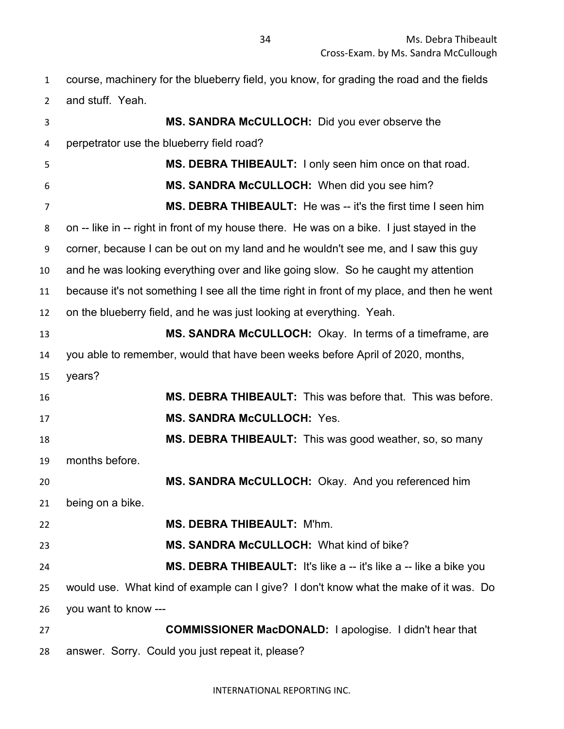course, machinery for the blueberry field, you know, for grading the road and the fields and stuff. Yeah.

**MS. SANDRA McCULLOCH:** Did you ever observe the perpetrator use the blueberry field road?

**MS. DEBRA THIBEAULT:** I only seen him once on that road.

**MS. SANDRA McCULLOCH:** When did you see him?

**MS. DEBRA THIBEAULT:** He was -- it's the first time I seen him on -- like in -- right in front of my house there. He was on a bike. I just stayed in the corner, because I can be out on my land and he wouldn't see me, and I saw this guy and he was looking everything over and like going slow. So he caught my attention because it's not something I see all the time right in front of my place, and then he went on the blueberry field, and he was just looking at everything. Yeah.

**MS. SANDRA McCULLOCH:** Okay. In terms of a timeframe, are you able to remember, would that have been weeks before April of 2020, months, years?

**MS. DEBRA THIBEAULT:** This was before that. This was before.

**MS. SANDRA McCULLOCH:** Yes.

**MS. DEBRA THIBEAULT:** This was good weather, so, so many months before.

**MS. SANDRA McCULLOCH:** Okay. And you referenced him being on a bike.

**MS. DEBRA THIBEAULT:** M'hm.

**MS. SANDRA McCULLOCH:** What kind of bike?

**MS. DEBRA THIBEAULT:** It's like a -- it's like a -- like a bike you would use. What kind of example can I give? I don't know what the make of it was. Do you want to know ---

**COMMISSIONER MacDONALD:** I apologise. I didn't hear that answer. Sorry. Could you just repeat it, please?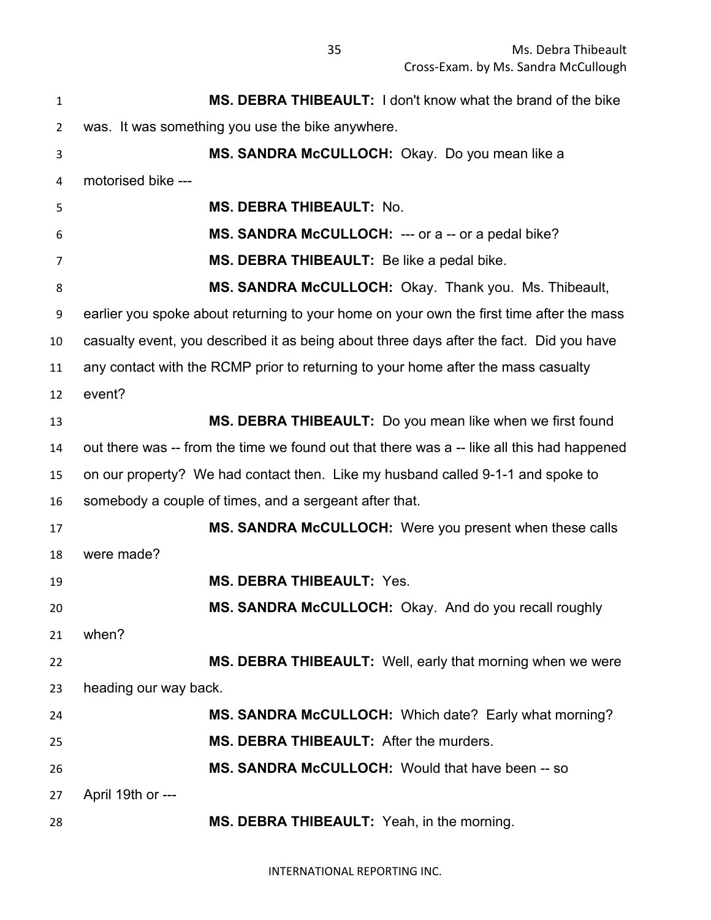**MS. DEBRA THIBEAULT:** I don't know what the brand of the bike was. It was something you use the bike anywhere.

**MS. SANDRA McCULLOCH:** Okay. Do you mean like a motorised bike ---

**MS. DEBRA THIBEAULT:** No.

**MS. SANDRA McCULLOCH:** --- or a -- or a pedal bike?

**MS. DEBRA THIBEAULT:** Be like a pedal bike.

**MS. SANDRA McCULLOCH:** Okay. Thank you. Ms. Thibeault, earlier you spoke about returning to your home on your own the first time after the mass casualty event, you described it as being about three days after the fact. Did you have any contact with the RCMP prior to returning to your home after the mass casualty event?

**MS. DEBRA THIBEAULT:** Do you mean like when we first found out there was -- from the time we found out that there was a -- like all this had happened on our property? We had contact then. Like my husband called 9-1-1 and spoke to somebody a couple of times, and a sergeant after that.

**MS. SANDRA McCULLOCH:** Were you present when these calls were made?

**MS. DEBRA THIBEAULT:** Yes.

**MS. SANDRA McCULLOCH:** Okay. And do you recall roughly when?

**MS. DEBRA THIBEAULT:** Well, early that morning when we were heading our way back.

**MS. SANDRA McCULLOCH:** Which date? Early what morning?

**MS. DEBRA THIBEAULT:** After the murders.

**MS. SANDRA McCULLOCH:** Would that have been -- so April 19th or ---

**MS. DEBRA THIBEAULT:** Yeah, in the morning.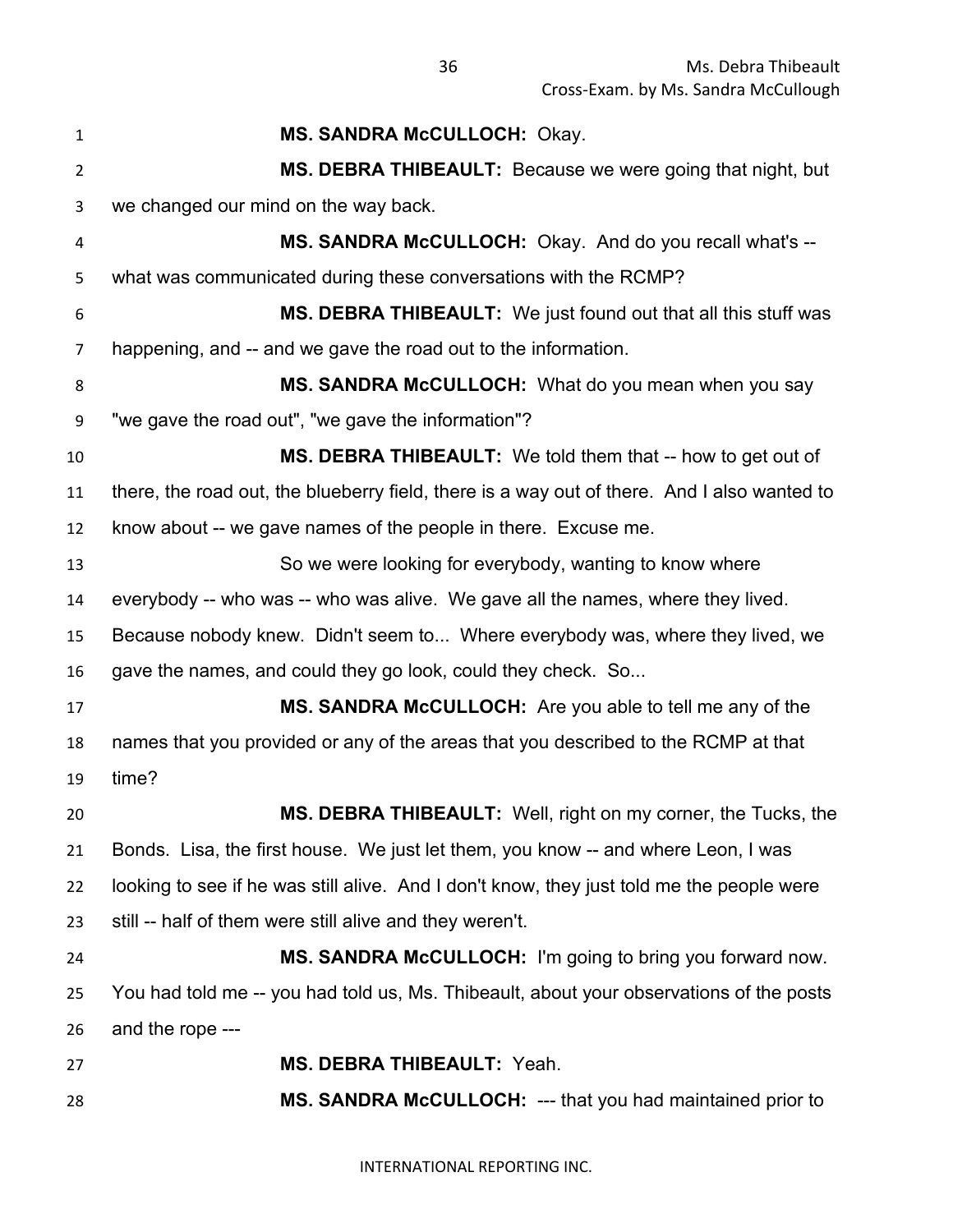**MS. SANDRA McCULLOCH:** Okay.

**MS. DEBRA THIBEAULT:** Because we were going that night, but we changed our mind on the way back.

**MS. SANDRA McCULLOCH:** Okay. And do you recall what's -- what was communicated during these conversations with the RCMP?

**MS. DEBRA THIBEAULT:** We just found out that all this stuff was happening, and -- and we gave the road out to the information.

**MS. SANDRA McCULLOCH:** What do you mean when you say "we gave the road out", "we gave the information"?

**MS. DEBRA THIBEAULT:** We told them that -- how to get out of there, the road out, the blueberry field, there is a way out of there. And I also wanted to know about -- we gave names of the people in there. Excuse me.

So we were looking for everybody, wanting to know where everybody -- who was -- who was alive. We gave all the names, where they lived. Because nobody knew. Didn't seem to... Where everybody was, where they lived, we gave the names, and could they go look, could they check. So...

**MS. SANDRA McCULLOCH:** Are you able to tell me any of the names that you provided or any of the areas that you described to the RCMP at that time?

**MS. DEBRA THIBEAULT:** Well, right on my corner, the Tucks, the Bonds. Lisa, the first house. We just let them, you know -- and where Leon, I was looking to see if he was still alive. And I don't know, they just told me the people were still -- half of them were still alive and they weren't.

**MS. SANDRA McCULLOCH:** I'm going to bring you forward now. You had told me -- you had told us, Ms. Thibeault, about your observations of the posts and the rope ---

**MS. DEBRA THIBEAULT:** Yeah.

**MS. SANDRA McCULLOCH:** --- that you had maintained prior to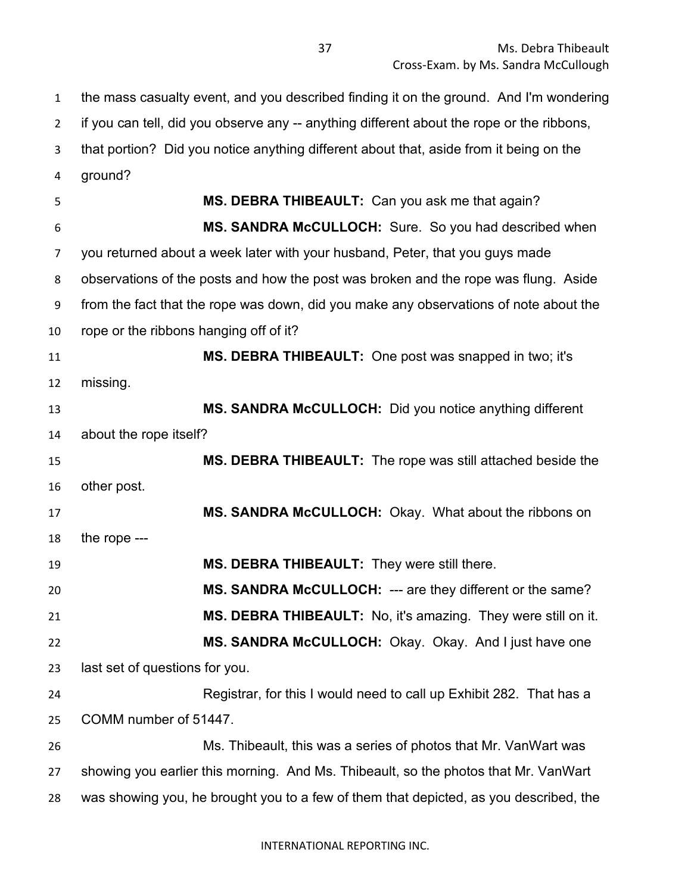the mass casualty event, and you described finding it on the ground. And I'm wondering if you can tell, did you observe any -- anything different about the rope or the ribbons, that portion? Did you notice anything different about that, aside from it being on the ground?

**MS. DEBRA THIBEAULT:** Can you ask me that again?

**MS. SANDRA McCULLOCH:** Sure. So you had described when you returned about a week later with your husband, Peter, that you guys made observations of the posts and how the post was broken and the rope was flung. Aside from the fact that the rope was down, did you make any observations of note about the rope or the ribbons hanging off of it?

**MS. DEBRA THIBEAULT:** One post was snapped in two; it's missing.

**MS. SANDRA McCULLOCH:** Did you notice anything different about the rope itself?

**MS. DEBRA THIBEAULT:** The rope was still attached beside the other post.

**MS. SANDRA McCULLOCH:** Okay. What about the ribbons on the rope ---

**MS. DEBRA THIBEAULT:** They were still there.

**MS. SANDRA McCULLOCH:** --- are they different or the same?

**MS. DEBRA THIBEAULT:** No, it's amazing. They were still on it.

**MS. SANDRA McCULLOCH:** Okay. Okay. And I just have one last set of questions for you.

Registrar, for this I would need to call up Exhibit 282. That has a COMM number of 51447.

Ms. Thibeault, this was a series of photos that Mr. VanWart was showing you earlier this morning. And Ms. Thibeault, so the photos that Mr. VanWart was showing you, he brought you to a few of them that depicted, as you described, the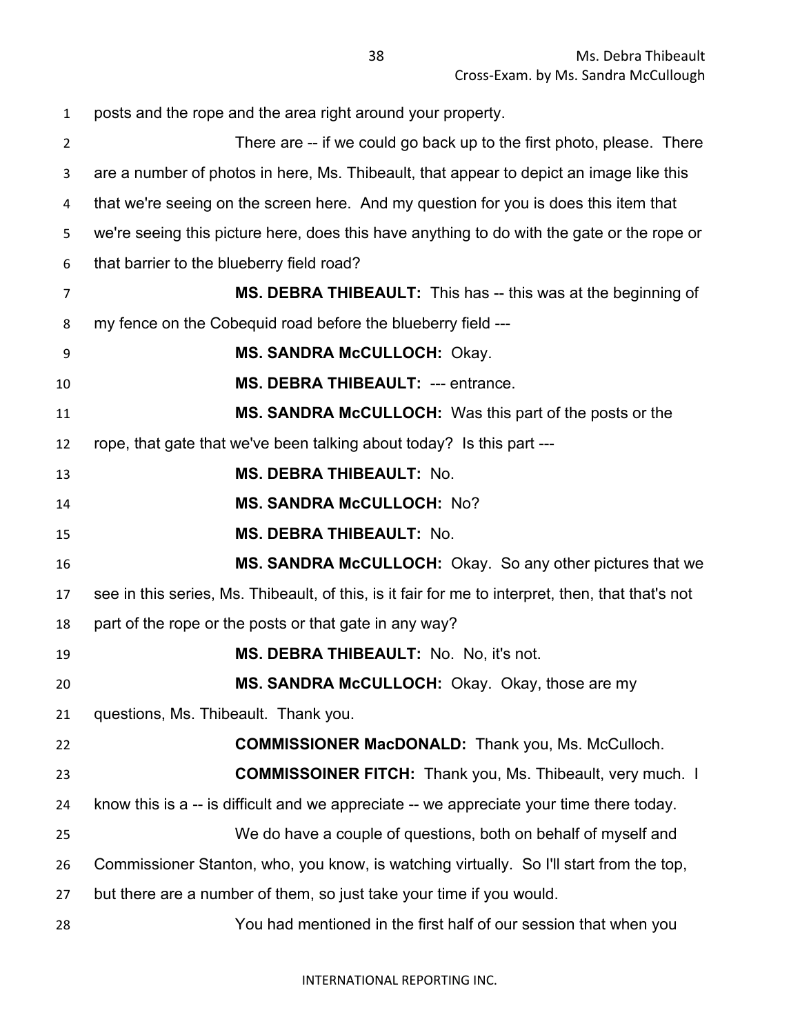posts and the rope and the area right around your property.

There are -- if we could go back up to the first photo, please. There are a number of photos in here, Ms. Thibeault, that appear to depict an image like this that we're seeing on the screen here. And my question for you is does this item that we're seeing this picture here, does this have anything to do with the gate or the rope or that barrier to the blueberry field road?

**MS. DEBRA THIBEAULT:** This has -- this was at the beginning of my fence on the Cobequid road before the blueberry field ---

**MS. SANDRA McCULLOCH:** Okay.

**MS. DEBRA THIBEAULT:** --- entrance.

**MS. SANDRA McCULLOCH:** Was this part of the posts or the rope, that gate that we've been talking about today? Is this part ---

**MS. DEBRA THIBEAULT:** No.

**MS. SANDRA McCULLOCH:** No?

**MS. DEBRA THIBEAULT:** No.

**MS. SANDRA McCULLOCH:** Okay. So any other pictures that we see in this series, Ms. Thibeault, of this, is it fair for me to interpret, then, that that's not part of the rope or the posts or that gate in any way?

**MS. DEBRA THIBEAULT:** No. No, it's not.

**MS. SANDRA McCULLOCH:** Okay. Okay, those are my questions, Ms. Thibeault. Thank you.

**COMMISSIONER MacDONALD:** Thank you, Ms. McCulloch.

**COMMISSOINER FITCH:** Thank you, Ms. Thibeault, very much. I know this is a -- is difficult and we appreciate -- we appreciate your time there today.

We do have a couple of questions, both on behalf of myself and Commissioner Stanton, who, you know, is watching virtually. So I'll start from the top, but there are a number of them, so just take your time if you would.

You had mentioned in the first half of our session that when you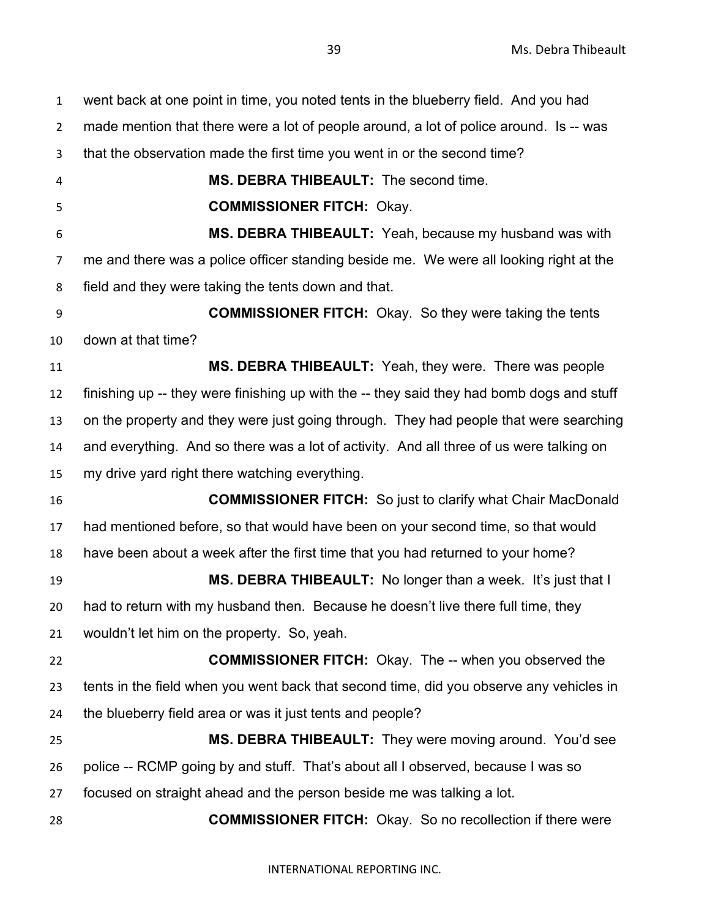went back at one point in time, you noted tents in the blueberry field. And you had made mention that there were a lot of people around, a lot of police around. Is -- was that the observation made the first time you went in or the second time?

**MS. DEBRA THIBEAULT:** The second time.

**COMMISSIONER FITCH:** Okay.

**MS. DEBRA THIBEAULT:** Yeah, because my husband was with me and there was a police officer standing beside me. We were all looking right at the field and they were taking the tents down and that.

**COMMISSIONER FITCH:** Okay. So they were taking the tents down at that time?

**MS. DEBRA THIBEAULT:** Yeah, they were. There was people finishing up -- they were finishing up with the -- they said they had bomb dogs and stuff on the property and they were just going through. They had people that were searching and everything. And so there was a lot of activity. And all three of us were talking on my drive yard right there watching everything.

**COMMISSIONER FITCH:** So just to clarify what Chair MacDonald had mentioned before, so that would have been on your second time, so that would have been about a week after the first time that you had returned to your home?

**MS. DEBRA THIBEAULT:** No longer than a week. It's just that I had to return with my husband then. Because he doesn't live there full time, they wouldn't let him on the property. So, yeah.

**COMMISSIONER FITCH:** Okay. The -- when you observed the tents in the field when you went back that second time, did you observe any vehicles in the blueberry field area or was it just tents and people?

**MS. DEBRA THIBEAULT:** They were moving around. You'd see police -- RCMP going by and stuff. That's about all I observed, because I was so focused on straight ahead and the person beside me was talking a lot.

**COMMISSIONER FITCH:** Okay. So no recollection if there were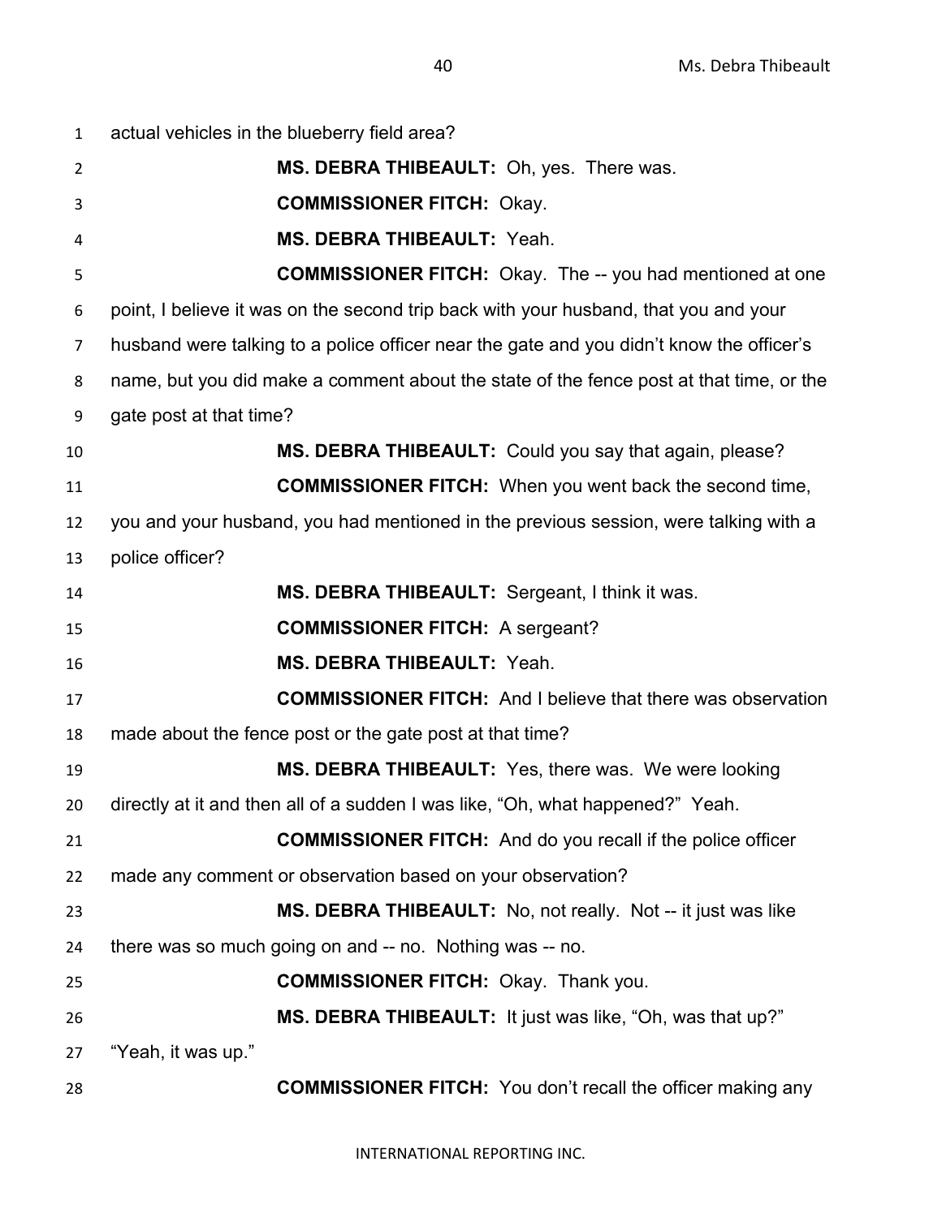actual vehicles in the blueberry field area?

**MS. DEBRA THIBEAULT:** Oh, yes. There was.

**COMMISSIONER FITCH:** Okay.

**MS. DEBRA THIBEAULT:** Yeah.

**COMMISSIONER FITCH:** Okay. The -- you had mentioned at one point, I believe it was on the second trip back with your husband, that you and your husband were talking to a police officer near the gate and you didn't know the officer's name, but you did make a comment about the state of the fence post at that time, or the gate post at that time?

**MS. DEBRA THIBEAULT:** Could you say that again, please?

**COMMISSIONER FITCH:** When you went back the second time, you and your husband, you had mentioned in the previous session, were talking with a police officer?

**MS. DEBRA THIBEAULT:** Sergeant, I think it was.

**COMMISSIONER FITCH:** A sergeant?

**MS. DEBRA THIBEAULT:** Yeah.

**COMMISSIONER FITCH:** And I believe that there was observation made about the fence post or the gate post at that time?

**MS. DEBRA THIBEAULT:** Yes, there was. We were looking directly at it and then all of a sudden I was like, "Oh, what happened?" Yeah.

**COMMISSIONER FITCH:** And do you recall if the police officer made any comment or observation based on your observation?

**MS. DEBRA THIBEAULT:** No, not really. Not -- it just was like there was so much going on and -- no. Nothing was -- no.

**COMMISSIONER FITCH:** Okay. Thank you.

**MS. DEBRA THIBEAULT:** It just was like, "Oh, was that up?" "Yeah, it was up."

**COMMISSIONER FITCH:** You don't recall the officer making any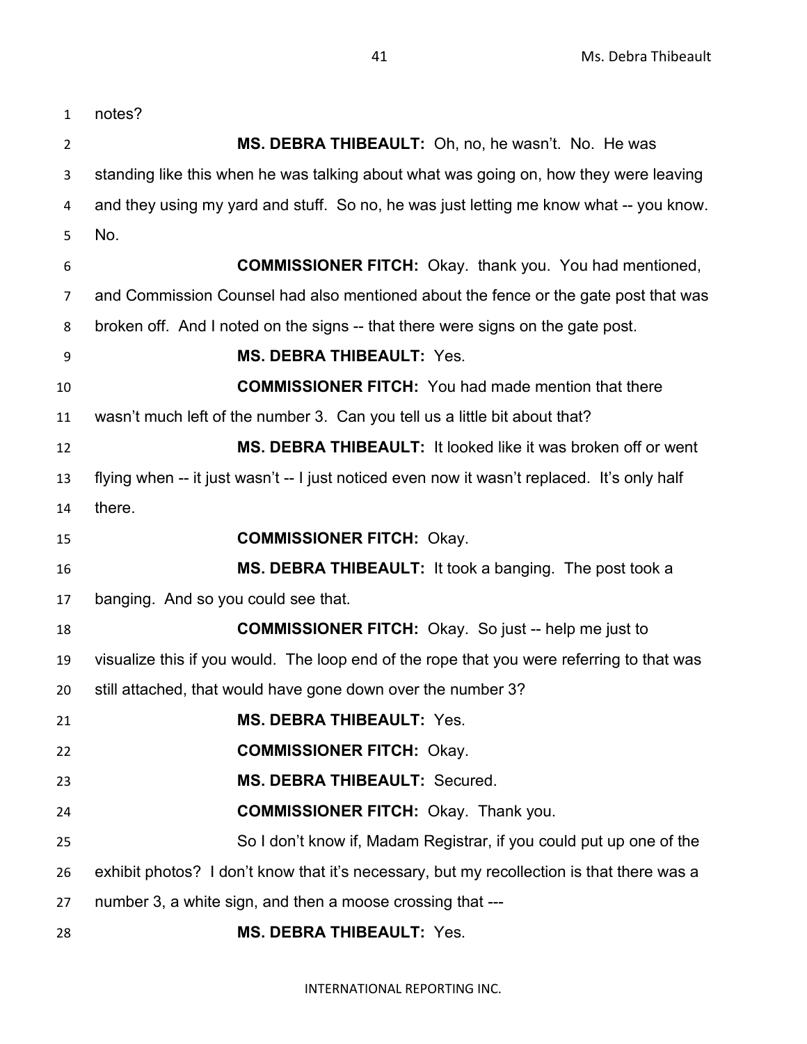notes?

**MS. DEBRA THIBEAULT:** Oh, no, he wasn't. No. He was standing like this when he was talking about what was going on, how they were leaving and they using my yard and stuff. So no, he was just letting me know what -- you know. No.

**COMMISSIONER FITCH:** Okay. thank you. You had mentioned, and Commission Counsel had also mentioned about the fence or the gate post that was broken off. And I noted on the signs -- that there were signs on the gate post.

**MS. DEBRA THIBEAULT:** Yes.

**COMMISSIONER FITCH:** You had made mention that there wasn't much left of the number 3. Can you tell us a little bit about that?

**MS. DEBRA THIBEAULT:** It looked like it was broken off or went flying when -- it just wasn't -- I just noticed even now it wasn't replaced. It's only half there.

**COMMISSIONER FITCH:** Okay.

**MS. DEBRA THIBEAULT:** It took a banging. The post took a banging. And so you could see that.

**COMMISSIONER FITCH:** Okay. So just -- help me just to visualize this if you would. The loop end of the rope that you were referring to that was still attached, that would have gone down over the number 3?

**MS. DEBRA THIBEAULT:** Yes.

**COMMISSIONER FITCH:** Okay.

**MS. DEBRA THIBEAULT:** Secured.

**COMMISSIONER FITCH:** Okay. Thank you.

So I don't know if, Madam Registrar, if you could put up one of the exhibit photos? I don't know that it's necessary, but my recollection is that there was a number 3, a white sign, and then a moose crossing that ---

**MS. DEBRA THIBEAULT:** Yes.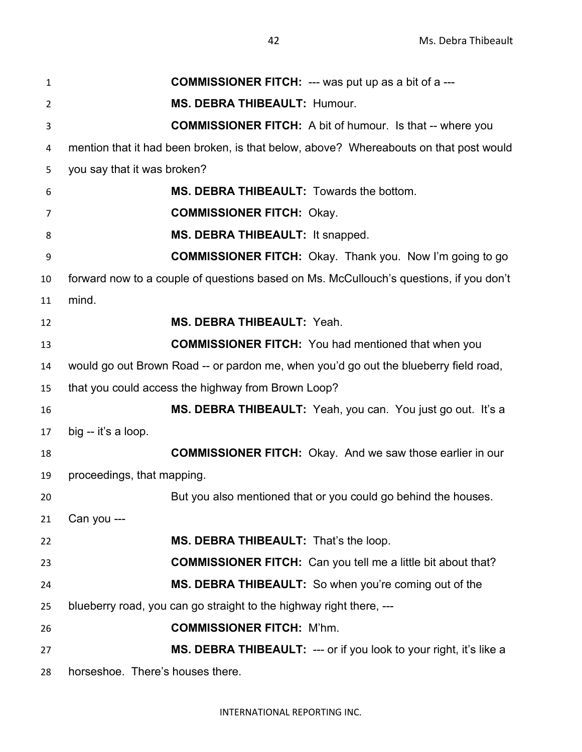**COMMISSIONER FITCH:** --- was put up as a bit of a ---

**MS. DEBRA THIBEAULT:** Humour.

**COMMISSIONER FITCH:** A bit of humour. Is that -- where you mention that it had been broken, is that below, above? Whereabouts on that post would you say that it was broken?

**MS. DEBRA THIBEAULT:** Towards the bottom.

**COMMISSIONER FITCH:** Okay.

**MS. DEBRA THIBEAULT:** It snapped.

**COMMISSIONER FITCH:** Okay. Thank you. Now I'm going to go forward now to a couple of questions based on Ms. McCullouch's questions, if you don't mind.

**MS. DEBRA THIBEAULT:** Yeah.

**COMMISSIONER FITCH:** You had mentioned that when you would go out Brown Road -- or pardon me, when you'd go out the blueberry field road, that you could access the highway from Brown Loop?

**MS. DEBRA THIBEAULT:** Yeah, you can. You just go out. It's a big -- it's a loop.

**COMMISSIONER FITCH:** Okay. And we saw those earlier in our proceedings, that mapping.

But you also mentioned that or you could go behind the houses. Can you ---

**MS. DEBRA THIBEAULT:** That's the loop.

**COMMISSIONER FITCH:** Can you tell me a little bit about that?

**MS. DEBRA THIBEAULT:** So when you're coming out of the blueberry road, you can go straight to the highway right there, ---

**COMMISSIONER FITCH:** M'hm.

**MS. DEBRA THIBEAULT:** --- or if you look to your right, it's like a horseshoe. There's houses there.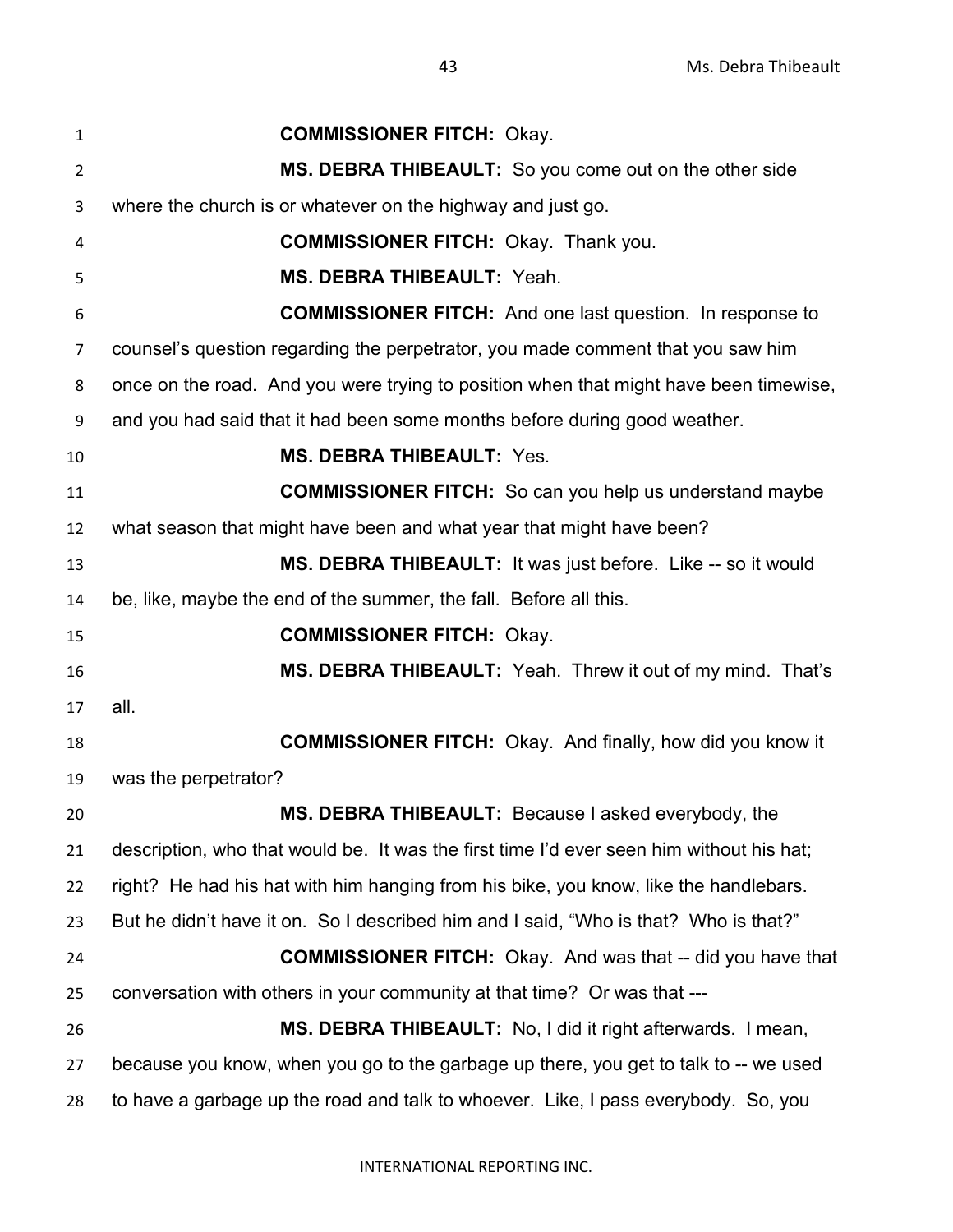**COMMISSIONER FITCH:** Okay.

**MS. DEBRA THIBEAULT:** So you come out on the other side where the church is or whatever on the highway and just go.

**COMMISSIONER FITCH:** Okay. Thank you.

**MS. DEBRA THIBEAULT:** Yeah.

**COMMISSIONER FITCH:** And one last question. In response to counsel's question regarding the perpetrator, you made comment that you saw him once on the road. And you were trying to position when that might have been timewise, and you had said that it had been some months before during good weather.

**MS. DEBRA THIBEAULT:** Yes.

**COMMISSIONER FITCH:** So can you help us understand maybe what season that might have been and what year that might have been?

**MS. DEBRA THIBEAULT:** It was just before. Like -- so it would be, like, maybe the end of the summer, the fall. Before all this.

**COMMISSIONER FITCH:** Okay.

**MS. DEBRA THIBEAULT:** Yeah. Threw it out of my mind. That's all.

**COMMISSIONER FITCH:** Okay. And finally, how did you know it was the perpetrator?

**MS. DEBRA THIBEAULT:** Because I asked everybody, the description, who that would be. It was the first time I'd ever seen him without his hat; right? He had his hat with him hanging from his bike, you know, like the handlebars. But he didn't have it on. So I described him and I said, "Who is that? Who is that?"

**COMMISSIONER FITCH:** Okay. And was that -- did you have that conversation with others in your community at that time? Or was that ---

**MS. DEBRA THIBEAULT:** No, I did it right afterwards. I mean, because you know, when you go to the garbage up there, you get to talk to -- we used to have a garbage up the road and talk to whoever. Like, I pass everybody. So, you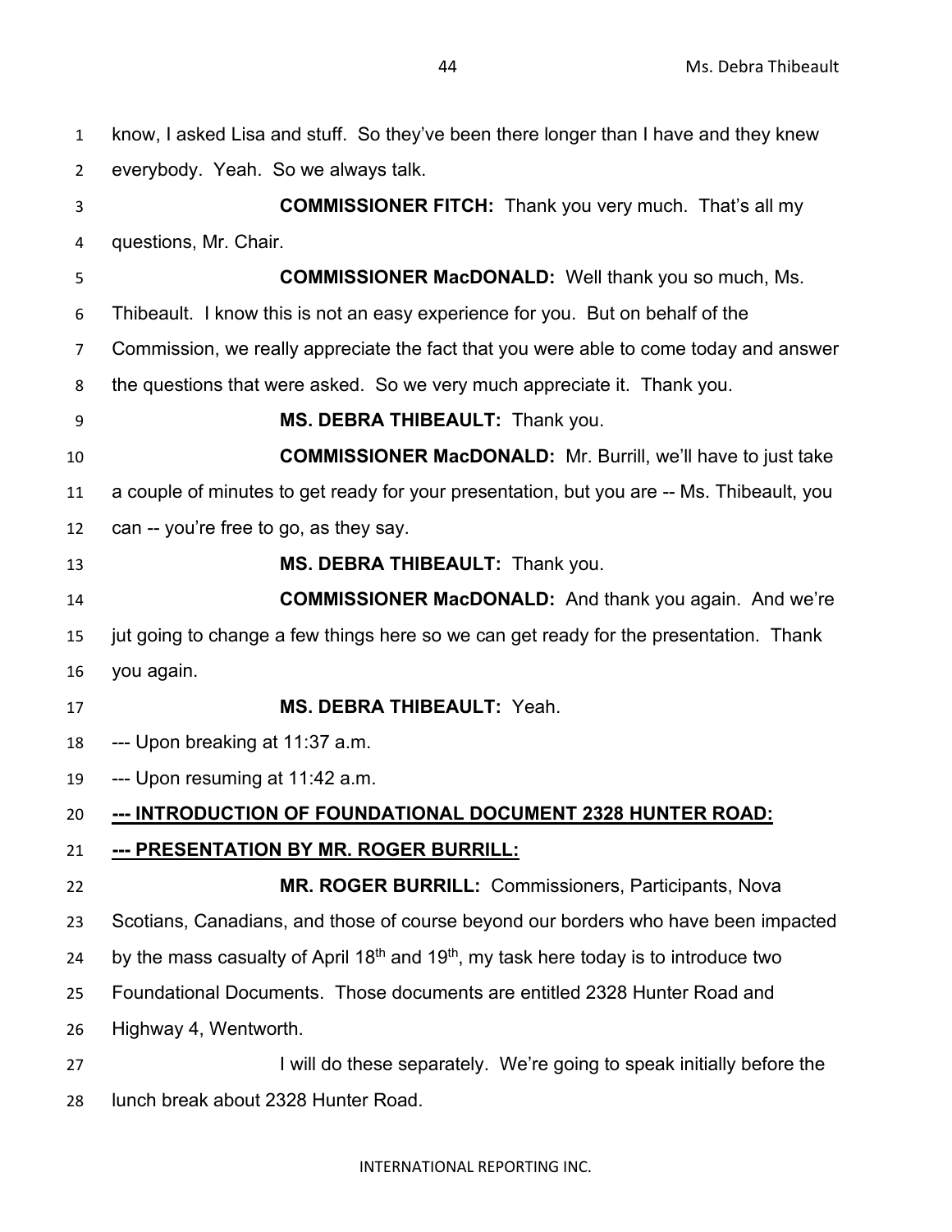know, I asked Lisa and stuff. So they've been there longer than I have and they knew everybody. Yeah. So we always talk.

**COMMISSIONER FITCH:** Thank you very much. That's all my questions, Mr. Chair.

**COMMISSIONER MacDONALD:** Well thank you so much, Ms. Thibeault. I know this is not an easy experience for you. But on behalf of the Commission, we really appreciate the fact that you were able to come today and answer the questions that were asked. So we very much appreciate it. Thank you.

**MS. DEBRA THIBEAULT:** Thank you.

**COMMISSIONER MacDONALD:** Mr. Burrill, we'll have to just take a couple of minutes to get ready for your presentation, but you are -- Ms. Thibeault, you can -- you're free to go, as they say.

**MS. DEBRA THIBEAULT:** Thank you.

**COMMISSIONER MacDONALD:** And thank you again. And we're jut going to change a few things here so we can get ready for the presentation. Thank you again.

**MS. DEBRA THIBEAULT:** Yeah.

--- Upon breaking at 11:37 a.m.

--- Upon resuming at 11:42 a.m.

**<u>--- INTRODUCTION OF FOUNDATIONAL DOCUMENT 2328 HUNTER ROAD:</u>**

**<u>--- PRESENTATION BY MR. ROGER BURRILL:</u>**

**MR. ROGER BURRILL:** Commissioners, Participants, Nova Scotians, Canadians, and those of course beyond our borders who have been impacted by the mass casualty of April 18th and 19th, my task here today is to introduce two Foundational Documents. Those documents are entitled 2328 Hunter Road and Highway 4, Wentworth.

I will do these separately. We're going to speak initially before the lunch break about 2328 Hunter Road.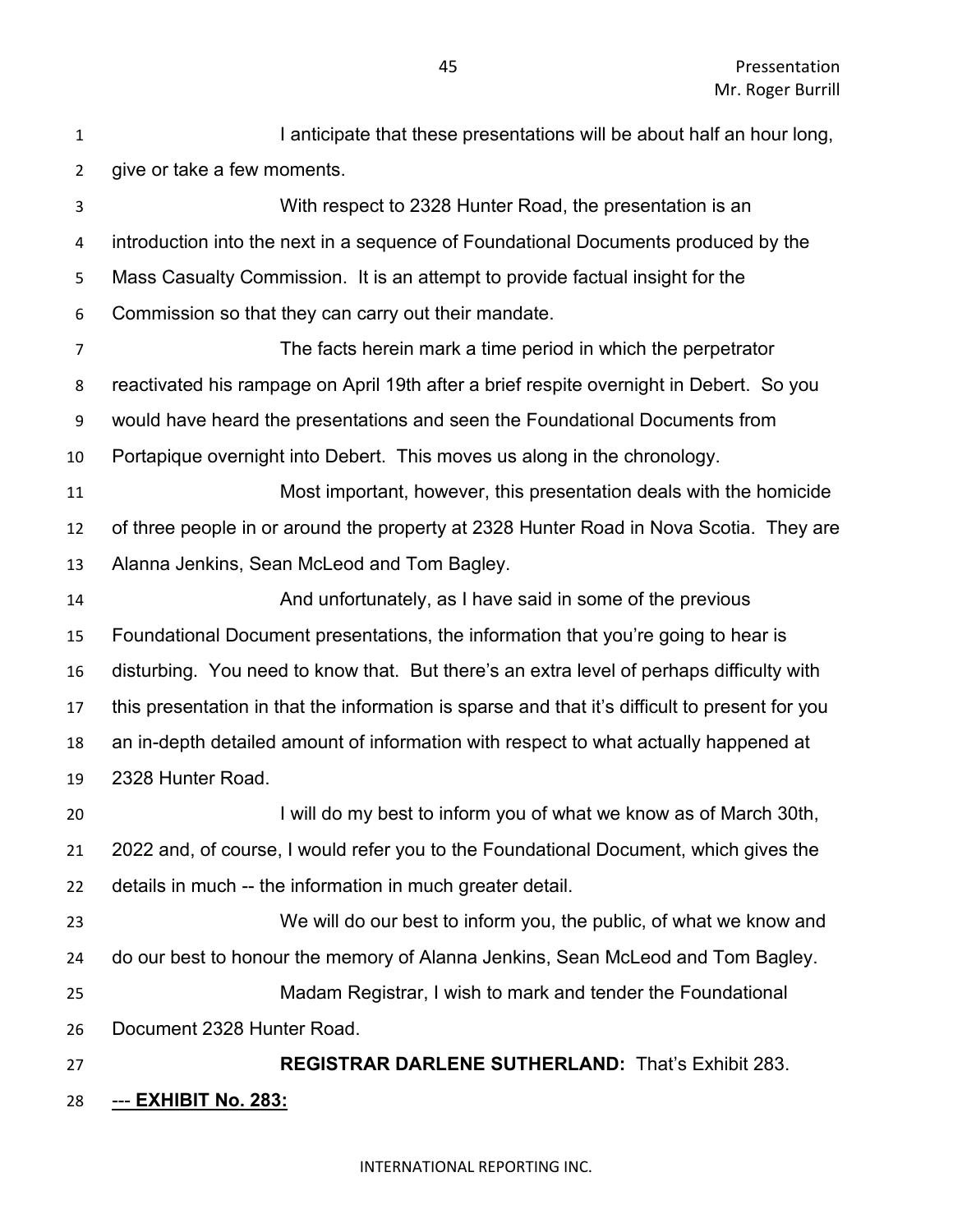I anticipate that these presentations will be about half an hour long, give or take a few moments.

With respect to 2328 Hunter Road, the presentation is an introduction into the next in a sequence of Foundational Documents produced by the Mass Casualty Commission. It is an attempt to provide factual insight for the Commission so that they can carry out their mandate.

The facts herein mark a time period in which the perpetrator reactivated his rampage on April 19th after a brief respite overnight in Debert. So you would have heard the presentations and seen the Foundational Documents from Portapique overnight into Debert. This moves us along in the chronology.

Most important, however, this presentation deals with the homicide of three people in or around the property at 2328 Hunter Road in Nova Scotia. They are Alanna Jenkins, Sean McLeod and Tom Bagley.

And unfortunately, as I have said in some of the previous Foundational Document presentations, the information that you're going to hear is disturbing. You need to know that. But there's an extra level of perhaps difficulty with this presentation in that the information is sparse and that it's difficult to present for you an in-depth detailed amount of information with respect to what actually happened at 2328 Hunter Road.

I will do my best to inform you of what we know as of March 30th, 2022 and, of course, I would refer you to the Foundational Document, which gives the details in much -- the information in much greater detail.

We will do our best to inform you, the public, of what we know and do our best to honour the memory of Alanna Jenkins, Sean McLeod and Tom Bagley.

Madam Registrar, I wish to mark and tender the Foundational Document 2328 Hunter Road.

**REGISTRAR DARLENE SUTHERLAND:** That's Exhibit 283.

--- **EXHIBIT No. 283:**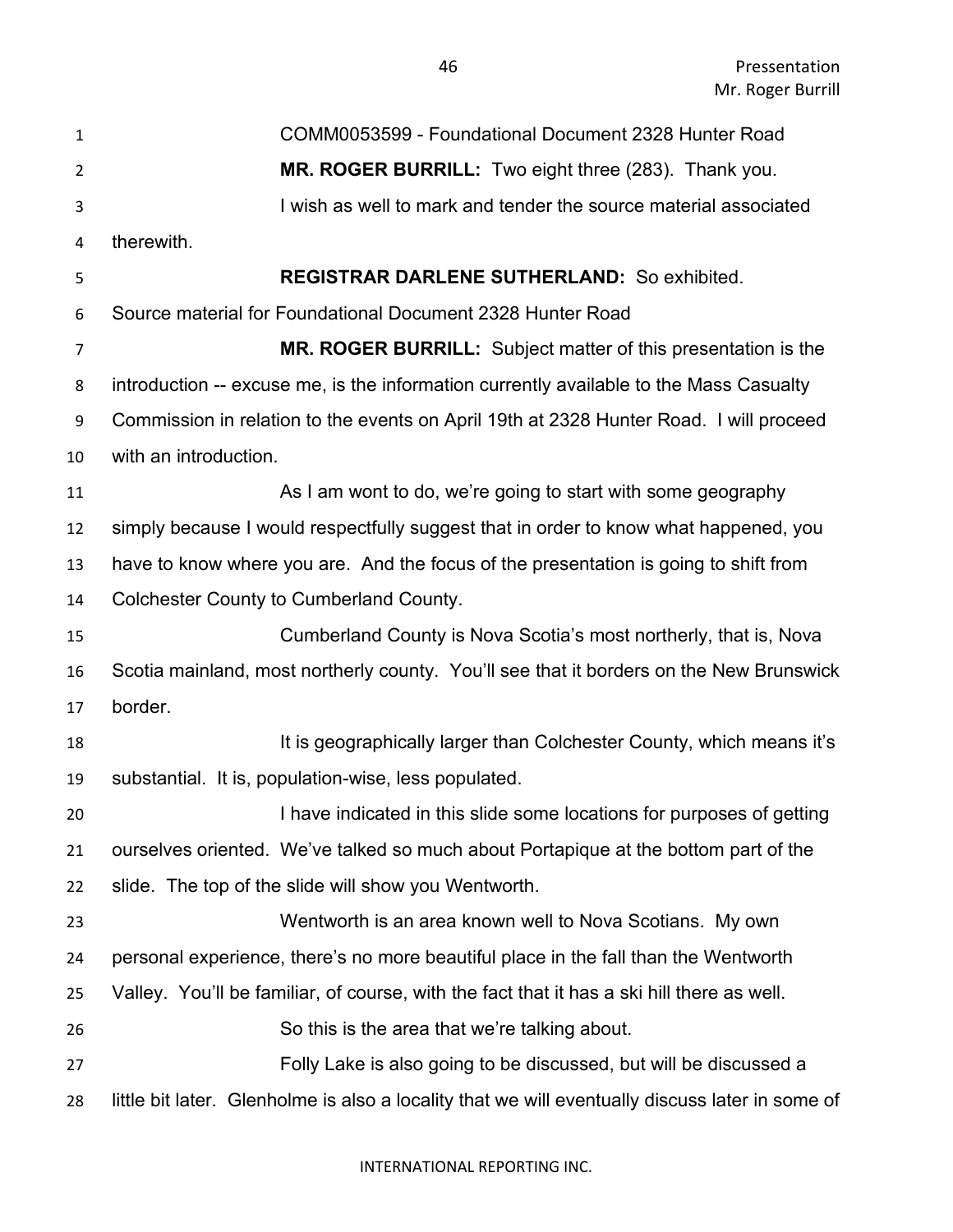COMM0053599 - Foundational Document 2328 Hunter Road

**MR. ROGER BURRILL:** Two eight three (283). Thank you.

I wish as well to mark and tender the source material associated therewith.

**REGISTRAR DARLENE SUTHERLAND:** So exhibited.

Source material for Foundational Document 2328 Hunter Road

**MR. ROGER BURRILL:** Subject matter of this presentation is the introduction -- excuse me, is the information currently available to the Mass Casualty Commission in relation to the events on April 19th at 2328 Hunter Road. I will proceed with an introduction.

As I am wont to do, we're going to start with some geography simply because I would respectfully suggest that in order to know what happened, you have to know where you are. And the focus of the presentation is going to shift from Colchester County to Cumberland County.

Cumberland County is Nova Scotia's most northerly, that is, Nova Scotia mainland, most northerly county. You'll see that it borders on the New Brunswick border.

It is geographically larger than Colchester County, which means it's substantial. It is, population-wise, less populated.

I have indicated in this slide some locations for purposes of getting ourselves oriented. We've talked so much about Portapique at the bottom part of the slide. The top of the slide will show you Wentworth.

Wentworth is an area known well to Nova Scotians. My own personal experience, there's no more beautiful place in the fall than the Wentworth Valley. You'll be familiar, of course, with the fact that it has a ski hill there as well.

So this is the area that we're talking about.

Folly Lake is also going to be discussed, but will be discussed a little bit later. Glenholme is also a locality that we will eventually discuss later in some of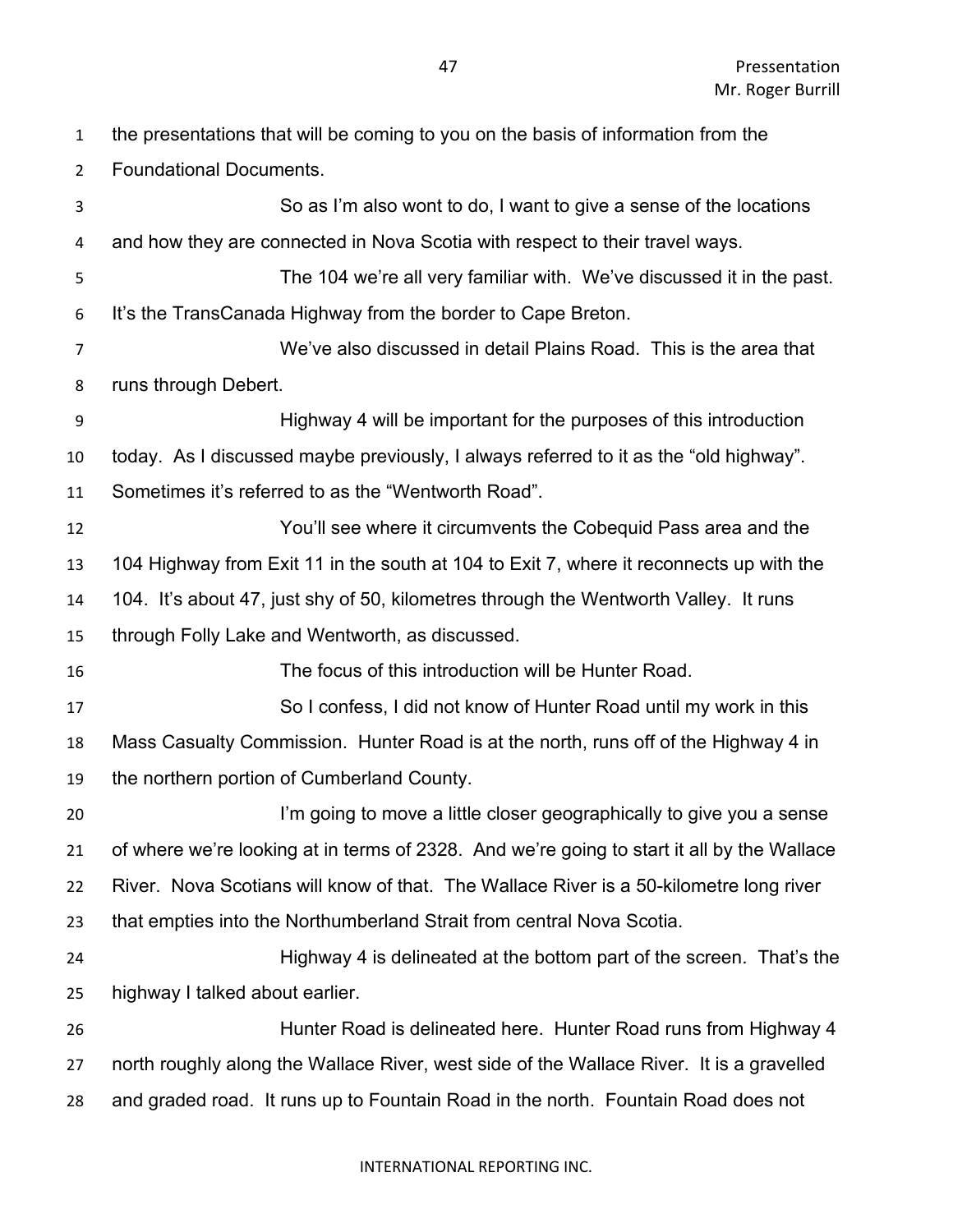the presentations that will be coming to you on the basis of information from the Foundational Documents.

So as I'm also wont to do, I want to give a sense of the locations and how they are connected in Nova Scotia with respect to their travel ways.

The 104 we're all very familiar with. We've discussed it in the past. It's the TransCanada Highway from the border to Cape Breton.

We've also discussed in detail Plains Road. This is the area that runs through Debert.

Highway 4 will be important for the purposes of this introduction today. As I discussed maybe previously, I always referred to it as the "old highway". Sometimes it's referred to as the "Wentworth Road".

You'll see where it circumvents the Cobequid Pass area and the 104 Highway from Exit 11 in the south at 104 to Exit 7, where it reconnects up with the 104. It's about 47, just shy of 50, kilometres through the Wentworth Valley. It runs through Folly Lake and Wentworth, as discussed.

The focus of this introduction will be Hunter Road.

So I confess, I did not know of Hunter Road until my work in this Mass Casualty Commission. Hunter Road is at the north, runs off of the Highway 4 in the northern portion of Cumberland County.

I'm going to move a little closer geographically to give you a sense of where we're looking at in terms of 2328. And we're going to start it all by the Wallace River. Nova Scotians will know of that. The Wallace River is a 50-kilometre long river that empties into the Northumberland Strait from central Nova Scotia.

Highway 4 is delineated at the bottom part of the screen. That's the highway I talked about earlier.

Hunter Road is delineated here. Hunter Road runs from Highway 4 north roughly along the Wallace River, west side of the Wallace River. It is a gravelled and graded road. It runs up to Fountain Road in the north. Fountain Road does not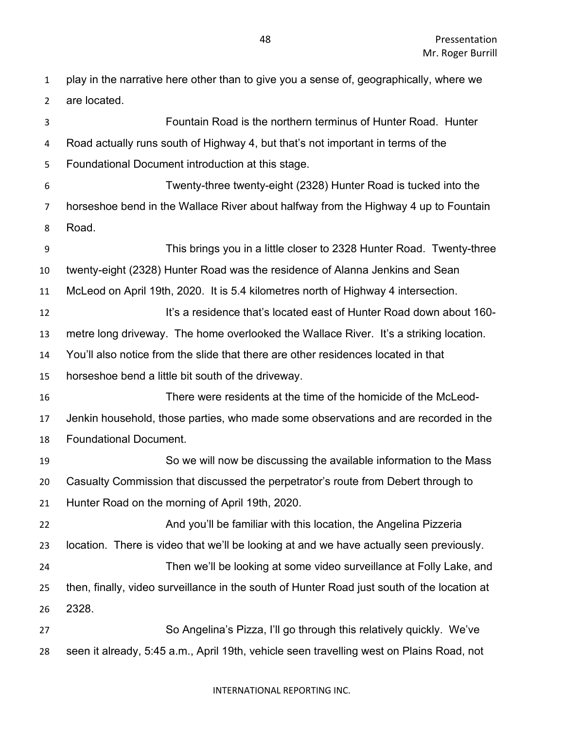play in the narrative here other than to give you a sense of, geographically, where we are located.

Fountain Road is the northern terminus of Hunter Road. Hunter Road actually runs south of Highway 4, but that's not important in terms of the Foundational Document introduction at this stage.

Twenty-three twenty-eight (2328) Hunter Road is tucked into the horseshoe bend in the Wallace River about halfway from the Highway 4 up to Fountain Road.

This brings you in a little closer to 2328 Hunter Road. Twenty-three twenty-eight (2328) Hunter Road was the residence of Alanna Jenkins and Sean McLeod on April 19th, 2020. It is 5.4 kilometres north of Highway 4 intersection.

It's a residence that's located east of Hunter Road down about 160-metre long driveway. The home overlooked the Wallace River. It's a striking location. You'll also notice from the slide that there are other residences located in that horseshoe bend a little bit south of the driveway.

There were residents at the time of the homicide of the McLeod-Jenkin household, those parties, who made some observations and are recorded in the Foundational Document.

So we will now be discussing the available information to the Mass Casualty Commission that discussed the perpetrator's route from Debert through to Hunter Road on the morning of April 19th, 2020.

And you'll be familiar with this location, the Angelina Pizzeria location. There is video that we'll be looking at and we have actually seen previously.

Then we'll be looking at some video surveillance at Folly Lake, and then, finally, video surveillance in the south of Hunter Road just south of the location at 2328.

So Angelina's Pizza, I'll go through this relatively quickly. We've seen it already, 5:45 a.m., April 19th, vehicle seen travelling west on Plains Road, not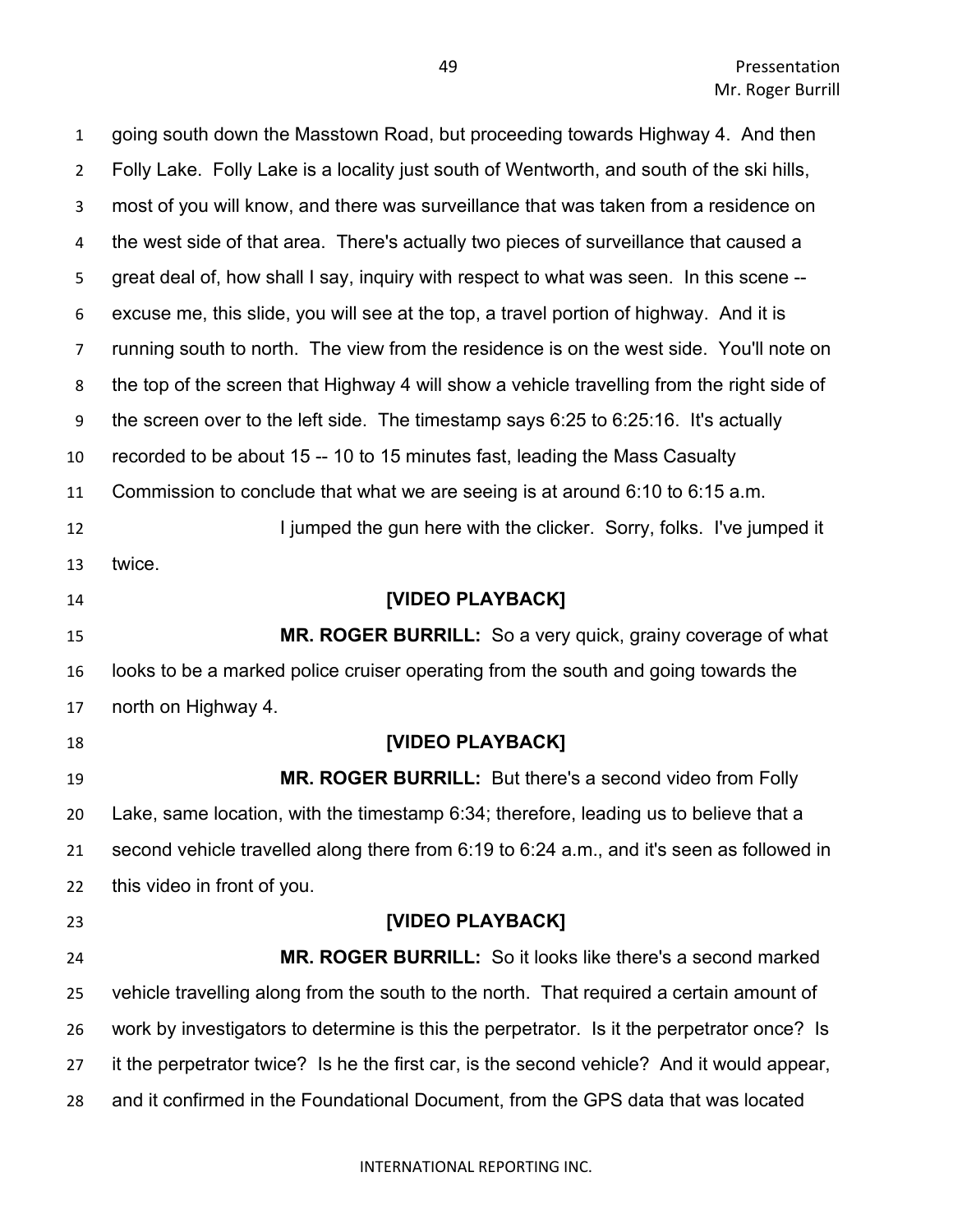going south down the Masstown Road, but proceeding towards Highway 4. And then Folly Lake. Folly Lake is a locality just south of Wentworth, and south of the ski hills, most of you will know, and there was surveillance that was taken from a residence on the west side of that area. There's actually two pieces of surveillance that caused a great deal of, how shall I say, inquiry with respect to what was seen. In this scene -- excuse me, this slide, you will see at the top, a travel portion of highway. And it is running south to north. The view from the residence is on the west side. You'll note on the top of the screen that Highway 4 will show a vehicle travelling from the right side of the screen over to the left side. The timestamp says 6:25 to 6:25:16. It's actually recorded to be about 15 -- 10 to 15 minutes fast, leading the Mass Casualty Commission to conclude that what we are seeing is at around 6:10 to 6:15 a.m.

I jumped the gun here with the clicker. Sorry, folks. I've jumped it twice.

**[VIDEO PLAYBACK]**

**MR. ROGER BURRILL:** So a very quick, grainy coverage of what looks to be a marked police cruiser operating from the south and going towards the north on Highway 4.

**[VIDEO PLAYBACK]**

**MR. ROGER BURRILL:** But there's a second video from Folly Lake, same location, with the timestamp 6:34; therefore, leading us to believe that a second vehicle travelled along there from 6:19 to 6:24 a.m., and it's seen as followed in this video in front of you.

**[VIDEO PLAYBACK]**

**MR. ROGER BURRILL:** So it looks like there's a second marked vehicle travelling along from the south to the north. That required a certain amount of work by investigators to determine is this the perpetrator. Is it the perpetrator once? Is it the perpetrator twice? Is he the first car, is the second vehicle? And it would appear, and it confirmed in the Foundational Document, from the GPS data that was located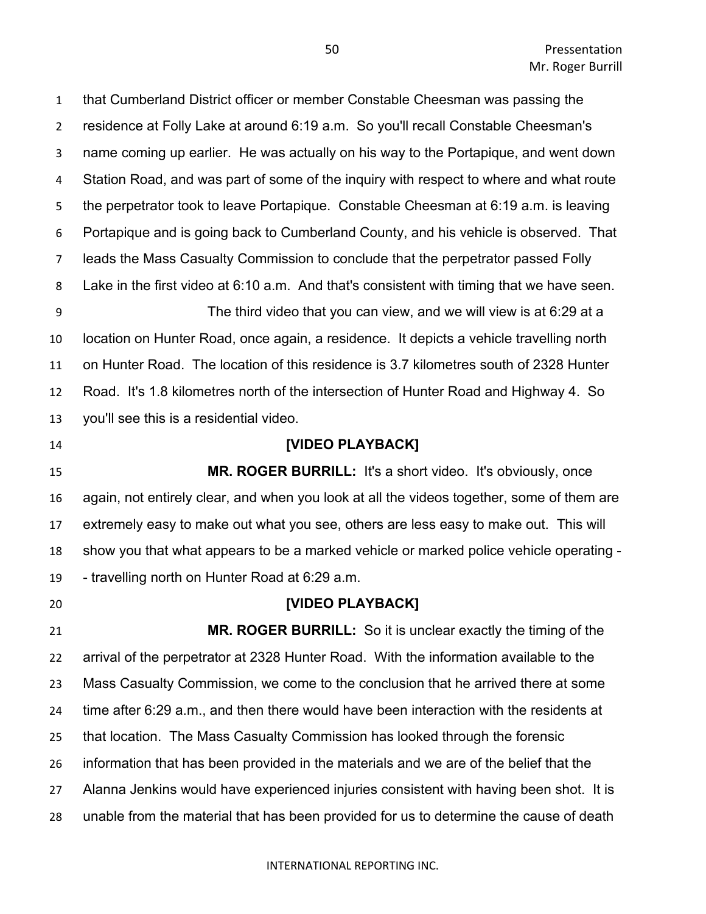that Cumberland District officer or member Constable Cheesman was passing the residence at Folly Lake at around 6:19 a.m. So you'll recall Constable Cheesman's name coming up earlier. He was actually on his way to the Portapique, and went down Station Road, and was part of some of the inquiry with respect to where and what route the perpetrator took to leave Portapique. Constable Cheesman at 6:19 a.m. is leaving Portapique and is going back to Cumberland County, and his vehicle is observed. That leads the Mass Casualty Commission to conclude that the perpetrator passed Folly Lake in the first video at 6:10 a.m. And that's consistent with timing that we have seen.

The third video that you can view, and we will view is at 6:29 at a location on Hunter Road, once again, a residence. It depicts a vehicle travelling north on Hunter Road. The location of this residence is 3.7 kilometres south of 2328 Hunter Road. It's 1.8 kilometres north of the intersection of Hunter Road and Highway 4. So you'll see this is a residential video.

**[VIDEO PLAYBACK]**

**MR. ROGER BURRILL:** It's a short video. It's obviously, once again, not entirely clear, and when you look at all the videos together, some of them are extremely easy to make out what you see, others are less easy to make out. This will show you that what appears to be a marked vehicle or marked police vehicle operating -- travelling north on Hunter Road at 6:29 a.m.

**[VIDEO PLAYBACK]**

**MR. ROGER BURRILL:** So it is unclear exactly the timing of the arrival of the perpetrator at 2328 Hunter Road. With the information available to the Mass Casualty Commission, we come to the conclusion that he arrived there at some time after 6:29 a.m., and then there would have been interaction with the residents at that location. The Mass Casualty Commission has looked through the forensic information that has been provided in the materials and we are of the belief that the Alanna Jenkins would have experienced injuries consistent with having been shot. It is unable from the material that has been provided for us to determine the cause of death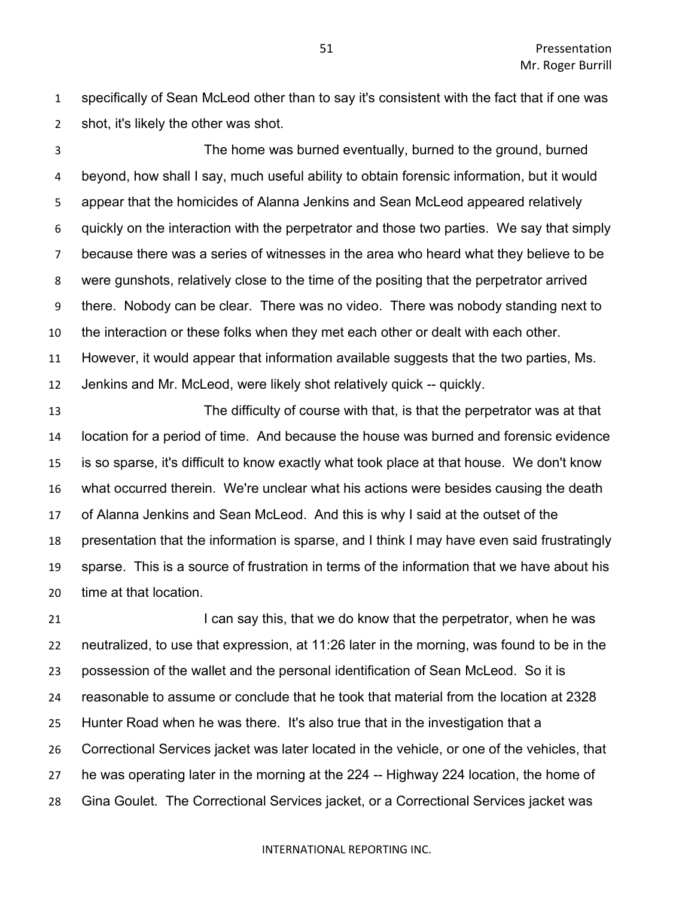specifically of Sean McLeod other than to say it's consistent with the fact that if one was shot, it's likely the other was shot.

The home was burned eventually, burned to the ground, burned beyond, how shall I say, much useful ability to obtain forensic information, but it would appear that the homicides of Alanna Jenkins and Sean McLeod appeared relatively quickly on the interaction with the perpetrator and those two parties. We say that simply because there was a series of witnesses in the area who heard what they believe to be were gunshots, relatively close to the time of the positing that the perpetrator arrived there. Nobody can be clear. There was no video. There was nobody standing next to the interaction or these folks when they met each other or dealt with each other. However, it would appear that information available suggests that the two parties, Ms. Jenkins and Mr. McLeod, were likely shot relatively quick -- quickly.

The difficulty of course with that, is that the perpetrator was at that location for a period of time. And because the house was burned and forensic evidence is so sparse, it's difficult to know exactly what took place at that house. We don't know what occurred therein. We're unclear what his actions were besides causing the death of Alanna Jenkins and Sean McLeod. And this is why I said at the outset of the presentation that the information is sparse, and I think I may have even said frustratingly sparse. This is a source of frustration in terms of the information that we have about his time at that location.

I can say this, that we do know that the perpetrator, when he was neutralized, to use that expression, at 11:26 later in the morning, was found to be in the possession of the wallet and the personal identification of Sean McLeod. So it is reasonable to assume or conclude that he took that material from the location at 2328 Hunter Road when he was there. It's also true that in the investigation that a Correctional Services jacket was later located in the vehicle, or one of the vehicles, that he was operating later in the morning at the 224 -- Highway 224 location, the home of Gina Goulet. The Correctional Services jacket, or a Correctional Services jacket was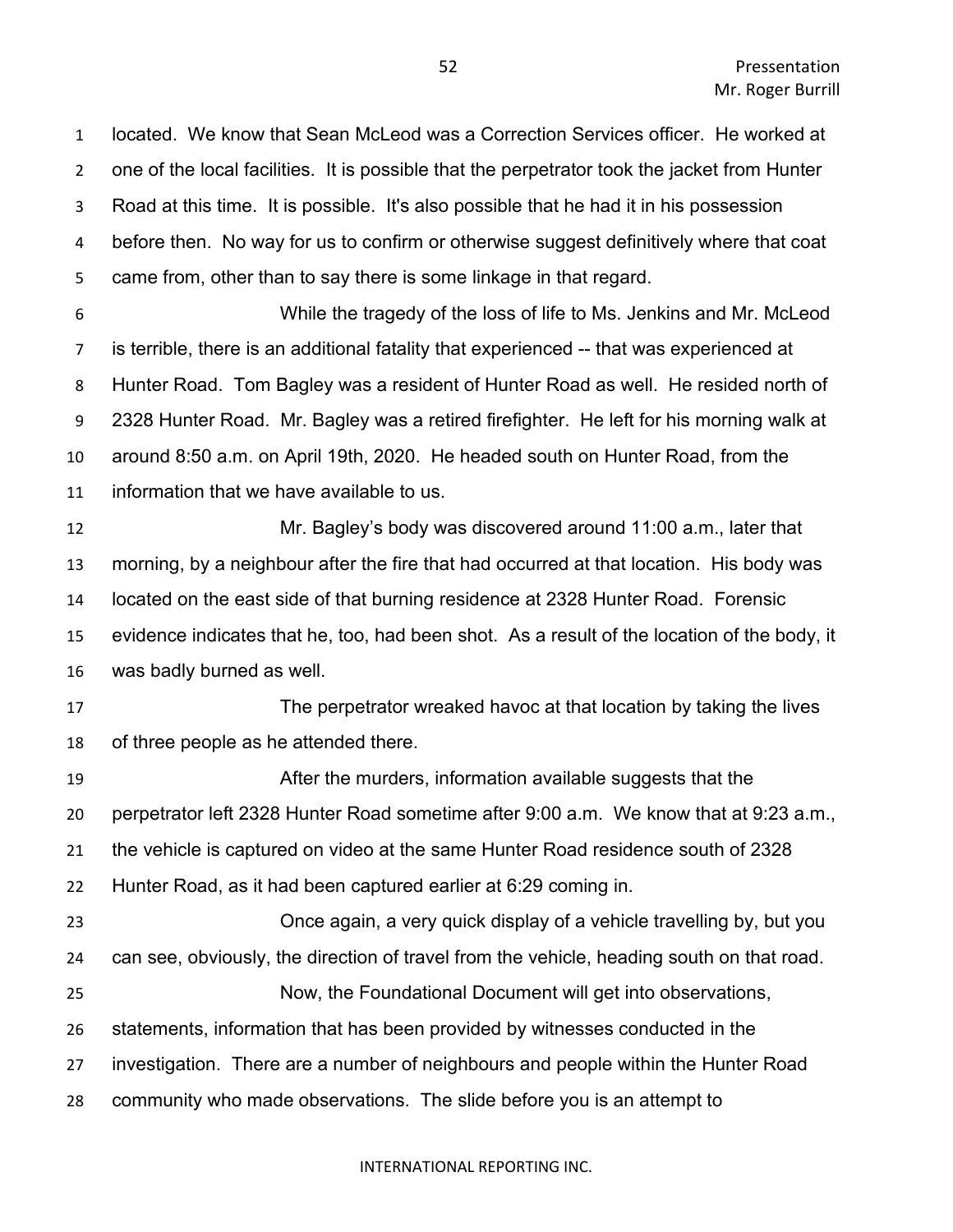located. We know that Sean McLeod was a Correction Services officer. He worked at one of the local facilities. It is possible that the perpetrator took the jacket from Hunter Road at this time. It is possible. It's also possible that he had it in his possession before then. No way for us to confirm or otherwise suggest definitively where that coat came from, other than to say there is some linkage in that regard.

While the tragedy of the loss of life to Ms. Jenkins and Mr. McLeod is terrible, there is an additional fatality that experienced -- that was experienced at Hunter Road. Tom Bagley was a resident of Hunter Road as well. He resided north of 2328 Hunter Road. Mr. Bagley was a retired firefighter. He left for his morning walk at around 8:50 a.m. on April 19th, 2020. He headed south on Hunter Road, from the information that we have available to us.

Mr. Bagley's body was discovered around 11:00 a.m., later that morning, by a neighbour after the fire that had occurred at that location. His body was located on the east side of that burning residence at 2328 Hunter Road. Forensic evidence indicates that he, too, had been shot. As a result of the location of the body, it was badly burned as well.

The perpetrator wreaked havoc at that location by taking the lives of three people as he attended there.

After the murders, information available suggests that the perpetrator left 2328 Hunter Road sometime after 9:00 a.m. We know that at 9:23 a.m., the vehicle is captured on video at the same Hunter Road residence south of 2328 Hunter Road, as it had been captured earlier at 6:29 coming in.

Once again, a very quick display of a vehicle travelling by, but you can see, obviously, the direction of travel from the vehicle, heading south on that road.

Now, the Foundational Document will get into observations, statements, information that has been provided by witnesses conducted in the investigation. There are a number of neighbours and people within the Hunter Road community who made observations. The slide before you is an attempt to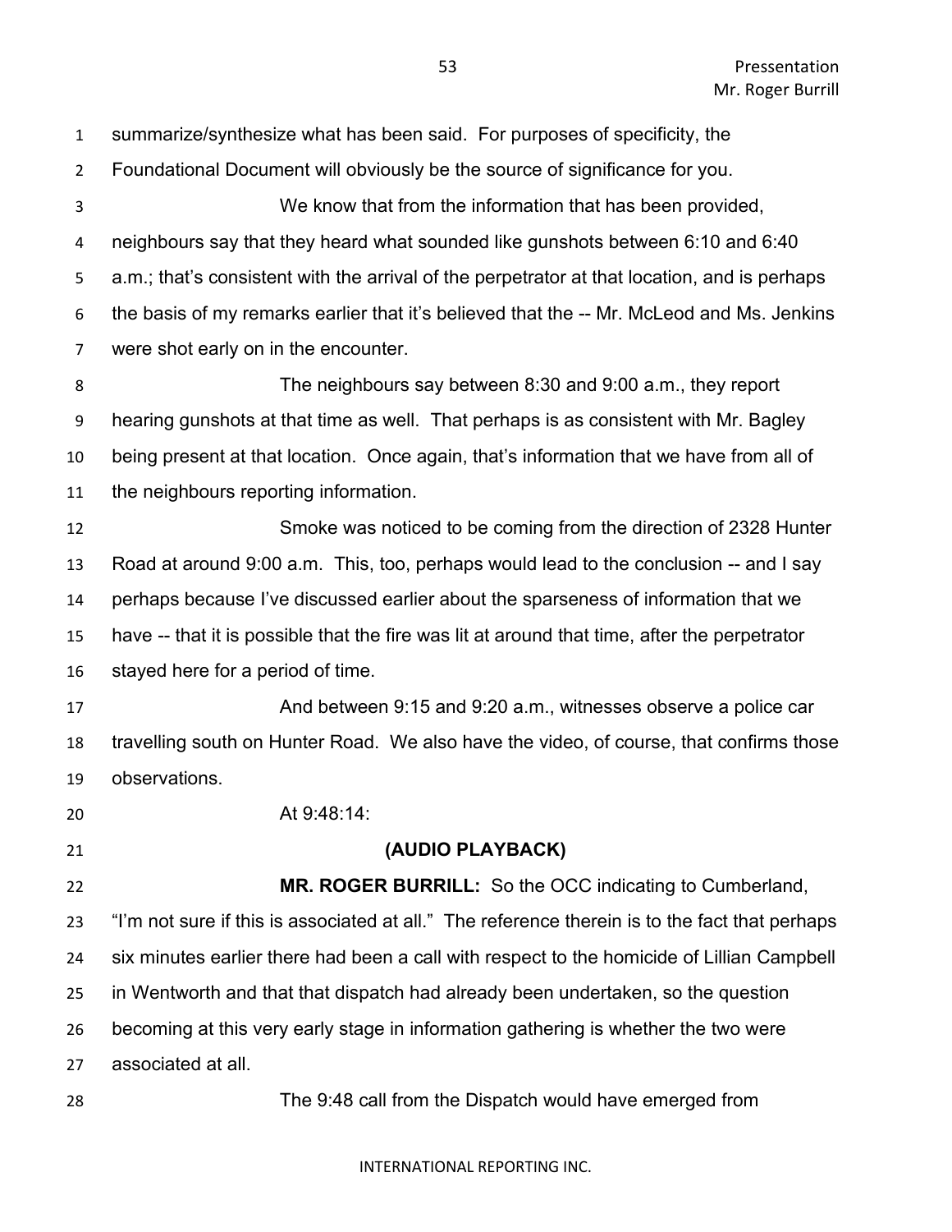summarize/synthesize what has been said. For purposes of specificity, the Foundational Document will obviously be the source of significance for you.

We know that from the information that has been provided, neighbours say that they heard what sounded like gunshots between 6:10 and 6:40 a.m.; that's consistent with the arrival of the perpetrator at that location, and is perhaps the basis of my remarks earlier that it's believed that the -- Mr. McLeod and Ms. Jenkins were shot early on in the encounter.

The neighbours say between 8:30 and 9:00 a.m., they report hearing gunshots at that time as well. That perhaps is as consistent with Mr. Bagley being present at that location. Once again, that's information that we have from all of the neighbours reporting information.

Smoke was noticed to be coming from the direction of 2328 Hunter Road at around 9:00 a.m. This, too, perhaps would lead to the conclusion -- and I say perhaps because I've discussed earlier about the sparseness of information that we have -- that it is possible that the fire was lit at around that time, after the perpetrator stayed here for a period of time.

And between 9:15 and 9:20 a.m., witnesses observe a police car travelling south on Hunter Road. We also have the video, of course, that confirms those observations.

At 9:48:14:

**(AUDIO PLAYBACK)**

**MR. ROGER BURRILL:** So the OCC indicating to Cumberland, "I'm not sure if this is associated at all." The reference therein is to the fact that perhaps six minutes earlier there had been a call with respect to the homicide of Lillian Campbell in Wentworth and that that dispatch had already been undertaken, so the question becoming at this very early stage in information gathering is whether the two were associated at all.

The 9:48 call from the Dispatch would have emerged from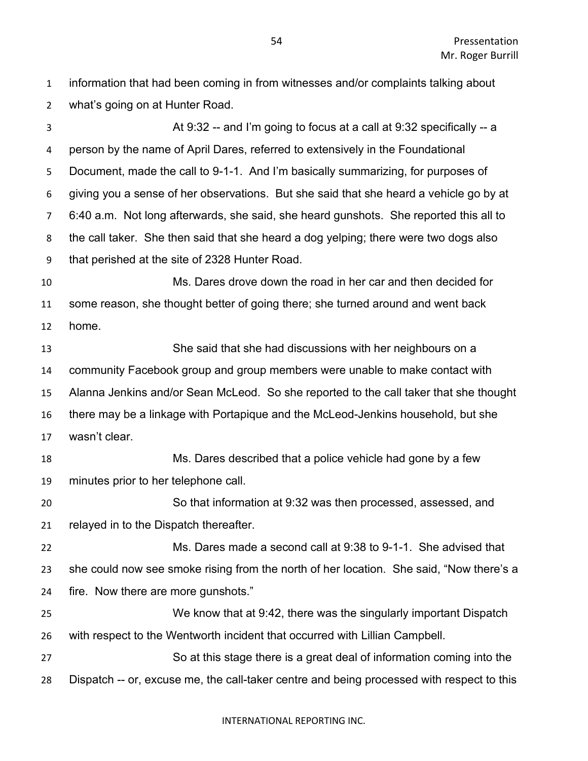information that had been coming in from witnesses and/or complaints talking about what's going on at Hunter Road.

At 9:32 -- and I'm going to focus at a call at 9:32 specifically -- a person by the name of April Dares, referred to extensively in the Foundational Document, made the call to 9-1-1. And I'm basically summarizing, for purposes of giving you a sense of her observations. But she said that she heard a vehicle go by at 6:40 a.m. Not long afterwards, she said, she heard gunshots. She reported this all to the call taker. She then said that she heard a dog yelping; there were two dogs also that perished at the site of 2328 Hunter Road.

Ms. Dares drove down the road in her car and then decided for some reason, she thought better of going there; she turned around and went back home.

She said that she had discussions with her neighbours on a community Facebook group and group members were unable to make contact with Alanna Jenkins and/or Sean McLeod. So she reported to the call taker that she thought there may be a linkage with Portapique and the McLeod-Jenkins household, but she wasn't clear.

Ms. Dares described that a police vehicle had gone by a few minutes prior to her telephone call.

So that information at 9:32 was then processed, assessed, and relayed in to the Dispatch thereafter.

Ms. Dares made a second call at 9:38 to 9-1-1. She advised that she could now see smoke rising from the north of her location. She said, "Now there's a fire. Now there are more gunshots."

We know that at 9:42, there was the singularly important Dispatch with respect to the Wentworth incident that occurred with Lillian Campbell.

So at this stage there is a great deal of information coming into the Dispatch -- or, excuse me, the call-taker centre and being processed with respect to this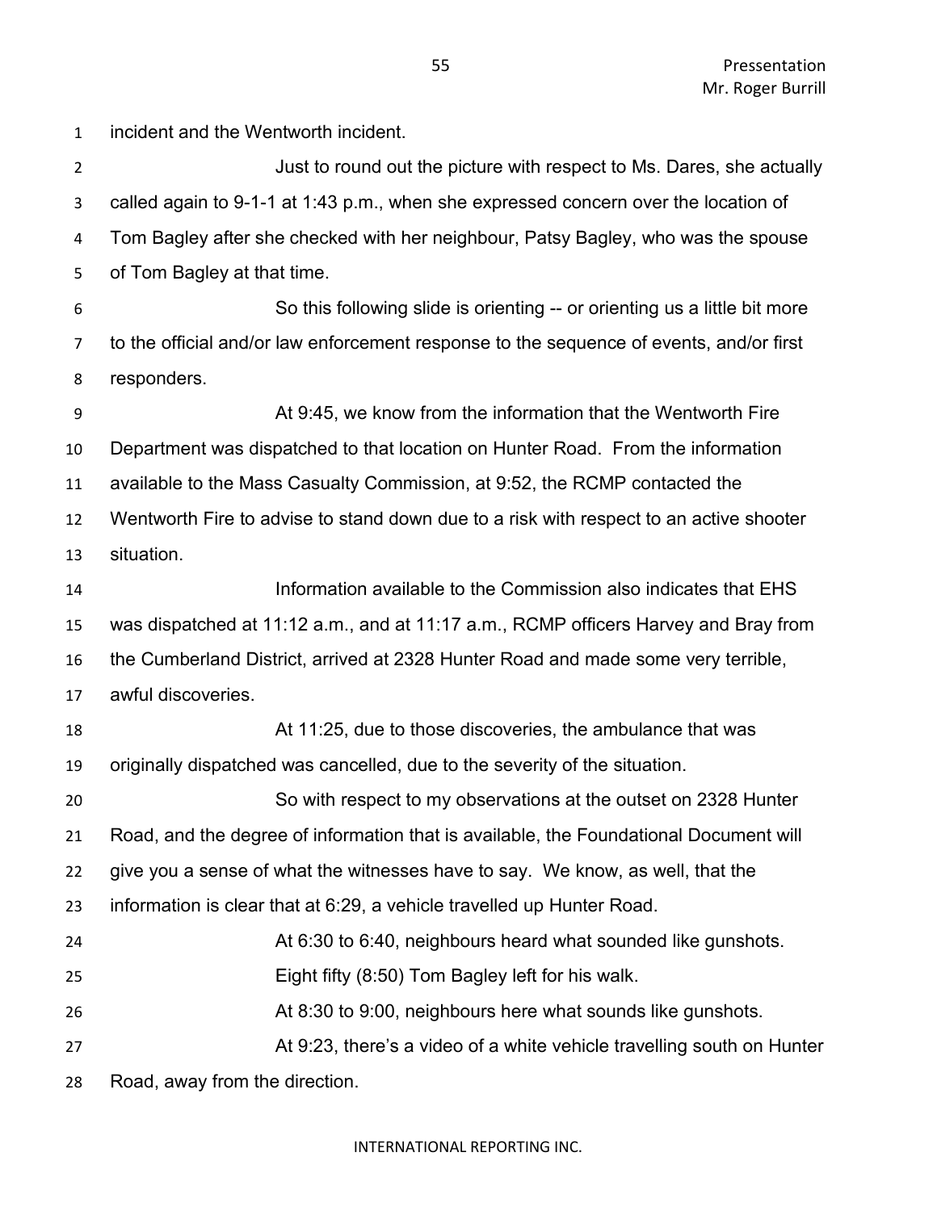incident and the Wentworth incident.

Just to round out the picture with respect to Ms. Dares, she actually called again to 9-1-1 at 1:43 p.m., when she expressed concern over the location of Tom Bagley after she checked with her neighbour, Patsy Bagley, who was the spouse of Tom Bagley at that time.

So this following slide is orienting -- or orienting us a little bit more to the official and/or law enforcement response to the sequence of events, and/or first responders.

At 9:45, we know from the information that the Wentworth Fire Department was dispatched to that location on Hunter Road. From the information available to the Mass Casualty Commission, at 9:52, the RCMP contacted the Wentworth Fire to advise to stand down due to a risk with respect to an active shooter situation.

Information available to the Commission also indicates that EHS was dispatched at 11:12 a.m., and at 11:17 a.m., RCMP officers Harvey and Bray from the Cumberland District, arrived at 2328 Hunter Road and made some very terrible, awful discoveries.

At 11:25, due to those discoveries, the ambulance that was originally dispatched was cancelled, due to the severity of the situation.

So with respect to my observations at the outset on 2328 Hunter Road, and the degree of information that is available, the Foundational Document will give you a sense of what the witnesses have to say. We know, as well, that the information is clear that at 6:29, a vehicle travelled up Hunter Road.

At 6:30 to 6:40, neighbours heard what sounded like gunshots.

Eight fifty (8:50) Tom Bagley left for his walk.

At 8:30 to 9:00, neighbours here what sounds like gunshots.

At 9:23, there's a video of a white vehicle travelling south on Hunter Road, away from the direction.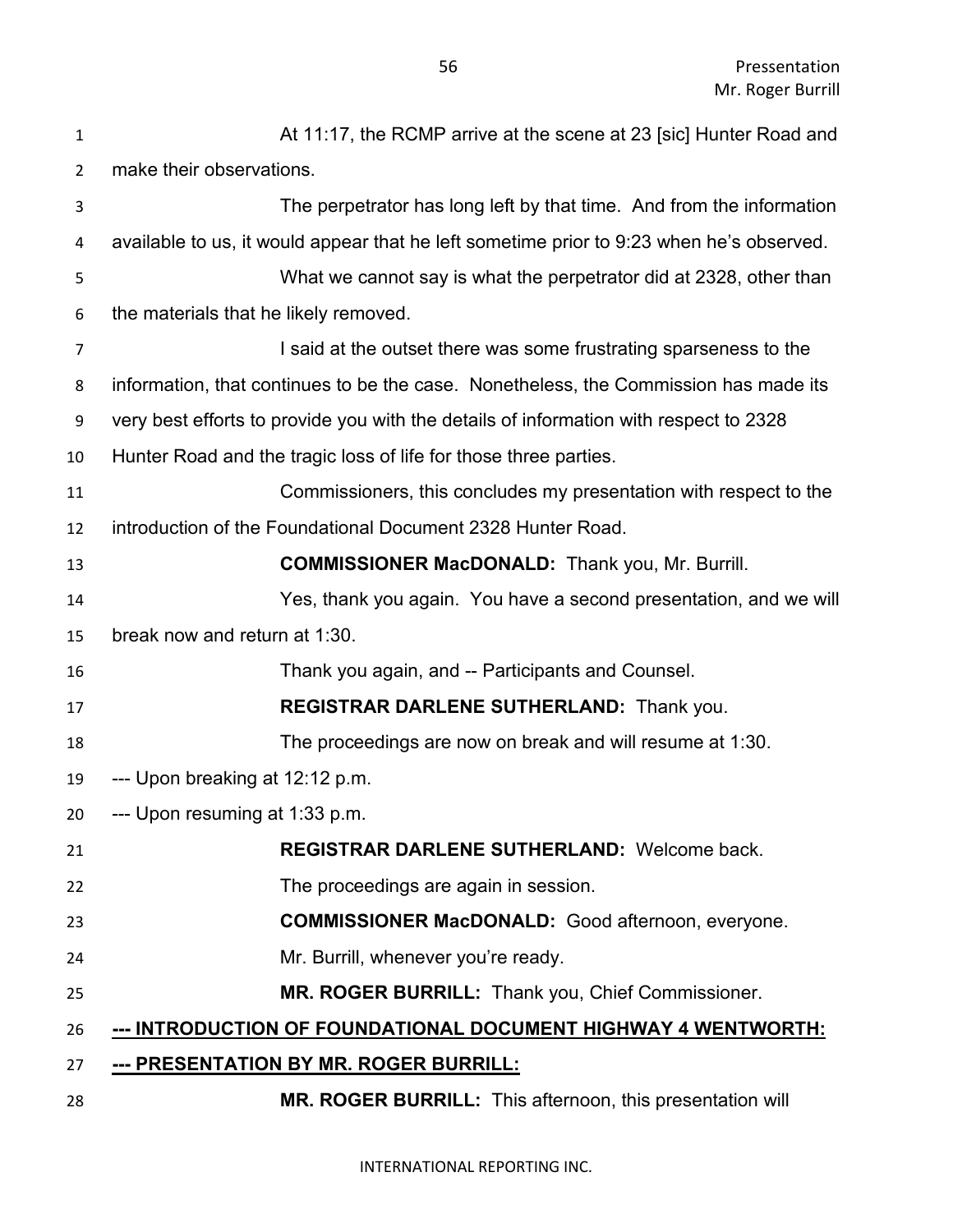At 11:17, the RCMP arrive at the scene at 23 [sic] Hunter Road and make their observations.

The perpetrator has long left by that time. And from the information available to us, it would appear that he left sometime prior to 9:23 when he's observed.

What we cannot say is what the perpetrator did at 2328, other than the materials that he likely removed.

I said at the outset there was some frustrating sparseness to the information, that continues to be the case. Nonetheless, the Commission has made its very best efforts to provide you with the details of information with respect to 2328 Hunter Road and the tragic loss of life for those three parties.

Commissioners, this concludes my presentation with respect to the introduction of the Foundational Document 2328 Hunter Road.

**COMMISSIONER MacDONALD:** Thank you, Mr. Burrill.

Yes, thank you again. You have a second presentation, and we will break now and return at 1:30.

Thank you again, and -- Participants and Counsel.

**REGISTRAR DARLENE SUTHERLAND:** Thank you.

The proceedings are now on break and will resume at 1:30.

--- Upon breaking at 12:12 p.m.

--- Upon resuming at 1:33 p.m.

**REGISTRAR DARLENE SUTHERLAND:** Welcome back.

The proceedings are again in session.

**COMMISSIONER MacDONALD:** Good afternoon, everyone.

Mr. Burrill, whenever you're ready.

**MR. ROGER BURRILL:** Thank you, Chief Commissioner.

## --- INTRODUCTION OF FOUNDATIONAL DOCUMENT HIGHWAY 4 WENTWORTH:

## --- PRESENTATION BY MR. ROGER BURRILL:

**MR. ROGER BURRILL:** This afternoon, this presentation will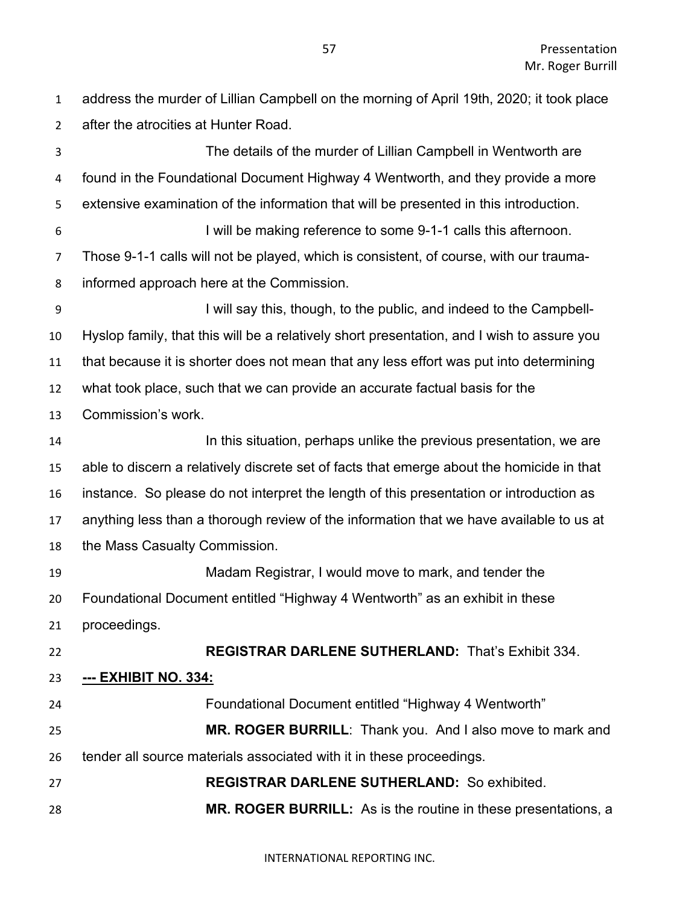address the murder of Lillian Campbell on the morning of April 19th, 2020; it took place after the atrocities at Hunter Road.

The details of the murder of Lillian Campbell in Wentworth are found in the Foundational Document Highway 4 Wentworth, and they provide a more extensive examination of the information that will be presented in this introduction.

I will be making reference to some 9-1-1 calls this afternoon. Those 9-1-1 calls will not be played, which is consistent, of course, with our trauma-informed approach here at the Commission.

I will say this, though, to the public, and indeed to the Campbell-Hyslop family, that this will be a relatively short presentation, and I wish to assure you that because it is shorter does not mean that any less effort was put into determining what took place, such that we can provide an accurate factual basis for the Commission's work.

In this situation, perhaps unlike the previous presentation, we are able to discern a relatively discrete set of facts that emerge about the homicide in that instance. So please do not interpret the length of this presentation or introduction as anything less than a thorough review of the information that we have available to us at the Mass Casualty Commission.

Madam Registrar, I would move to mark, and tender the Foundational Document entitled "Highway 4 Wentworth" as an exhibit in these proceedings.

**REGISTRAR DARLENE SUTHERLAND:** That's Exhibit 334.

**--- EXHIBIT NO. 334:**

Foundational Document entitled "Highway 4 Wentworth"

**MR. ROGER BURRILL**: Thank you. And I also move to mark and tender all source materials associated with it in these proceedings.

**REGISTRAR DARLENE SUTHERLAND:** So exhibited.

**MR. ROGER BURRILL:** As is the routine in these presentations, a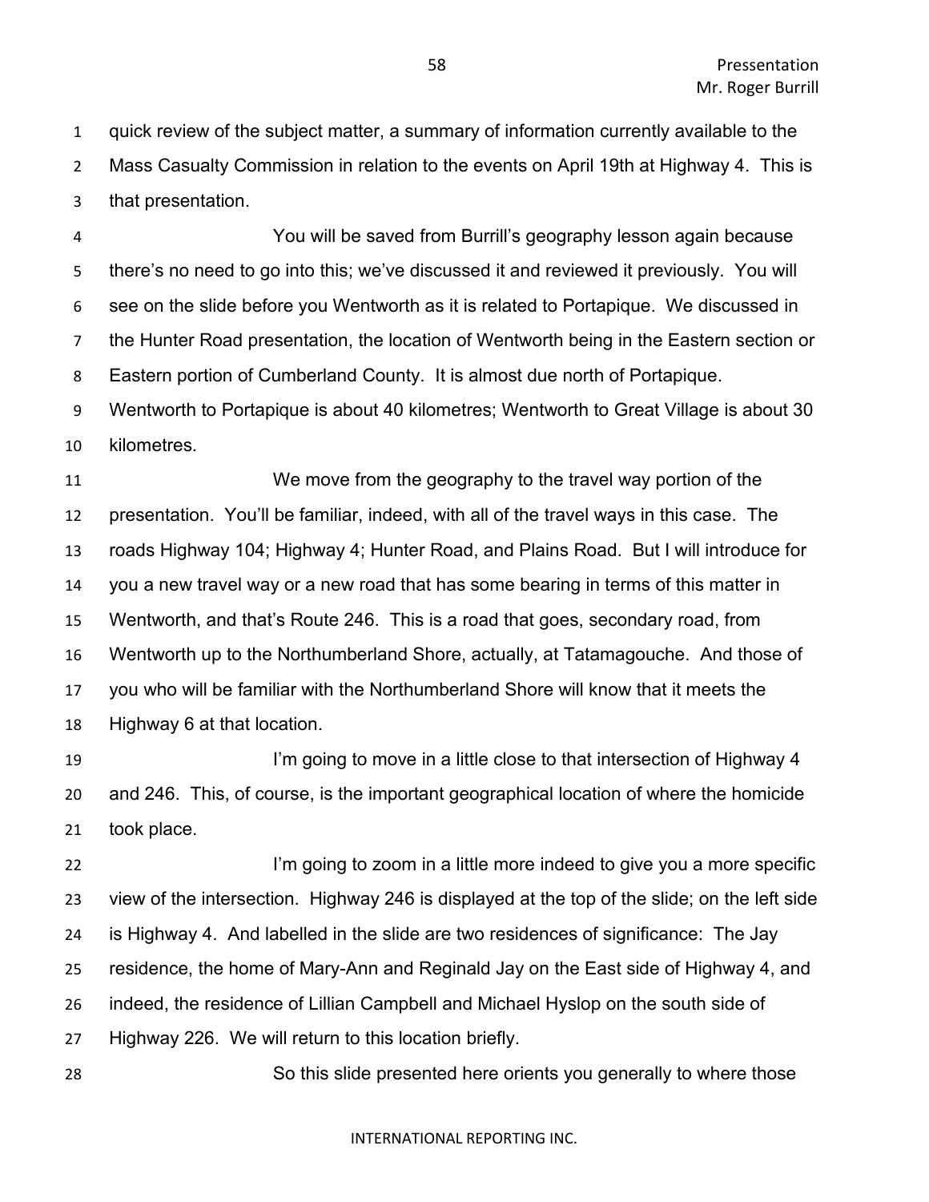quick review of the subject matter, a summary of information currently available to the Mass Casualty Commission in relation to the events on April 19th at Highway 4. This is that presentation.

You will be saved from Burrill's geography lesson again because there's no need to go into this; we've discussed it and reviewed it previously. You will see on the slide before you Wentworth as it is related to Portapique. We discussed in the Hunter Road presentation, the location of Wentworth being in the Eastern section or Eastern portion of Cumberland County. It is almost due north of Portapique. Wentworth to Portapique is about 40 kilometres; Wentworth to Great Village is about 30 kilometres.

We move from the geography to the travel way portion of the presentation. You'll be familiar, indeed, with all of the travel ways in this case. The roads Highway 104; Highway 4; Hunter Road, and Plains Road. But I will introduce for you a new travel way or a new road that has some bearing in terms of this matter in Wentworth, and that's Route 246. This is a road that goes, secondary road, from Wentworth up to the Northumberland Shore, actually, at Tatamagouche. And those of you who will be familiar with the Northumberland Shore will know that it meets the Highway 6 at that location.

I'm going to move in a little close to that intersection of Highway 4 and 246. This, of course, is the important geographical location of where the homicide took place.

I'm going to zoom in a little more indeed to give you a more specific view of the intersection. Highway 246 is displayed at the top of the slide; on the left side is Highway 4. And labelled in the slide are two residences of significance: The Jay residence, the home of Mary-Ann and Reginald Jay on the East side of Highway 4, and indeed, the residence of Lillian Campbell and Michael Hyslop on the south side of Highway 226. We will return to this location briefly.

So this slide presented here orients you generally to where those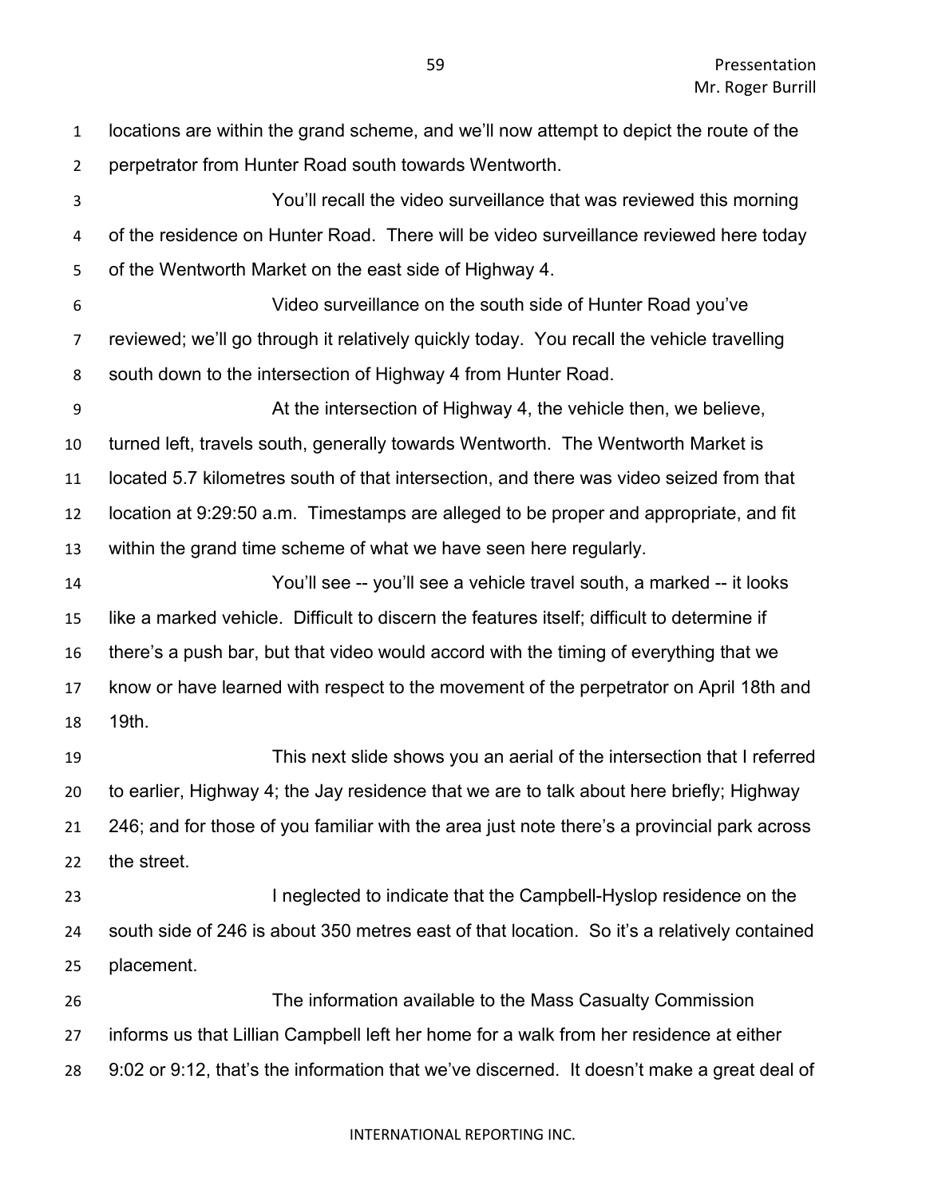locations are within the grand scheme, and we'll now attempt to depict the route of the perpetrator from Hunter Road south towards Wentworth.

You'll recall the video surveillance that was reviewed this morning of the residence on Hunter Road. There will be video surveillance reviewed here today of the Wentworth Market on the east side of Highway 4.

Video surveillance on the south side of Hunter Road you've reviewed; we'll go through it relatively quickly today. You recall the vehicle travelling south down to the intersection of Highway 4 from Hunter Road.

At the intersection of Highway 4, the vehicle then, we believe, turned left, travels south, generally towards Wentworth. The Wentworth Market is located 5.7 kilometres south of that intersection, and there was video seized from that location at 9:29:50 a.m. Timestamps are alleged to be proper and appropriate, and fit within the grand time scheme of what we have seen here regularly.

You'll see -- you'll see a vehicle travel south, a marked -- it looks like a marked vehicle. Difficult to discern the features itself; difficult to determine if there's a push bar, but that video would accord with the timing of everything that we know or have learned with respect to the movement of the perpetrator on April 18th and 19th.

This next slide shows you an aerial of the intersection that I referred to earlier, Highway 4; the Jay residence that we are to talk about here briefly; Highway 246; and for those of you familiar with the area just note there's a provincial park across the street.

I neglected to indicate that the Campbell-Hyslop residence on the south side of 246 is about 350 metres east of that location. So it's a relatively contained placement.

The information available to the Mass Casualty Commission informs us that Lillian Campbell left her home for a walk from her residence at either 9:02 or 9:12, that's the information that we've discerned. It doesn't make a great deal of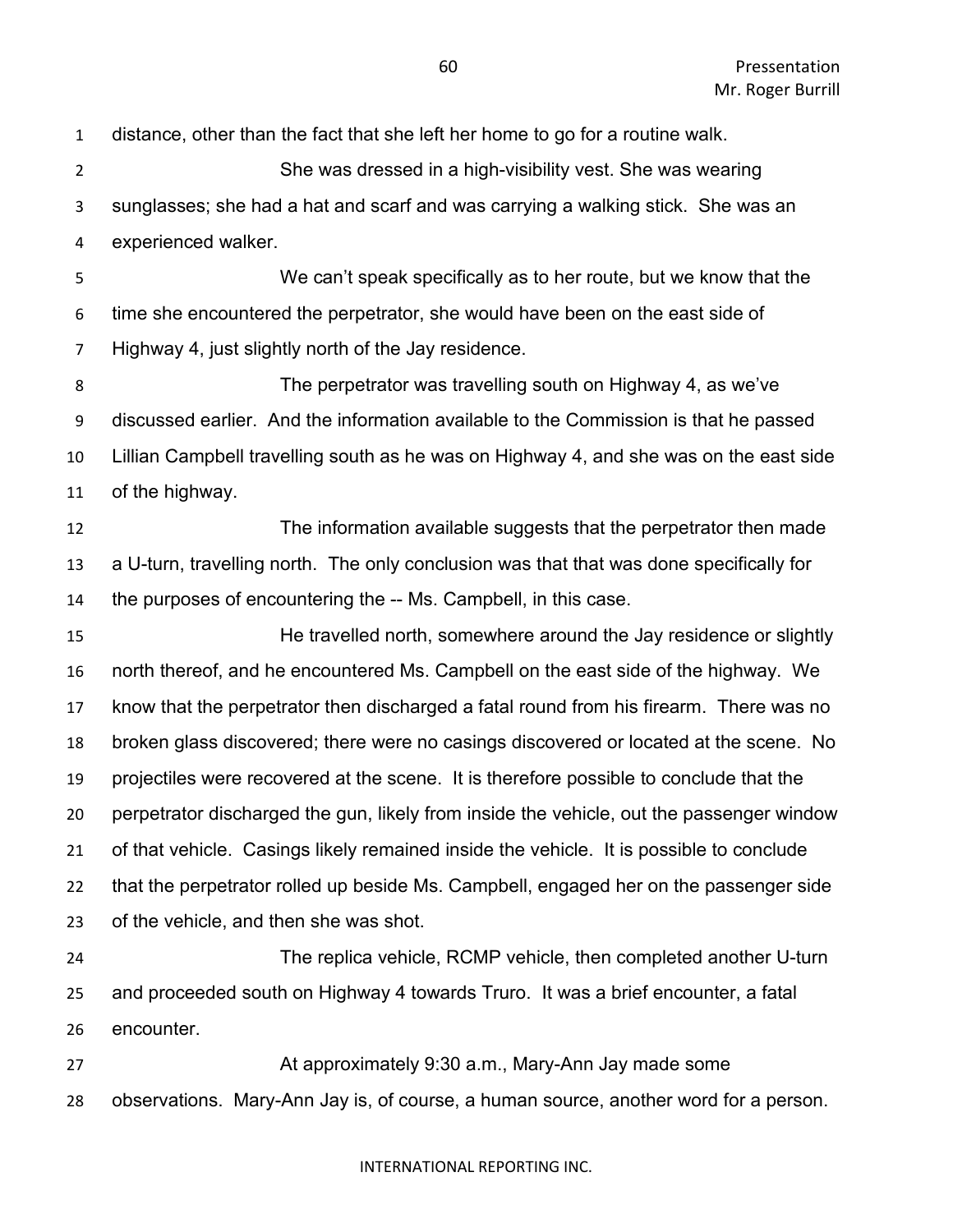distance, other than the fact that she left her home to go for a routine walk.

She was dressed in a high-visibility vest. She was wearing sunglasses; she had a hat and scarf and was carrying a walking stick. She was an experienced walker.

We can't speak specifically as to her route, but we know that the time she encountered the perpetrator, she would have been on the east side of Highway 4, just slightly north of the Jay residence.

The perpetrator was travelling south on Highway 4, as we've discussed earlier. And the information available to the Commission is that he passed Lillian Campbell travelling south as he was on Highway 4, and she was on the east side of the highway.

The information available suggests that the perpetrator then made a U-turn, travelling north. The only conclusion was that that was done specifically for the purposes of encountering the -- Ms. Campbell, in this case.

He travelled north, somewhere around the Jay residence or slightly north thereof, and he encountered Ms. Campbell on the east side of the highway. We know that the perpetrator then discharged a fatal round from his firearm. There was no broken glass discovered; there were no casings discovered or located at the scene. No projectiles were recovered at the scene. It is therefore possible to conclude that the perpetrator discharged the gun, likely from inside the vehicle, out the passenger window of that vehicle. Casings likely remained inside the vehicle. It is possible to conclude that the perpetrator rolled up beside Ms. Campbell, engaged her on the passenger side of the vehicle, and then she was shot.

The replica vehicle, RCMP vehicle, then completed another U-turn and proceeded south on Highway 4 towards Truro. It was a brief encounter, a fatal encounter.

At approximately 9:30 a.m., Mary-Ann Jay made some observations. Mary-Ann Jay is, of course, a human source, another word for a person.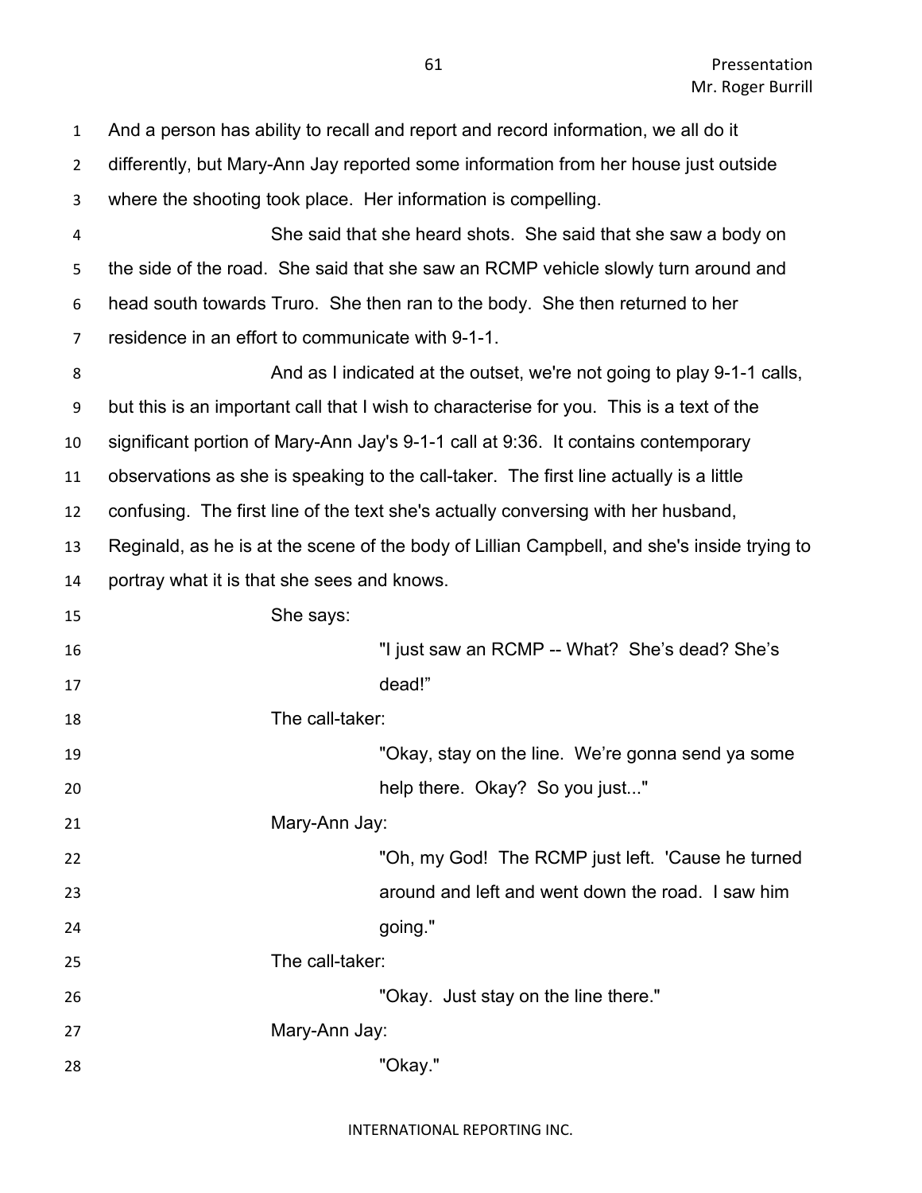And a person has ability to recall and report and record information, we all do it differently, but Mary-Ann Jay reported some information from her house just outside where the shooting took place. Her information is compelling.

She said that she heard shots. She said that she saw a body on the side of the road. She said that she saw an RCMP vehicle slowly turn around and head south towards Truro. She then ran to the body. She then returned to her residence in an effort to communicate with 9-1-1.

And as I indicated at the outset, we're not going to play 9-1-1 calls, but this is an important call that I wish to characterise for you. This is a text of the significant portion of Mary-Ann Jay's 9-1-1 call at 9:36. It contains contemporary observations as she is speaking to the call-taker. The first line actually is a little confusing. The first line of the text she's actually conversing with her husband, Reginald, as he is at the scene of the body of Lillian Campbell, and she's inside trying to portray what it is that she sees and knows.

She says:

> "I just saw an RCMP -- What? She's dead? She's dead!"

The call-taker:

> "Okay, stay on the line. We're gonna send ya some help there. Okay? So you just..."

Mary-Ann Jay:

> "Oh, my God! The RCMP just left. 'Cause he turned around and left and went down the road. I saw him going."

The call-taker:

> "Okay. Just stay on the line there."

Mary-Ann Jay:

> "Okay."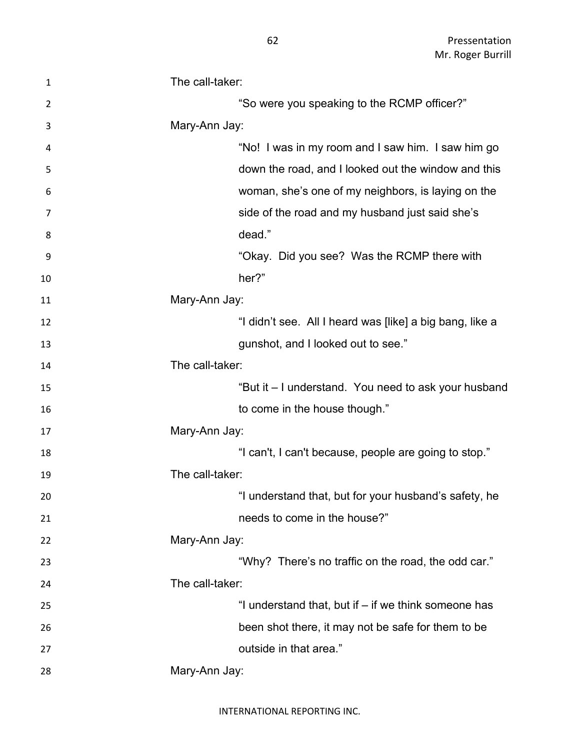The call-taker:

> "So were you speaking to the RCMP officer?"

Mary-Ann Jay:

> "No! I was in my room and I saw him. I saw him go down the road, and I looked out the window and this woman, she's one of my neighbors, is laying on the side of the road and my husband just said she's dead."
>
> "Okay. Did you see? Was the RCMP there with her?"

Mary-Ann Jay:

> "I didn't see. All I heard was [like] a big bang, like a gunshot, and I looked out to see."

The call-taker:

> "But it – I understand. You need to ask your husband to come in the house though."

Mary-Ann Jay:

> "I can't, I can't because, people are going to stop."

The call-taker:

> "I understand that, but for your husband's safety, he needs to come in the house?"

Mary-Ann Jay:

> "Why? There's no traffic on the road, the odd car."

The call-taker:

> "I understand that, but if – if we think someone has been shot there, it may not be safe for them to be outside in that area."

Mary-Ann Jay: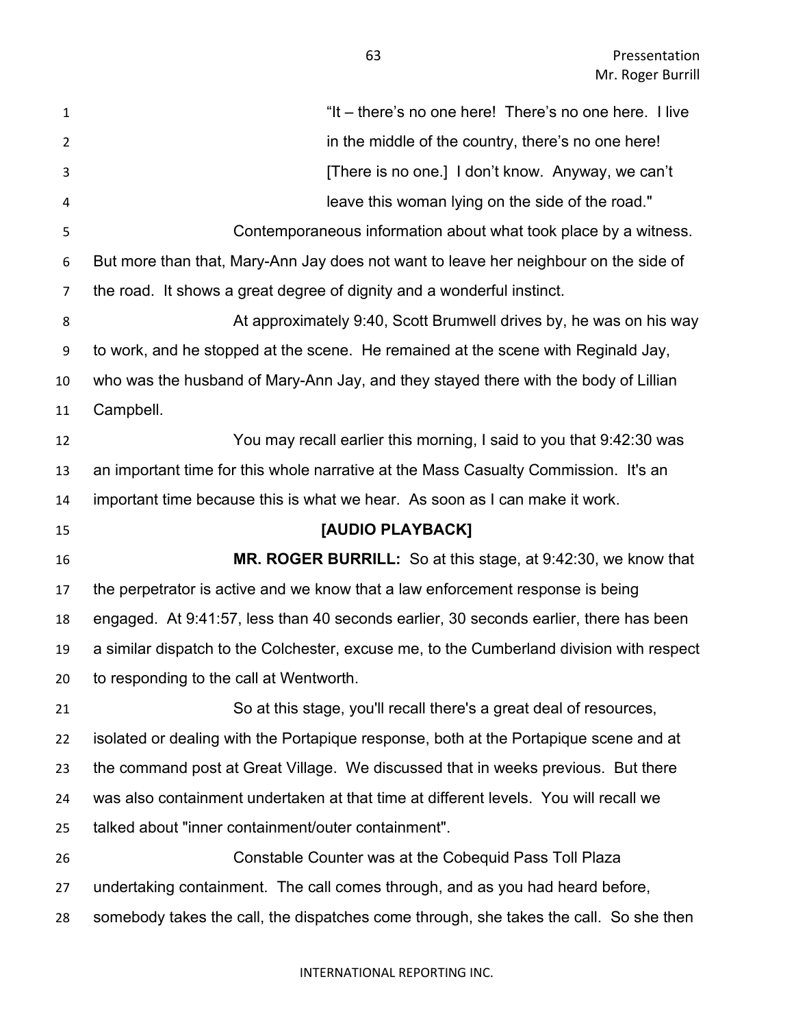"It – there's no one here! There's no one here. I live in the middle of the country, there's no one here! [There is no one.] I don't know. Anyway, we can't leave this woman lying on the side of the road."

Contemporaneous information about what took place by a witness. But more than that, Mary-Ann Jay does not want to leave her neighbour on the side of the road. It shows a great degree of dignity and a wonderful instinct.

At approximately 9:40, Scott Brumwell drives by, he was on his way to work, and he stopped at the scene. He remained at the scene with Reginald Jay, who was the husband of Mary-Ann Jay, and they stayed there with the body of Lillian Campbell.

You may recall earlier this morning, I said to you that 9:42:30 was an important time for this whole narrative at the Mass Casualty Commission. It's an important time because this is what we hear. As soon as I can make it work.

**[AUDIO PLAYBACK]**

**MR. ROGER BURRILL:** So at this stage, at 9:42:30, we know that the perpetrator is active and we know that a law enforcement response is being engaged. At 9:41:57, less than 40 seconds earlier, 30 seconds earlier, there has been a similar dispatch to the Colchester, excuse me, to the Cumberland division with respect to responding to the call at Wentworth.

So at this stage, you'll recall there's a great deal of resources, isolated or dealing with the Portapique response, both at the Portapique scene and at the command post at Great Village. We discussed that in weeks previous. But there was also containment undertaken at that time at different levels. You will recall we talked about "inner containment/outer containment".

Constable Counter was at the Cobequid Pass Toll Plaza undertaking containment. The call comes through, and as you had heard before, somebody takes the call, the dispatches come through, she takes the call. So she then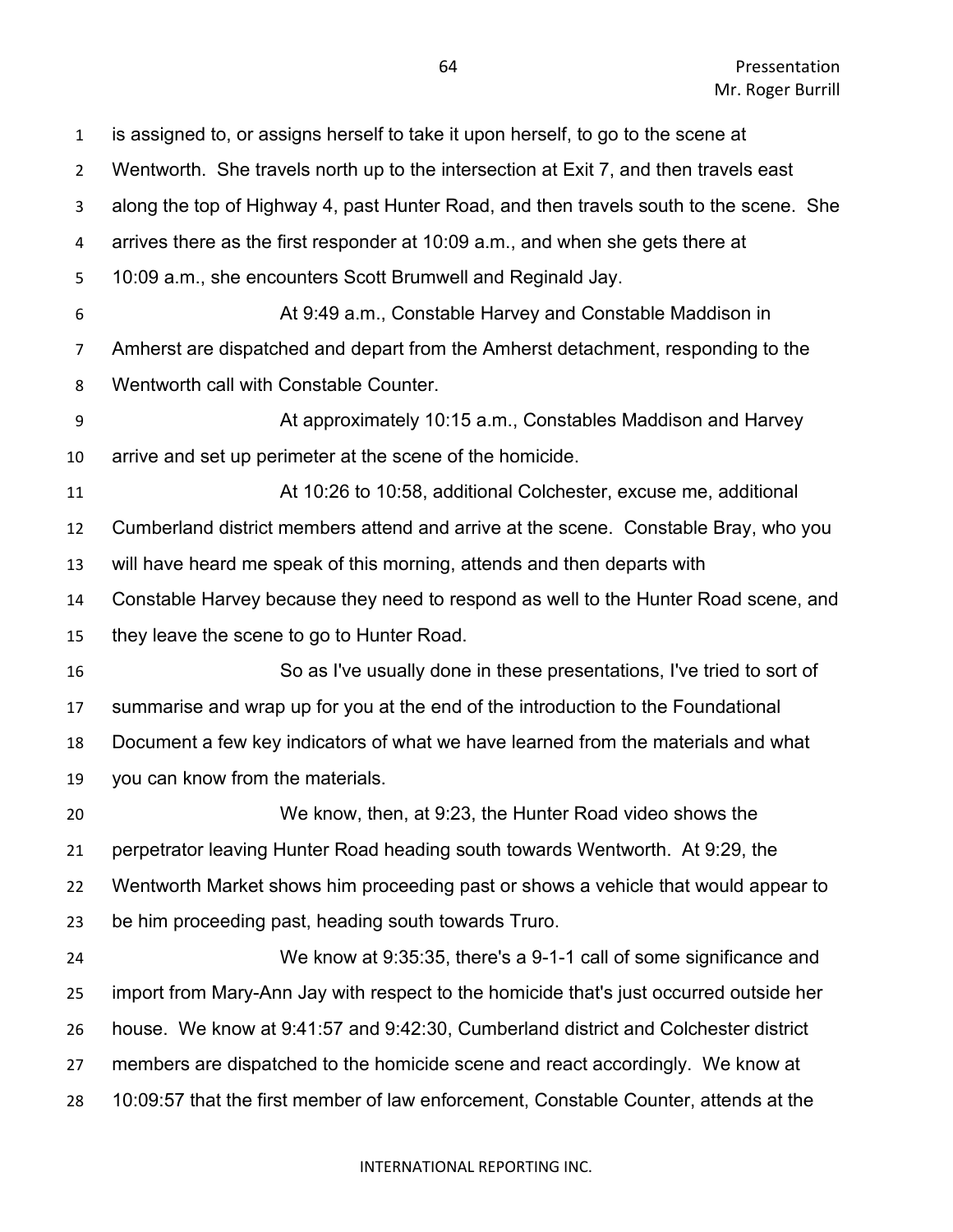is assigned to, or assigns herself to take it upon herself, to go to the scene at Wentworth. She travels north up to the intersection at Exit 7, and then travels east along the top of Highway 4, past Hunter Road, and then travels south to the scene. She arrives there as the first responder at 10:09 a.m., and when she gets there at 10:09 a.m., she encounters Scott Brumwell and Reginald Jay.

At 9:49 a.m., Constable Harvey and Constable Maddison in Amherst are dispatched and depart from the Amherst detachment, responding to the Wentworth call with Constable Counter.

At approximately 10:15 a.m., Constables Maddison and Harvey arrive and set up perimeter at the scene of the homicide.

At 10:26 to 10:58, additional Colchester, excuse me, additional Cumberland district members attend and arrive at the scene. Constable Bray, who you will have heard me speak of this morning, attends and then departs with Constable Harvey because they need to respond as well to the Hunter Road scene, and they leave the scene to go to Hunter Road.

So as I've usually done in these presentations, I've tried to sort of summarise and wrap up for you at the end of the introduction to the Foundational Document a few key indicators of what we have learned from the materials and what you can know from the materials.

We know, then, at 9:23, the Hunter Road video shows the perpetrator leaving Hunter Road heading south towards Wentworth. At 9:29, the Wentworth Market shows him proceeding past or shows a vehicle that would appear to be him proceeding past, heading south towards Truro.

We know at 9:35:35, there's a 9-1-1 call of some significance and import from Mary-Ann Jay with respect to the homicide that's just occurred outside her house. We know at 9:41:57 and 9:42:30, Cumberland district and Colchester district members are dispatched to the homicide scene and react accordingly. We know at 10:09:57 that the first member of law enforcement, Constable Counter, attends at the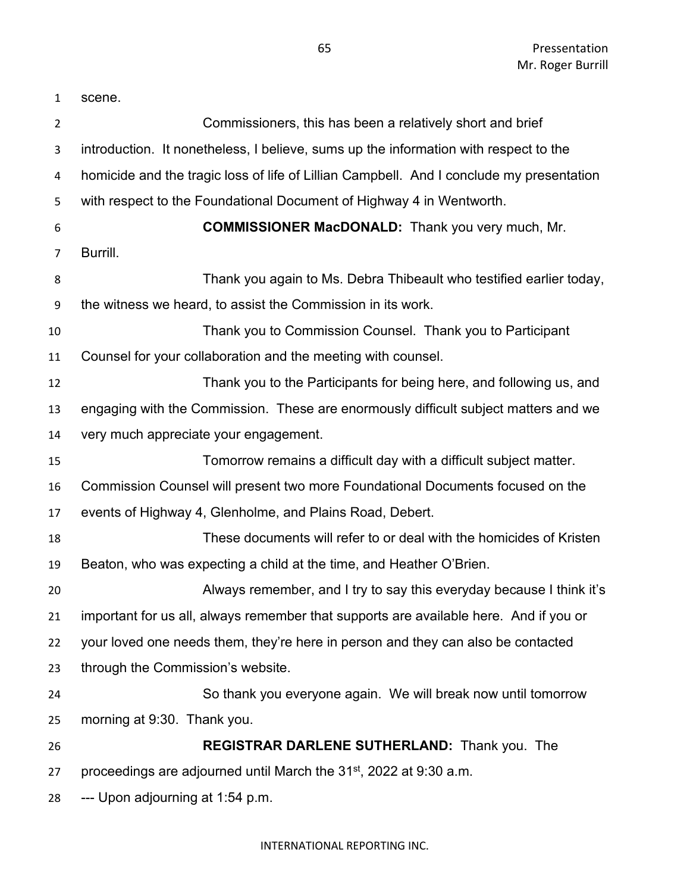scene.

Commissioners, this has been a relatively short and brief introduction. It nonetheless, I believe, sums up the information with respect to the homicide and the tragic loss of life of Lillian Campbell. And I conclude my presentation with respect to the Foundational Document of Highway 4 in Wentworth.

**COMMISSIONER MacDONALD:** Thank you very much, Mr. Burrill.

Thank you again to Ms. Debra Thibeault who testified earlier today, the witness we heard, to assist the Commission in its work.

Thank you to Commission Counsel. Thank you to Participant Counsel for your collaboration and the meeting with counsel.

Thank you to the Participants for being here, and following us, and engaging with the Commission. These are enormously difficult subject matters and we very much appreciate your engagement.

Tomorrow remains a difficult day with a difficult subject matter. Commission Counsel will present two more Foundational Documents focused on the events of Highway 4, Glenholme, and Plains Road, Debert.

These documents will refer to or deal with the homicides of Kristen Beaton, who was expecting a child at the time, and Heather O'Brien.

Always remember, and I try to say this everyday because I think it's important for us all, always remember that supports are available here. And if you or your loved one needs them, they're here in person and they can also be contacted through the Commission's website.

So thank you everyone again. We will break now until tomorrow morning at 9:30. Thank you.

**REGISTRAR DARLENE SUTHERLAND:** Thank you. The proceedings are adjourned until March the 31st, 2022 at 9:30 a.m.

--- Upon adjourning at 1:54 p.m.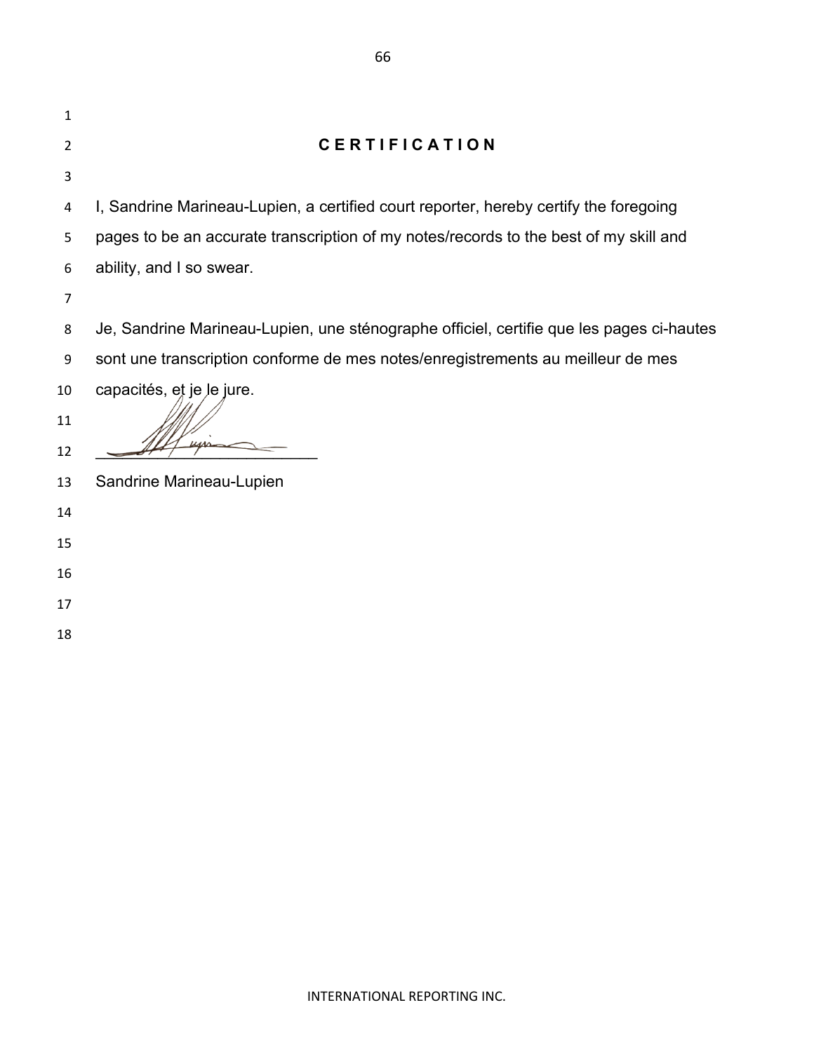**C E R T I F I C A T I O N**

I, Sandrine Marineau-Lupien, a certified court reporter, hereby certify the foregoing pages to be an accurate transcription of my notes/records to the best of my skill and ability, and I so swear.

Je, Sandrine Marineau-Lupien, une sténographe officiel, certifie que les pages ci-hautes sont une transcription conforme de mes notes/enregistrements au meilleur de mes capacités, et je le jure.

\_\_\_\_\_\_\_\_\_\_\_\_\_\_\_\_\_\_\_\_\_\_\_\_\_\_\_

Sandrine Marineau-Lupien